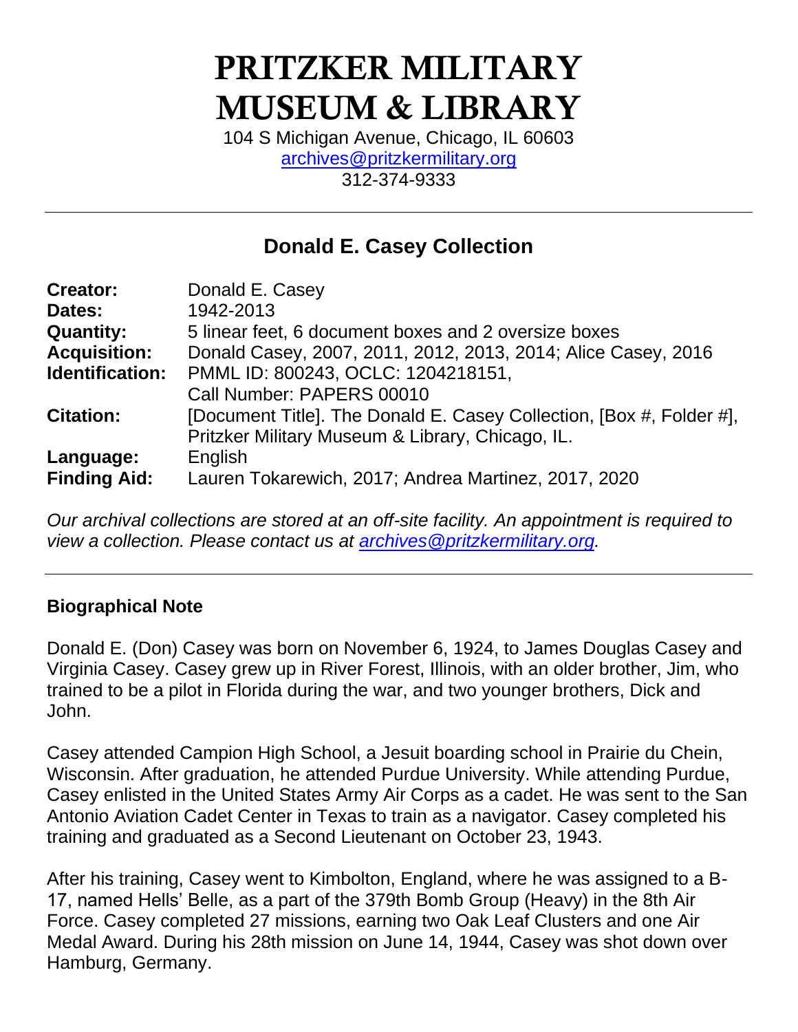# PRITZKER MILITARY MUSEUM & LIBRARY

104 S Michigan Avenue, Chicago, IL 60603
archives@pritzkermilitary.org
312-374-9333

---

## Donald E. Casey Collection

| | |
|---|---|
| **Creator:** | Donald E. Casey |
| **Dates:** | 1942-2013 |
| **Quantity:** | 5 linear feet, 6 document boxes and 2 oversize boxes |
| **Acquisition:** | Donald Casey, 2007, 2011, 2012, 2013, 2014; Alice Casey, 2016 |
| **Identification:** | PMML ID: 800243, OCLC: 1204218151, Call Number: PAPERS 00010 |
| **Citation:** | [Document Title]. The Donald E. Casey Collection, [Box #, Folder #], Pritzker Military Museum & Library, Chicago, IL. |
| **Language:** | English |
| **Finding Aid:** | Lauren Tokarewich, 2017; Andrea Martinez, 2017, 2020 |

*Our archival collections are stored at an off-site facility. An appointment is required to view a collection. Please contact us at archives@pritzkermilitary.org.*

---

### Biographical Note

Donald E. (Don) Casey was born on November 6, 1924, to James Douglas Casey and Virginia Casey. Casey grew up in River Forest, Illinois, with an older brother, Jim, who trained to be a pilot in Florida during the war, and two younger brothers, Dick and John.

Casey attended Campion High School, a Jesuit boarding school in Prairie du Chein, Wisconsin. After graduation, he attended Purdue University. While attending Purdue, Casey enlisted in the United States Army Air Corps as a cadet. He was sent to the San Antonio Aviation Cadet Center in Texas to train as a navigator. Casey completed his training and graduated as a Second Lieutenant on October 23, 1943.

After his training, Casey went to Kimbolton, England, where he was assigned to a B-17, named Hells' Belle, as a part of the 379th Bomb Group (Heavy) in the 8th Air Force. Casey completed 27 missions, earning two Oak Leaf Clusters and one Air Medal Award. During his 28th mission on June 14, 1944, Casey was shot down over Hamburg, Germany.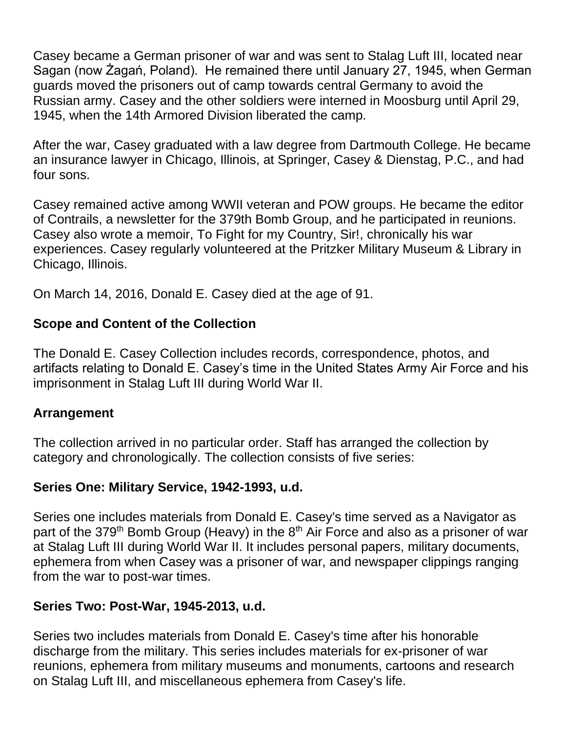Casey became a German prisoner of war and was sent to Stalag Luft III, located near Sagan (now Żagań, Poland). He remained there until January 27, 1945, when German guards moved the prisoners out of camp towards central Germany to avoid the Russian army. Casey and the other soldiers were interned in Moosburg until April 29, 1945, when the 14th Armored Division liberated the camp.

After the war, Casey graduated with a law degree from Dartmouth College. He became an insurance lawyer in Chicago, Illinois, at Springer, Casey & Dienstag, P.C., and had four sons.

Casey remained active among WWII veteran and POW groups. He became the editor of Contrails, a newsletter for the 379th Bomb Group, and he participated in reunions. Casey also wrote a memoir, To Fight for my Country, Sir!, chronically his war experiences. Casey regularly volunteered at the Pritzker Military Museum & Library in Chicago, Illinois.

On March 14, 2016, Donald E. Casey died at the age of 91.

## Scope and Content of the Collection

The Donald E. Casey Collection includes records, correspondence, photos, and artifacts relating to Donald E. Casey's time in the United States Army Air Force and his imprisonment in Stalag Luft III during World War II.

## Arrangement

The collection arrived in no particular order. Staff has arranged the collection by category and chronologically. The collection consists of five series:

### Series One: Military Service, 1942-1993, u.d.

Series one includes materials from Donald E. Casey's time served as a Navigator as part of the 379th Bomb Group (Heavy) in the 8th Air Force and also as a prisoner of war at Stalag Luft III during World War II. It includes personal papers, military documents, ephemera from when Casey was a prisoner of war, and newspaper clippings ranging from the war to post-war times.

### Series Two: Post-War, 1945-2013, u.d.

Series two includes materials from Donald E. Casey's time after his honorable discharge from the military. This series includes materials for ex-prisoner of war reunions, ephemera from military museums and monuments, cartoons and research on Stalag Luft III, and miscellaneous ephemera from Casey's life.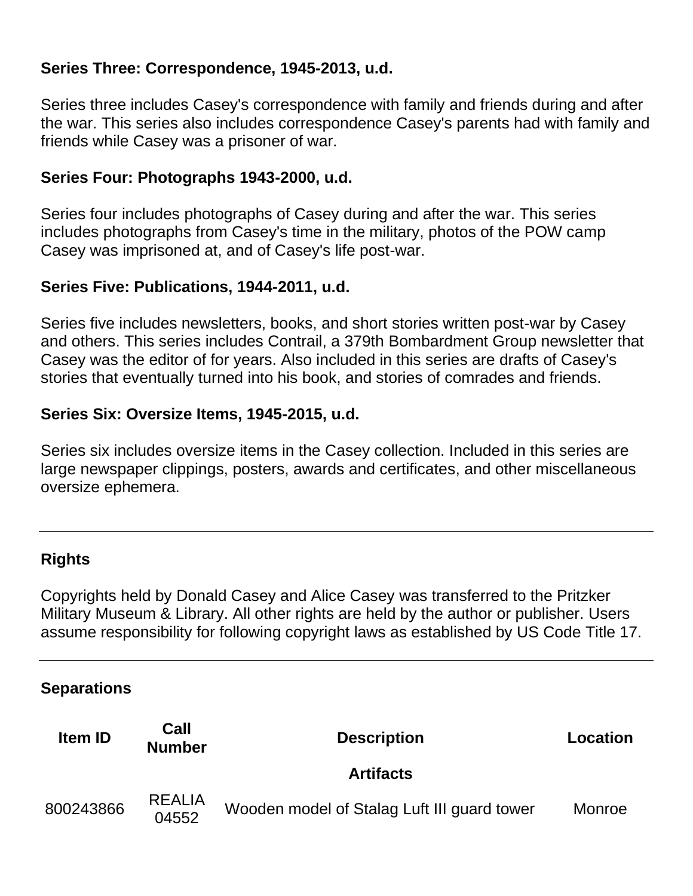**Series Three: Correspondence, 1945-2013, u.d.**

Series three includes Casey's correspondence with family and friends during and after the war. This series also includes correspondence Casey's parents had with family and friends while Casey was a prisoner of war.

**Series Four: Photographs 1943-2000, u.d.**

Series four includes photographs of Casey during and after the war. This series includes photographs from Casey's time in the military, photos of the POW camp Casey was imprisoned at, and of Casey's life post-war.

**Series Five: Publications, 1944-2011, u.d.**

Series five includes newsletters, books, and short stories written post-war by Casey and others. This series includes Contrail, a 379th Bombardment Group newsletter that Casey was the editor of for years. Also included in this series are drafts of Casey's stories that eventually turned into his book, and stories of comrades and friends.

**Series Six: Oversize Items, 1945-2015, u.d.**

Series six includes oversize items in the Casey collection. Included in this series are large newspaper clippings, posters, awards and certificates, and other miscellaneous oversize ephemera.

---

## Rights

Copyrights held by Donald Casey and Alice Casey was transferred to the Pritzker Military Museum & Library. All other rights are held by the author or publisher. Users assume responsibility for following copyright laws as established by US Code Title 17.

---

## Separations

| Item ID | Call Number | Description | Location |
|---|---|---|---|
| | | **Artifacts** | |
| 800243866 | REALIA 04552 | Wooden model of Stalag Luft III guard tower | Monroe |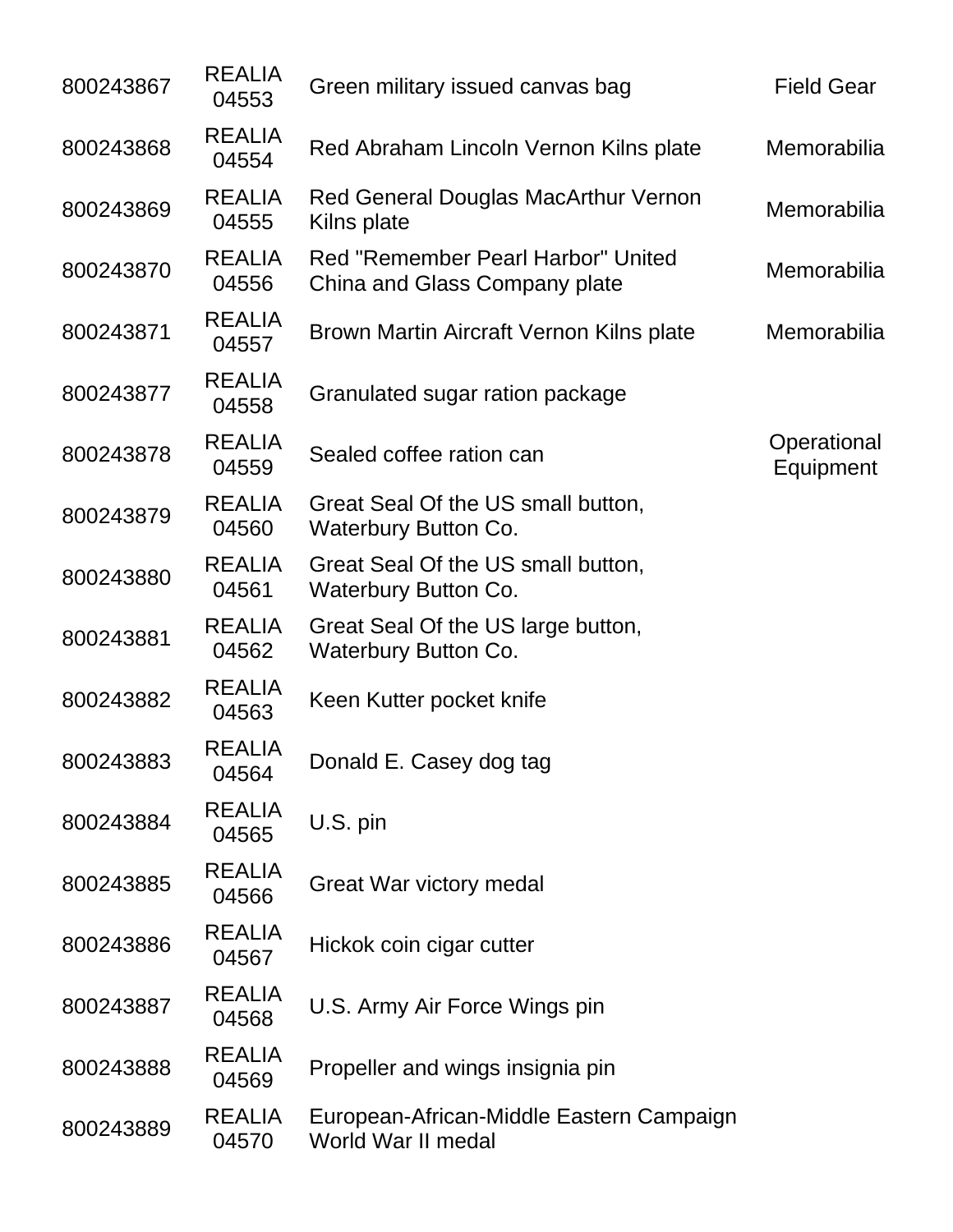| | | | |
|---|---|---|---|
| 800243867 | REALIA 04553 | Green military issued canvas bag | Field Gear |
| 800243868 | REALIA 04554 | Red Abraham Lincoln Vernon Kilns plate | Memorabilia |
| 800243869 | REALIA 04555 | Red General Douglas MacArthur Vernon Kilns plate | Memorabilia |
| 800243870 | REALIA 04556 | Red "Remember Pearl Harbor" United China and Glass Company plate | Memorabilia |
| 800243871 | REALIA 04557 | Brown Martin Aircraft Vernon Kilns plate | Memorabilia |
| 800243877 | REALIA 04558 | Granulated sugar ration package | |
| 800243878 | REALIA 04559 | Sealed coffee ration can | Operational Equipment |
| 800243879 | REALIA 04560 | Great Seal Of the US small button, Waterbury Button Co. | |
| 800243880 | REALIA 04561 | Great Seal Of the US small button, Waterbury Button Co. | |
| 800243881 | REALIA 04562 | Great Seal Of the US large button, Waterbury Button Co. | |
| 800243882 | REALIA 04563 | Keen Kutter pocket knife | |
| 800243883 | REALIA 04564 | Donald E. Casey dog tag | |
| 800243884 | REALIA 04565 | U.S. pin | |
| 800243885 | REALIA 04566 | Great War victory medal | |
| 800243886 | REALIA 04567 | Hickok coin cigar cutter | |
| 800243887 | REALIA 04568 | U.S. Army Air Force Wings pin | |
| 800243888 | REALIA 04569 | Propeller and wings insignia pin | |
| 800243889 | REALIA 04570 | European-African-Middle Eastern Campaign World War II medal | |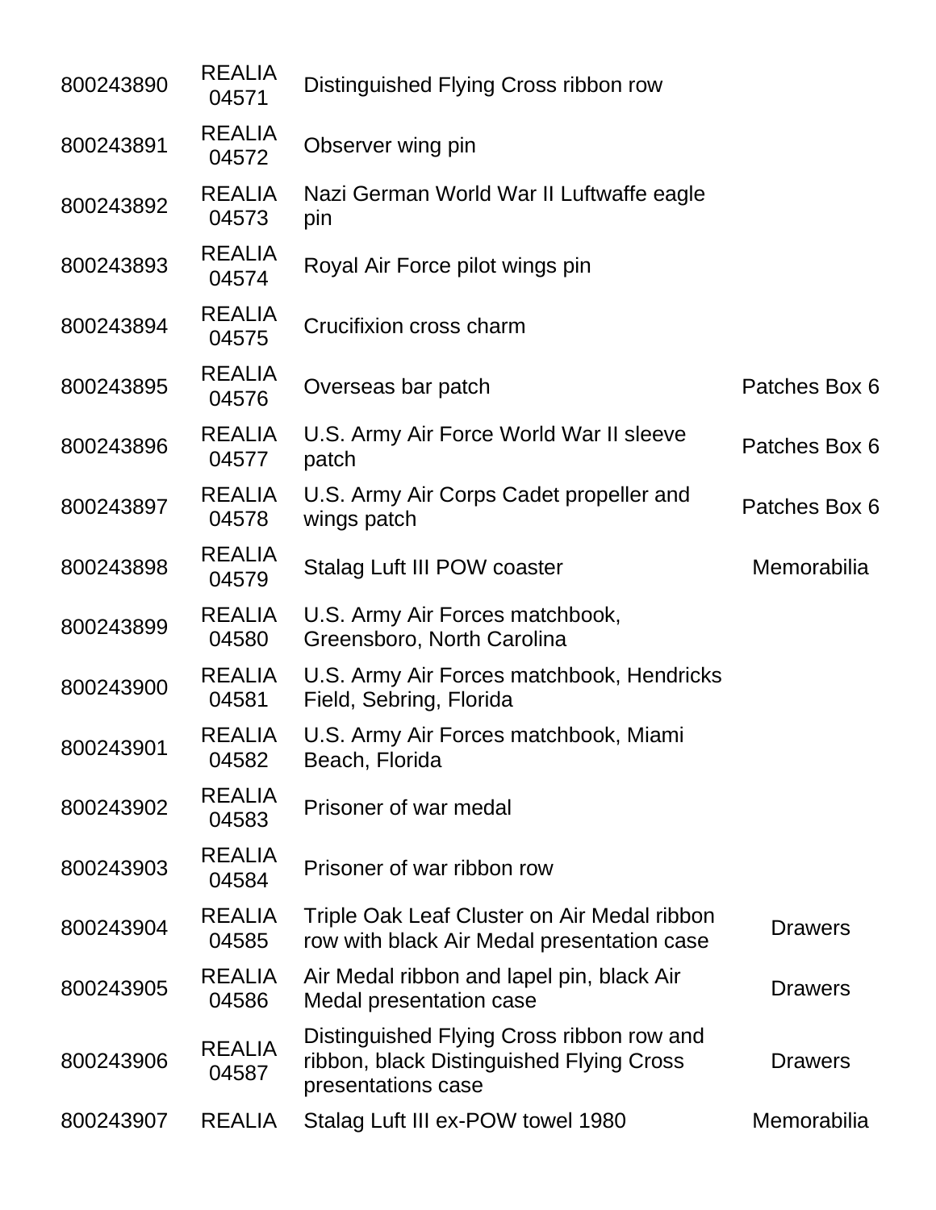| | | | |
|---|---|---|---|
| 800243890 | REALIA 04571 | Distinguished Flying Cross ribbon row | |
| 800243891 | REALIA 04572 | Observer wing pin | |
| 800243892 | REALIA 04573 | Nazi German World War II Luftwaffe eagle pin | |
| 800243893 | REALIA 04574 | Royal Air Force pilot wings pin | |
| 800243894 | REALIA 04575 | Crucifixion cross charm | |
| 800243895 | REALIA 04576 | Overseas bar patch | Patches Box 6 |
| 800243896 | REALIA 04577 | U.S. Army Air Force World War II sleeve patch | Patches Box 6 |
| 800243897 | REALIA 04578 | U.S. Army Air Corps Cadet propeller and wings patch | Patches Box 6 |
| 800243898 | REALIA 04579 | Stalag Luft III POW coaster | Memorabilia |
| 800243899 | REALIA 04580 | U.S. Army Air Forces matchbook, Greensboro, North Carolina | |
| 800243900 | REALIA 04581 | U.S. Army Air Forces matchbook, Hendricks Field, Sebring, Florida | |
| 800243901 | REALIA 04582 | U.S. Army Air Forces matchbook, Miami Beach, Florida | |
| 800243902 | REALIA 04583 | Prisoner of war medal | |
| 800243903 | REALIA 04584 | Prisoner of war ribbon row | |
| 800243904 | REALIA 04585 | Triple Oak Leaf Cluster on Air Medal ribbon row with black Air Medal presentation case | Drawers |
| 800243905 | REALIA 04586 | Air Medal ribbon and lapel pin, black Air Medal presentation case | Drawers |
| 800243906 | REALIA 04587 | Distinguished Flying Cross ribbon row and ribbon, black Distinguished Flying Cross presentations case | Drawers |
| 800243907 | REALIA | Stalag Luft III ex-POW towel 1980 | Memorabilia |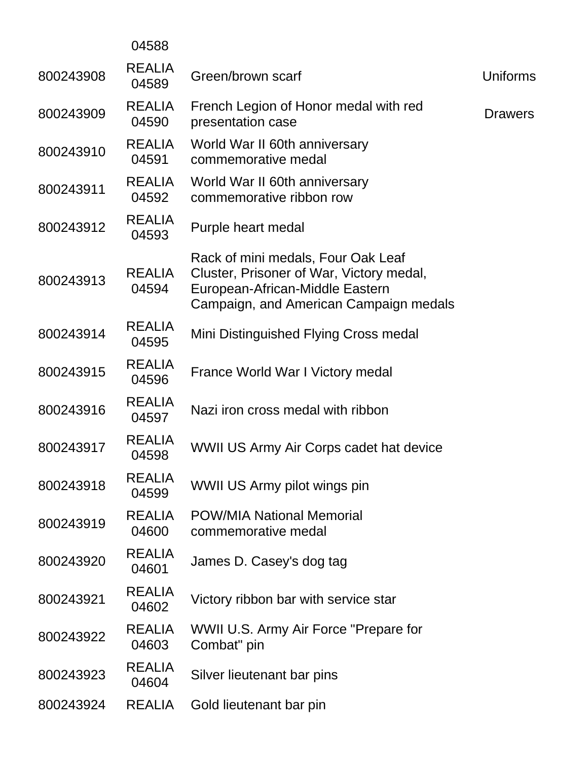| | | | |
|---|---|---|---|
| | 04588 | | |
| 800243908 | REALIA 04589 | Green/brown scarf | Uniforms |
| 800243909 | REALIA 04590 | French Legion of Honor medal with red presentation case | Drawers |
| 800243910 | REALIA 04591 | World War II 60th anniversary commemorative medal | |
| 800243911 | REALIA 04592 | World War II 60th anniversary commemorative ribbon row | |
| 800243912 | REALIA 04593 | Purple heart medal | |
| 800243913 | REALIA 04594 | Rack of mini medals, Four Oak Leaf Cluster, Prisoner of War, Victory medal, European-African-Middle Eastern Campaign, and American Campaign medals | |
| 800243914 | REALIA 04595 | Mini Distinguished Flying Cross medal | |
| 800243915 | REALIA 04596 | France World War I Victory medal | |
| 800243916 | REALIA 04597 | Nazi iron cross medal with ribbon | |
| 800243917 | REALIA 04598 | WWII US Army Air Corps cadet hat device | |
| 800243918 | REALIA 04599 | WWII US Army pilot wings pin | |
| 800243919 | REALIA 04600 | POW/MIA National Memorial commemorative medal | |
| 800243920 | REALIA 04601 | James D. Casey's dog tag | |
| 800243921 | REALIA 04602 | Victory ribbon bar with service star | |
| 800243922 | REALIA 04603 | WWII U.S. Army Air Force "Prepare for Combat" pin | |
| 800243923 | REALIA 04604 | Silver lieutenant bar pins | |
| 800243924 | REALIA | Gold lieutenant bar pin | |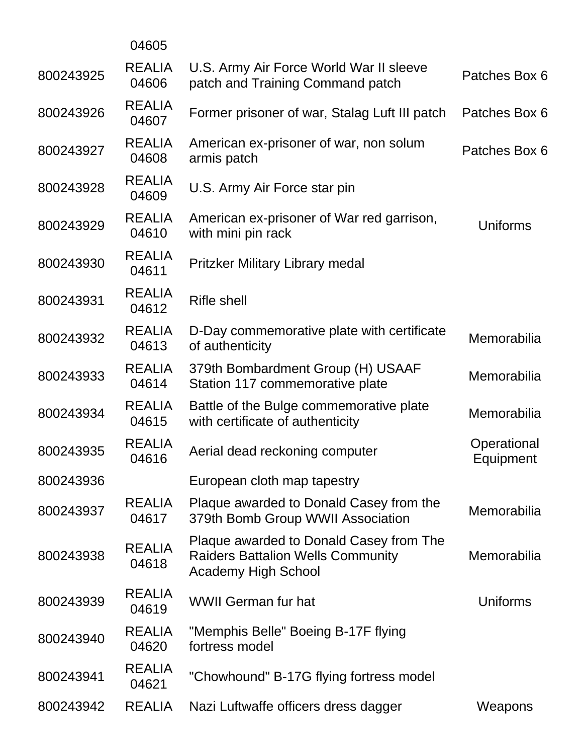| | | | |
|---|---|---|---|
| | 04605 | | |
| 800243925 | REALIA 04606 | U.S. Army Air Force World War II sleeve patch and Training Command patch | Patches Box 6 |
| 800243926 | REALIA 04607 | Former prisoner of war, Stalag Luft III patch | Patches Box 6 |
| 800243927 | REALIA 04608 | American ex-prisoner of war, non solum armis patch | Patches Box 6 |
| 800243928 | REALIA 04609 | U.S. Army Air Force star pin | |
| 800243929 | REALIA 04610 | American ex-prisoner of War red garrison, with mini pin rack | Uniforms |
| 800243930 | REALIA 04611 | Pritzker Military Library medal | |
| 800243931 | REALIA 04612 | Rifle shell | |
| 800243932 | REALIA 04613 | D-Day commemorative plate with certificate of authenticity | Memorabilia |
| 800243933 | REALIA 04614 | 379th Bombardment Group (H) USAAF Station 117 commemorative plate | Memorabilia |
| 800243934 | REALIA 04615 | Battle of the Bulge commemorative plate with certificate of authenticity | Memorabilia |
| 800243935 | REALIA 04616 | Aerial dead reckoning computer | Operational Equipment |
| 800243936 | | European cloth map tapestry | |
| 800243937 | REALIA 04617 | Plaque awarded to Donald Casey from the 379th Bomb Group WWII Association | Memorabilia |
| 800243938 | REALIA 04618 | Plaque awarded to Donald Casey from The Raiders Battalion Wells Community Academy High School | Memorabilia |
| 800243939 | REALIA 04619 | WWII German fur hat | Uniforms |
| 800243940 | REALIA 04620 | "Memphis Belle" Boeing B-17F flying fortress model | |
| 800243941 | REALIA 04621 | "Chowhound" B-17G flying fortress model | |
| 800243942 | REALIA | Nazi Luftwaffe officers dress dagger | Weapons |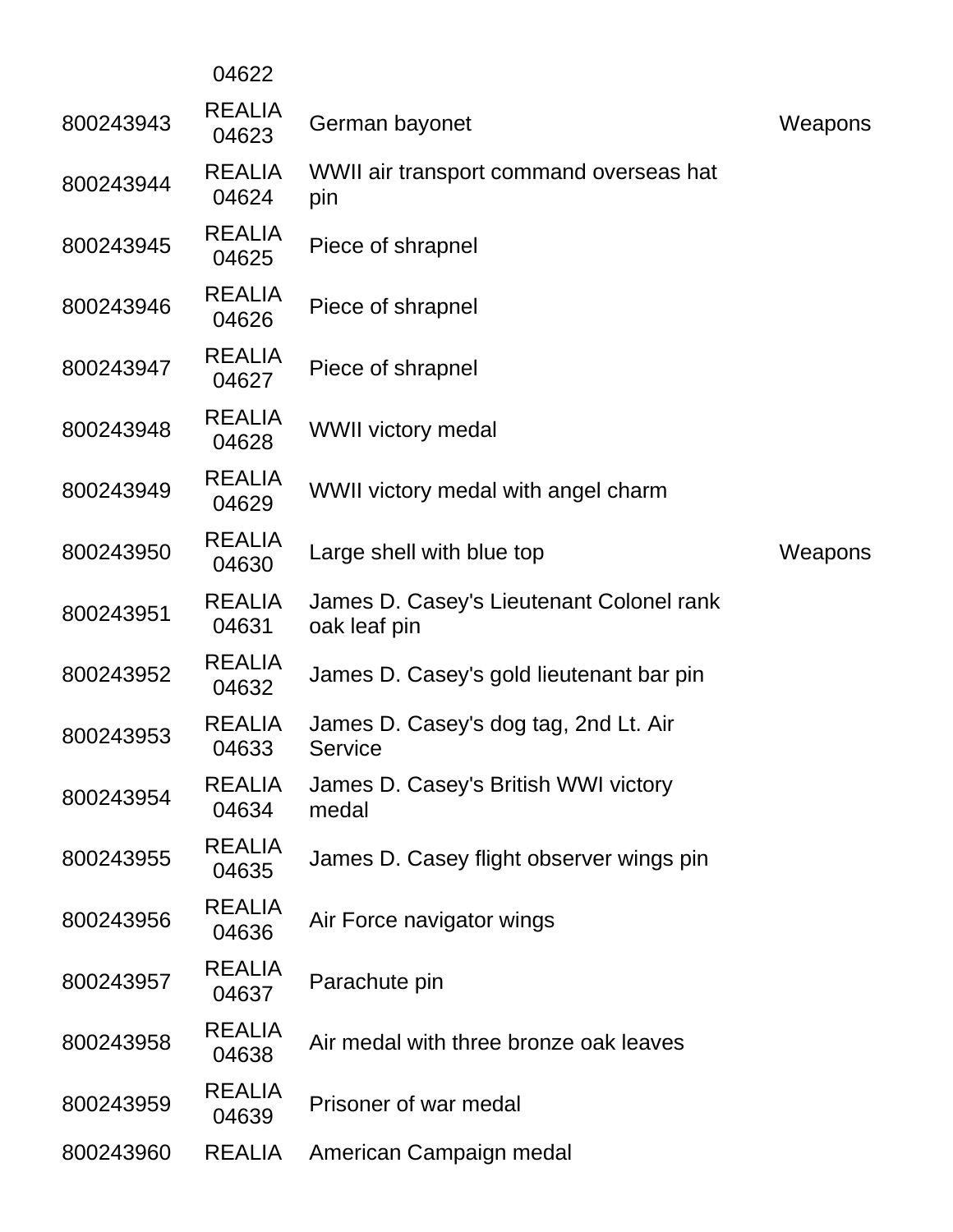| | | | |
|---|---|---|---|
| | 04622 | | |
| 800243943 | REALIA 04623 | German bayonet | Weapons |
| 800243944 | REALIA 04624 | WWII air transport command overseas hat pin | |
| 800243945 | REALIA 04625 | Piece of shrapnel | |
| 800243946 | REALIA 04626 | Piece of shrapnel | |
| 800243947 | REALIA 04627 | Piece of shrapnel | |
| 800243948 | REALIA 04628 | WWII victory medal | |
| 800243949 | REALIA 04629 | WWII victory medal with angel charm | |
| 800243950 | REALIA 04630 | Large shell with blue top | Weapons |
| 800243951 | REALIA 04631 | James D. Casey's Lieutenant Colonel rank oak leaf pin | |
| 800243952 | REALIA 04632 | James D. Casey's gold lieutenant bar pin | |
| 800243953 | REALIA 04633 | James D. Casey's dog tag, 2nd Lt. Air Service | |
| 800243954 | REALIA 04634 | James D. Casey's British WWI victory medal | |
| 800243955 | REALIA 04635 | James D. Casey flight observer wings pin | |
| 800243956 | REALIA 04636 | Air Force navigator wings | |
| 800243957 | REALIA 04637 | Parachute pin | |
| 800243958 | REALIA 04638 | Air medal with three bronze oak leaves | |
| 800243959 | REALIA 04639 | Prisoner of war medal | |
| 800243960 | REALIA | American Campaign medal | |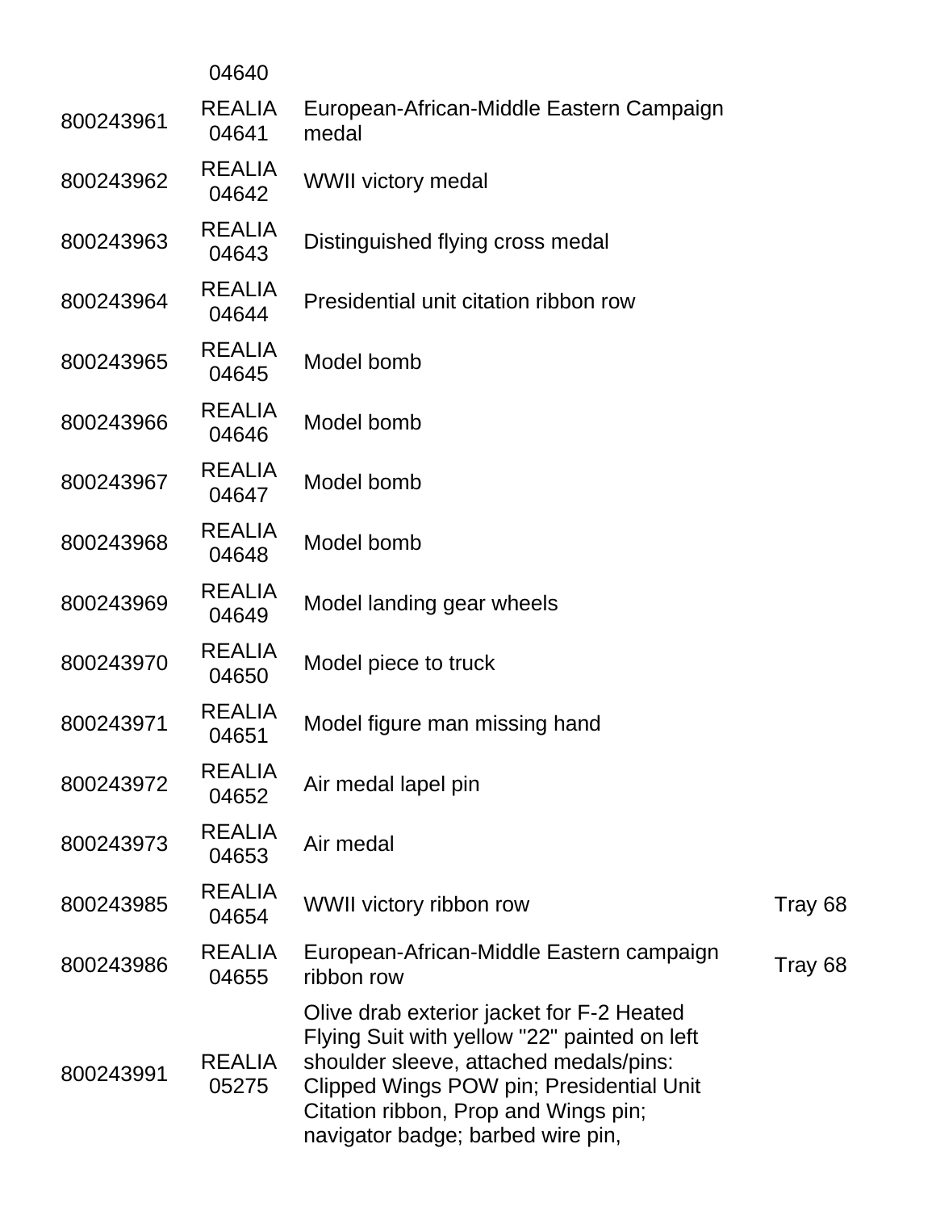|  |  |  |  |
|---|---|---|---|
|  | 04640 |  |  |
| 800243961 | REALIA 04641 | European-African-Middle Eastern Campaign medal |  |
| 800243962 | REALIA 04642 | WWII victory medal |  |
| 800243963 | REALIA 04643 | Distinguished flying cross medal |  |
| 800243964 | REALIA 04644 | Presidential unit citation ribbon row |  |
| 800243965 | REALIA 04645 | Model bomb |  |
| 800243966 | REALIA 04646 | Model bomb |  |
| 800243967 | REALIA 04647 | Model bomb |  |
| 800243968 | REALIA 04648 | Model bomb |  |
| 800243969 | REALIA 04649 | Model landing gear wheels |  |
| 800243970 | REALIA 04650 | Model piece to truck |  |
| 800243971 | REALIA 04651 | Model figure man missing hand |  |
| 800243972 | REALIA 04652 | Air medal lapel pin |  |
| 800243973 | REALIA 04653 | Air medal |  |
| 800243985 | REALIA 04654 | WWII victory ribbon row | Tray 68 |
| 800243986 | REALIA 04655 | European-African-Middle Eastern campaign ribbon row | Tray 68 |
| 800243991 | REALIA 05275 | Olive drab exterior jacket for F-2 Heated Flying Suit with yellow "22" painted on left shoulder sleeve, attached medals/pins: Clipped Wings POW pin; Presidential Unit Citation ribbon, Prop and Wings pin; navigator badge; barbed wire pin, |  |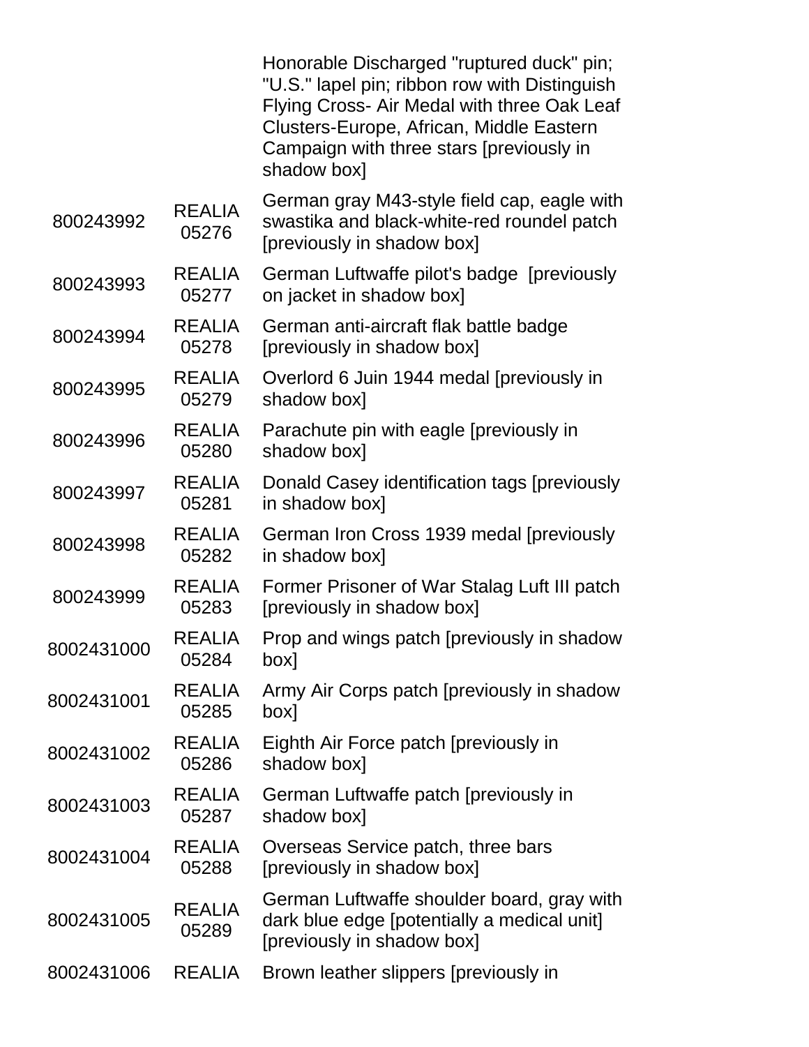|  |  |  |
|---|---|---|
|  |  | Honorable Discharged "ruptured duck" pin; "U.S." lapel pin; ribbon row with Distinguish Flying Cross- Air Medal with three Oak Leaf Clusters-Europe, African, Middle Eastern Campaign with three stars [previously in shadow box] |
| 800243992 | REALIA 05276 | German gray M43-style field cap, eagle with swastika and black-white-red roundel patch [previously in shadow box] |
| 800243993 | REALIA 05277 | German Luftwaffe pilot's badge [previously on jacket in shadow box] |
| 800243994 | REALIA 05278 | German anti-aircraft flak battle badge [previously in shadow box] |
| 800243995 | REALIA 05279 | Overlord 6 Juin 1944 medal [previously in shadow box] |
| 800243996 | REALIA 05280 | Parachute pin with eagle [previously in shadow box] |
| 800243997 | REALIA 05281 | Donald Casey identification tags [previously in shadow box] |
| 800243998 | REALIA 05282 | German Iron Cross 1939 medal [previously in shadow box] |
| 800243999 | REALIA 05283 | Former Prisoner of War Stalag Luft III patch [previously in shadow box] |
| 8002431000 | REALIA 05284 | Prop and wings patch [previously in shadow box] |
| 8002431001 | REALIA 05285 | Army Air Corps patch [previously in shadow box] |
| 8002431002 | REALIA 05286 | Eighth Air Force patch [previously in shadow box] |
| 8002431003 | REALIA 05287 | German Luftwaffe patch [previously in shadow box] |
| 8002431004 | REALIA 05288 | Overseas Service patch, three bars [previously in shadow box] |
| 8002431005 | REALIA 05289 | German Luftwaffe shoulder board, gray with dark blue edge [potentially a medical unit] [previously in shadow box] |
| 8002431006 | REALIA | Brown leather slippers [previously in |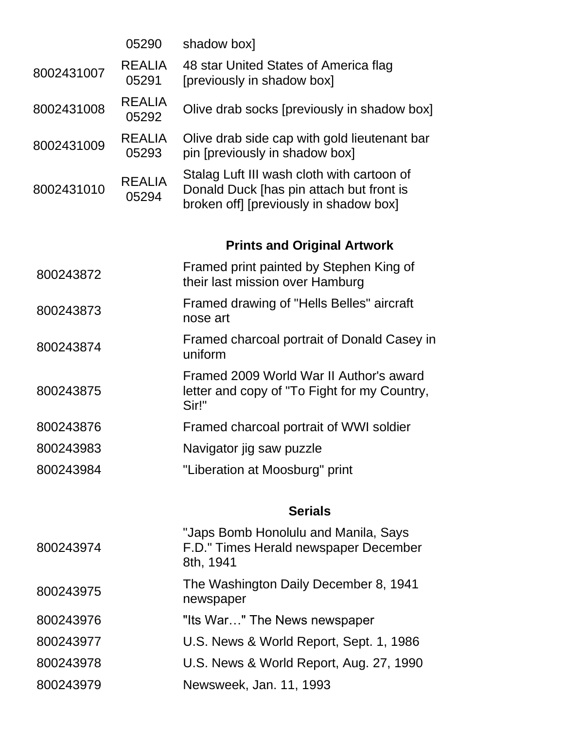| | | |
|---|---|---|
| | 05290 | shadow box] |
| 8002431007 | REALIA 05291 | 48 star United States of America flag [previously in shadow box] |
| 8002431008 | REALIA 05292 | Olive drab socks [previously in shadow box] |
| 8002431009 | REALIA 05293 | Olive drab side cap with gold lieutenant bar pin [previously in shadow box] |
| 8002431010 | REALIA 05294 | Stalag Luft III wash cloth with cartoon of Donald Duck [has pin attach but front is broken off] [previously in shadow box] |

### Prints and Original Artwork

| | | |
|---|---|---|
| 800243872 | | Framed print painted by Stephen King of their last mission over Hamburg |
| 800243873 | | Framed drawing of "Hells Belles" aircraft nose art |
| 800243874 | | Framed charcoal portrait of Donald Casey in uniform |
| 800243875 | | Framed 2009 World War II Author's award letter and copy of "To Fight for my Country, Sir!" |
| 800243876 | | Framed charcoal portrait of WWI soldier |
| 800243983 | | Navigator jig saw puzzle |
| 800243984 | | "Liberation at Moosburg" print |

### Serials

| | | |
|---|---|---|
| 800243974 | | "Japs Bomb Honolulu and Manila, Says F.D." Times Herald newspaper December 8th, 1941 |
| 800243975 | | The Washington Daily December 8, 1941 newspaper |
| 800243976 | | "Its War…" The News newspaper |
| 800243977 | | U.S. News & World Report, Sept. 1, 1986 |
| 800243978 | | U.S. News & World Report, Aug. 27, 1990 |
| 800243979 | | Newsweek, Jan. 11, 1993 |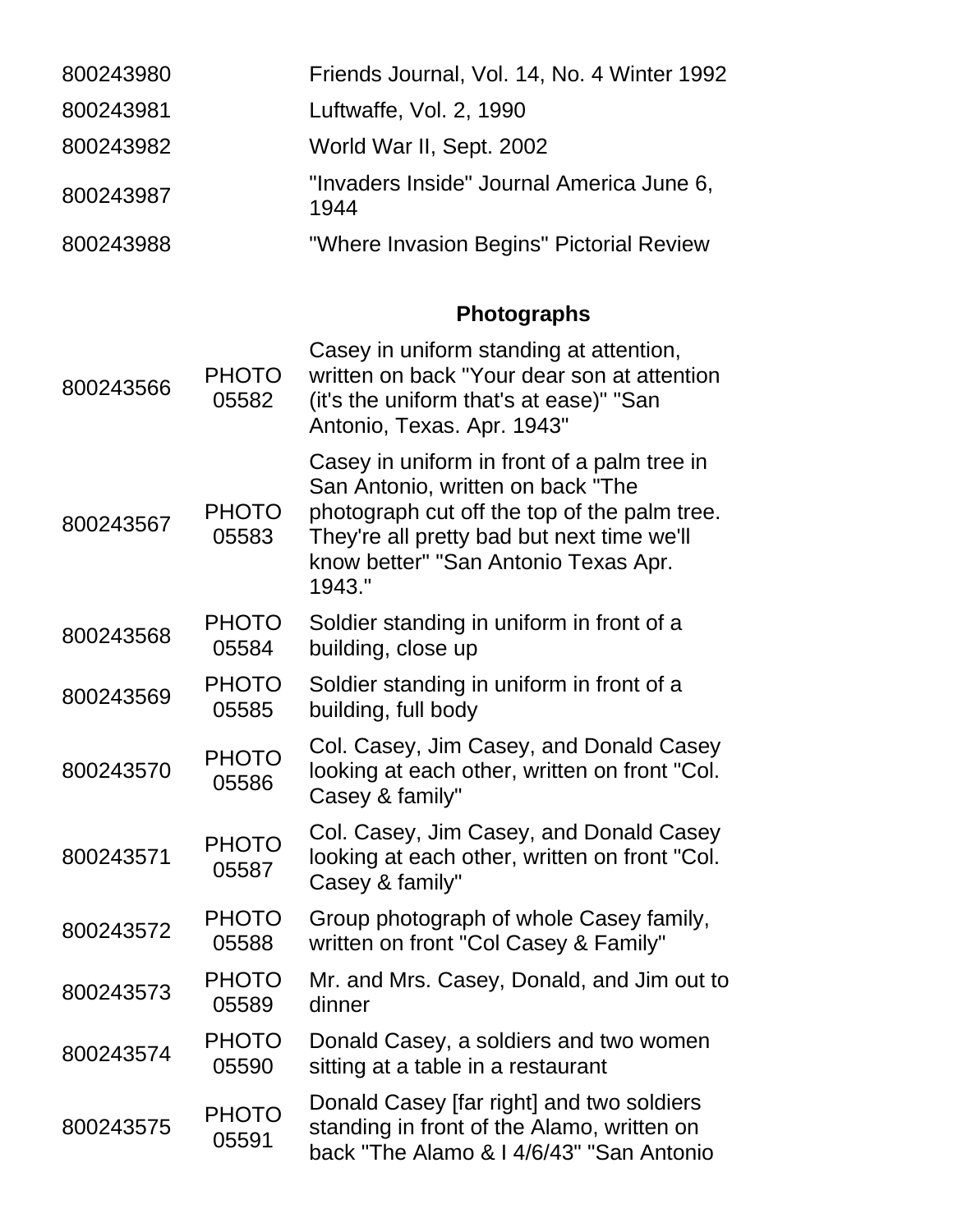| | | |
|---|---|---|
| 800243980 | | Friends Journal, Vol. 14, No. 4 Winter 1992 |
| 800243981 | | Luftwaffe, Vol. 2, 1990 |
| 800243982 | | World War II, Sept. 2002 |
| 800243987 | | "Invaders Inside" Journal America June 6, 1944 |
| 800243988 | | "Where Invasion Begins" Pictorial Review |

### Photographs

| | | |
|---|---|---|
| 800243566 | PHOTO 05582 | Casey in uniform standing at attention, written on back "Your dear son at attention (it's the uniform that's at ease)" "San Antonio, Texas. Apr. 1943" |
| 800243567 | PHOTO 05583 | Casey in uniform in front of a palm tree in San Antonio, written on back "The photograph cut off the top of the palm tree. They're all pretty bad but next time we'll know better" "San Antonio Texas Apr. 1943." |
| 800243568 | PHOTO 05584 | Soldier standing in uniform in front of a building, close up |
| 800243569 | PHOTO 05585 | Soldier standing in uniform in front of a building, full body |
| 800243570 | PHOTO 05586 | Col. Casey, Jim Casey, and Donald Casey looking at each other, written on front "Col. Casey & family" |
| 800243571 | PHOTO 05587 | Col. Casey, Jim Casey, and Donald Casey looking at each other, written on front "Col. Casey & family" |
| 800243572 | PHOTO 05588 | Group photograph of whole Casey family, written on front "Col Casey & Family" |
| 800243573 | PHOTO 05589 | Mr. and Mrs. Casey, Donald, and Jim out to dinner |
| 800243574 | PHOTO 05590 | Donald Casey, a soldiers and two women sitting at a table in a restaurant |
| 800243575 | PHOTO 05591 | Donald Casey [far right] and two soldiers standing in front of the Alamo, written on back "The Alamo & I 4/6/43" "San Antonio |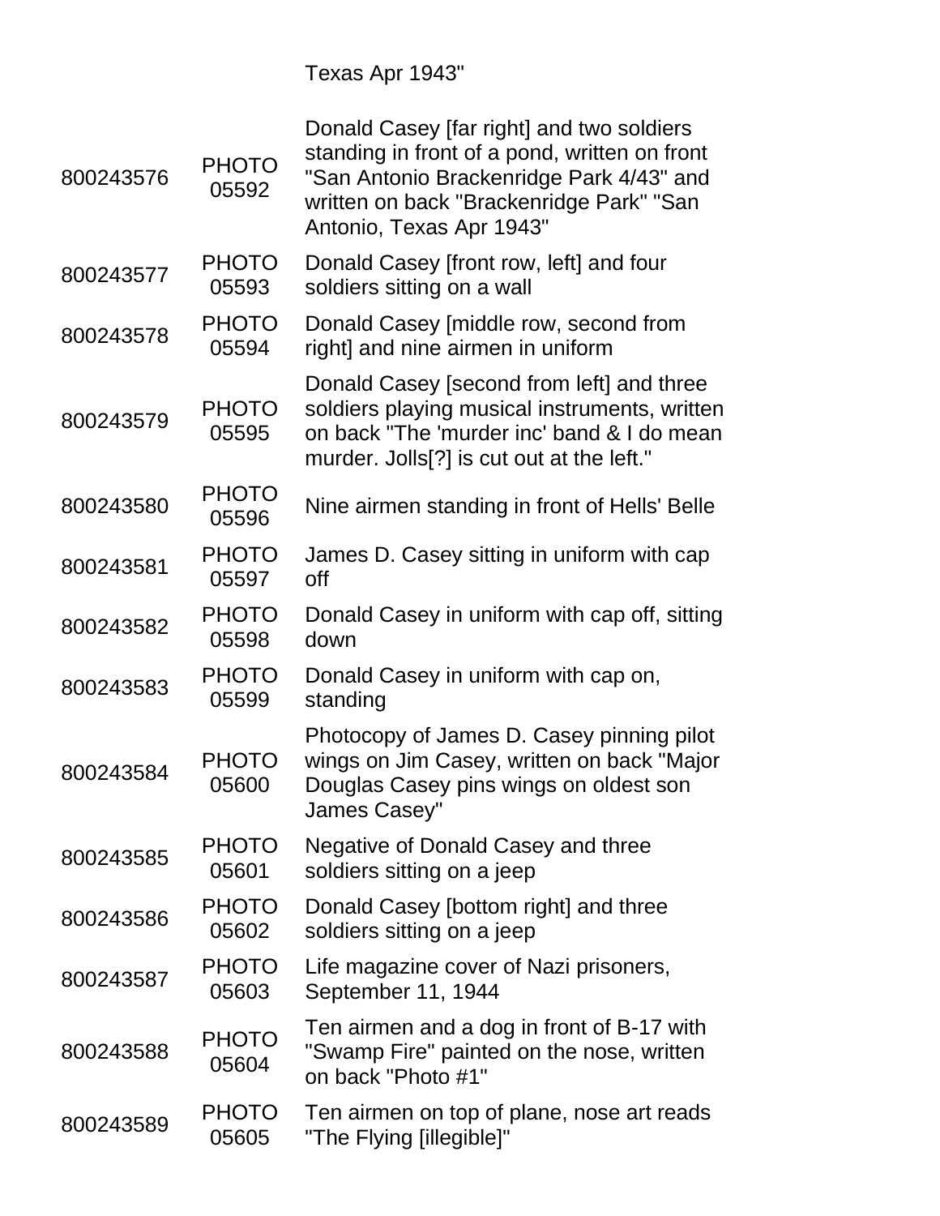Texas Apr 1943"

| | | |
|---|---|---|
| 800243576 | PHOTO 05592 | Donald Casey [far right] and two soldiers standing in front of a pond, written on front "San Antonio Brackenridge Park 4/43" and written on back "Brackenridge Park" "San Antonio, Texas Apr 1943" |
| 800243577 | PHOTO 05593 | Donald Casey [front row, left] and four soldiers sitting on a wall |
| 800243578 | PHOTO 05594 | Donald Casey [middle row, second from right] and nine airmen in uniform |
| 800243579 | PHOTO 05595 | Donald Casey [second from left] and three soldiers playing musical instruments, written on back "The 'murder inc' band & I do mean murder. Jolls[?] is cut out at the left." |
| 800243580 | PHOTO 05596 | Nine airmen standing in front of Hells' Belle |
| 800243581 | PHOTO 05597 | James D. Casey sitting in uniform with cap off |
| 800243582 | PHOTO 05598 | Donald Casey in uniform with cap off, sitting down |
| 800243583 | PHOTO 05599 | Donald Casey in uniform with cap on, standing |
| 800243584 | PHOTO 05600 | Photocopy of James D. Casey pinning pilot wings on Jim Casey, written on back "Major Douglas Casey pins wings on oldest son James Casey" |
| 800243585 | PHOTO 05601 | Negative of Donald Casey and three soldiers sitting on a jeep |
| 800243586 | PHOTO 05602 | Donald Casey [bottom right] and three soldiers sitting on a jeep |
| 800243587 | PHOTO 05603 | Life magazine cover of Nazi prisoners, September 11, 1944 |
| 800243588 | PHOTO 05604 | Ten airmen and a dog in front of B-17 with "Swamp Fire" painted on the nose, written on back "Photo #1" |
| 800243589 | PHOTO 05605 | Ten airmen on top of plane, nose art reads "The Flying [illegible]" |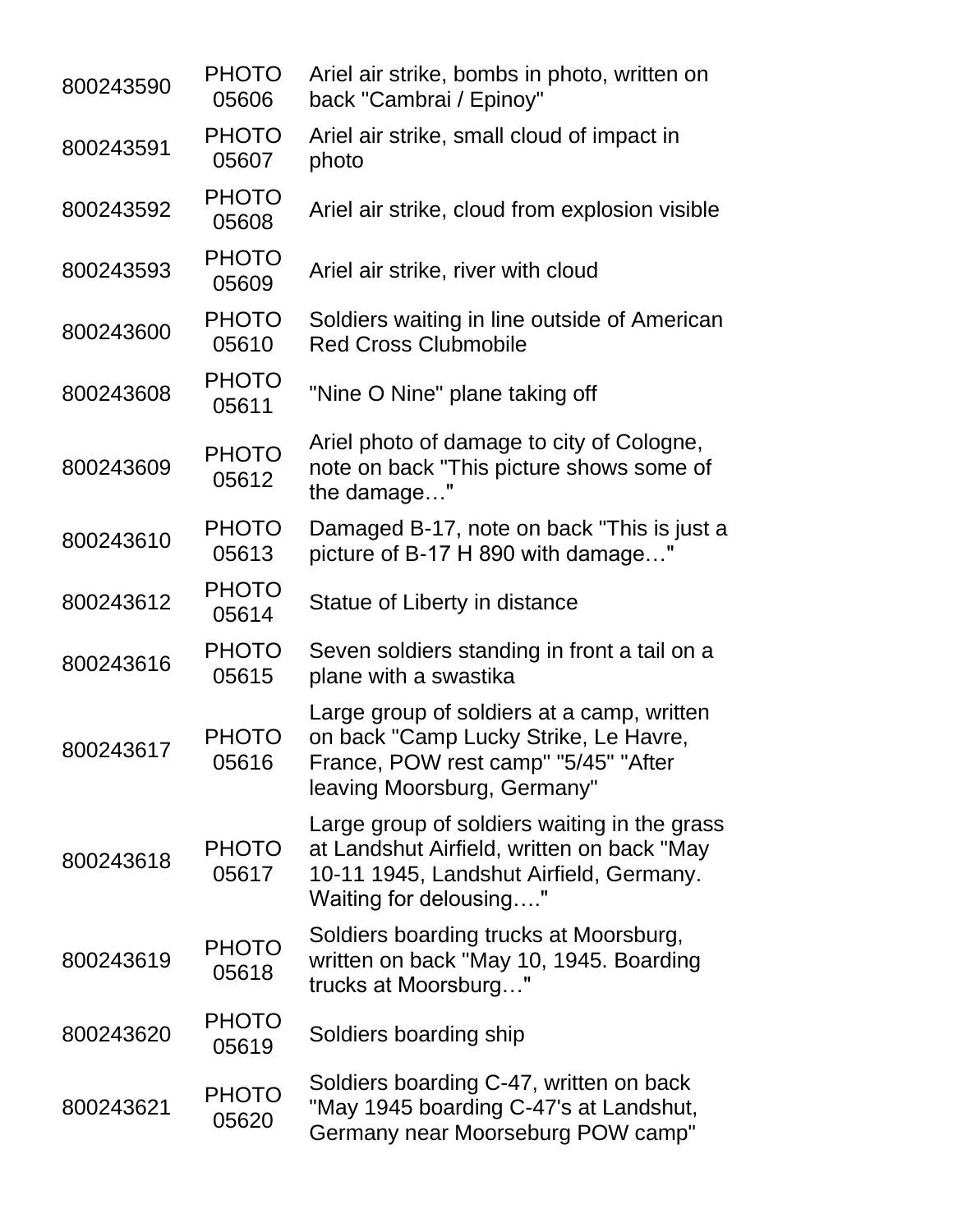| | | |
|---|---|---|
| 800243590 | PHOTO 05606 | Ariel air strike, bombs in photo, written on back "Cambrai / Epinoy" |
| 800243591 | PHOTO 05607 | Ariel air strike, small cloud of impact in photo |
| 800243592 | PHOTO 05608 | Ariel air strike, cloud from explosion visible |
| 800243593 | PHOTO 05609 | Ariel air strike, river with cloud |
| 800243600 | PHOTO 05610 | Soldiers waiting in line outside of American Red Cross Clubmobile |
| 800243608 | PHOTO 05611 | "Nine O Nine" plane taking off |
| 800243609 | PHOTO 05612 | Ariel photo of damage to city of Cologne, note on back "This picture shows some of the damage…" |
| 800243610 | PHOTO 05613 | Damaged B-17, note on back "This is just a picture of B-17 H 890 with damage…" |
| 800243612 | PHOTO 05614 | Statue of Liberty in distance |
| 800243616 | PHOTO 05615 | Seven soldiers standing in front a tail on a plane with a swastika |
| 800243617 | PHOTO 05616 | Large group of soldiers at a camp, written on back "Camp Lucky Strike, Le Havre, France, POW rest camp" "5/45" "After leaving Moorsburg, Germany" |
| 800243618 | PHOTO 05617 | Large group of soldiers waiting in the grass at Landshut Airfield, written on back "May 10-11 1945, Landshut Airfield, Germany. Waiting for delousing…." |
| 800243619 | PHOTO 05618 | Soldiers boarding trucks at Moorsburg, written on back "May 10, 1945. Boarding trucks at Moorsburg…" |
| 800243620 | PHOTO 05619 | Soldiers boarding ship |
| 800243621 | PHOTO 05620 | Soldiers boarding C-47, written on back "May 1945 boarding C-47's at Landshut, Germany near Mooreseburg POW camp" |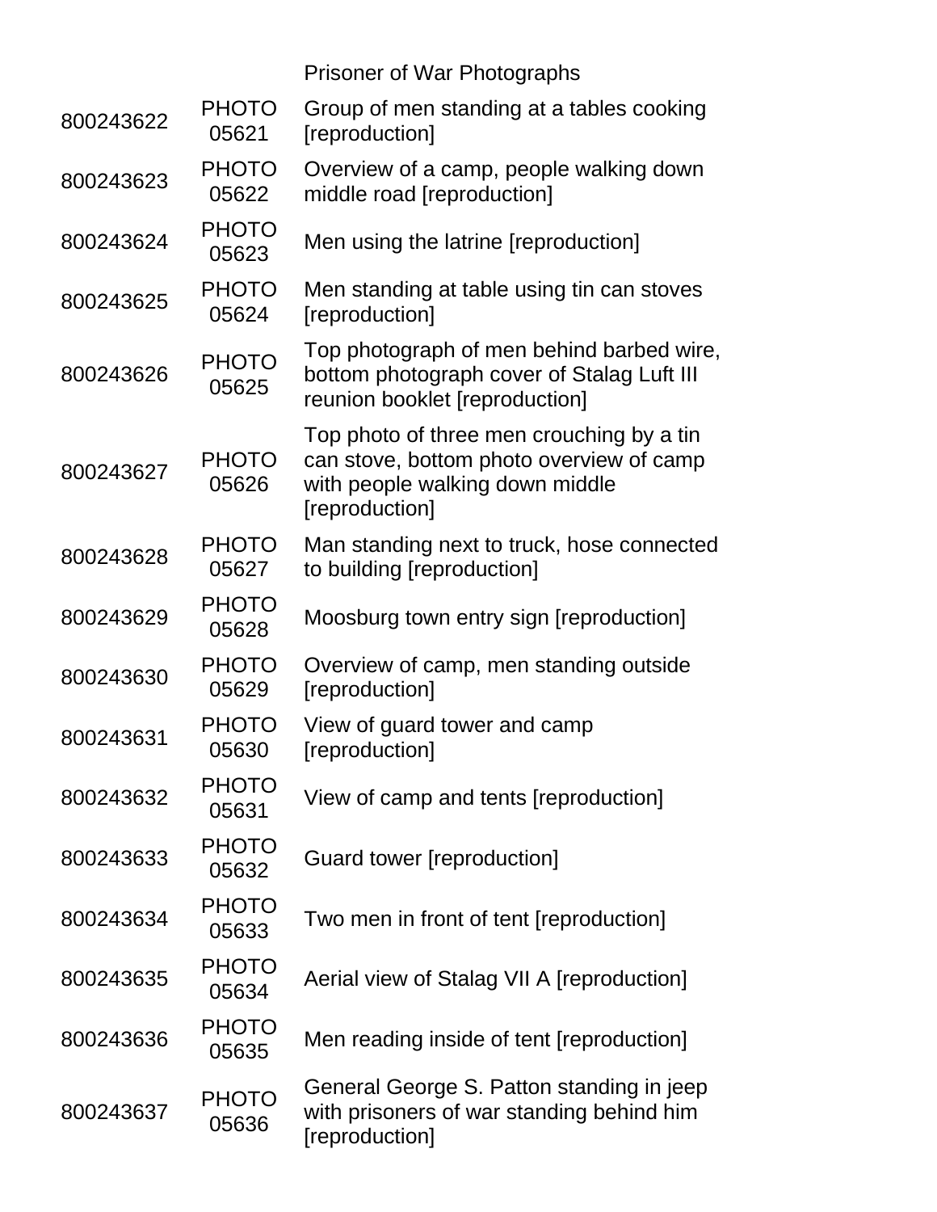| | | Prisoner of War Photographs |
|---|---|---|
| 800243622 | PHOTO 05621 | Group of men standing at a tables cooking [reproduction] |
| 800243623 | PHOTO 05622 | Overview of a camp, people walking down middle road [reproduction] |
| 800243624 | PHOTO 05623 | Men using the latrine [reproduction] |
| 800243625 | PHOTO 05624 | Men standing at table using tin can stoves [reproduction] |
| 800243626 | PHOTO 05625 | Top photograph of men behind barbed wire, bottom photograph cover of Stalag Luft III reunion booklet [reproduction] |
| 800243627 | PHOTO 05626 | Top photo of three men crouching by a tin can stove, bottom photo overview of camp with people walking down middle [reproduction] |
| 800243628 | PHOTO 05627 | Man standing next to truck, hose connected to building [reproduction] |
| 800243629 | PHOTO 05628 | Moosburg town entry sign [reproduction] |
| 800243630 | PHOTO 05629 | Overview of camp, men standing outside [reproduction] |
| 800243631 | PHOTO 05630 | View of guard tower and camp [reproduction] |
| 800243632 | PHOTO 05631 | View of camp and tents [reproduction] |
| 800243633 | PHOTO 05632 | Guard tower [reproduction] |
| 800243634 | PHOTO 05633 | Two men in front of tent [reproduction] |
| 800243635 | PHOTO 05634 | Aerial view of Stalag VII A [reproduction] |
| 800243636 | PHOTO 05635 | Men reading inside of tent [reproduction] |
| 800243637 | PHOTO 05636 | General George S. Patton standing in jeep with prisoners of war standing behind him [reproduction] |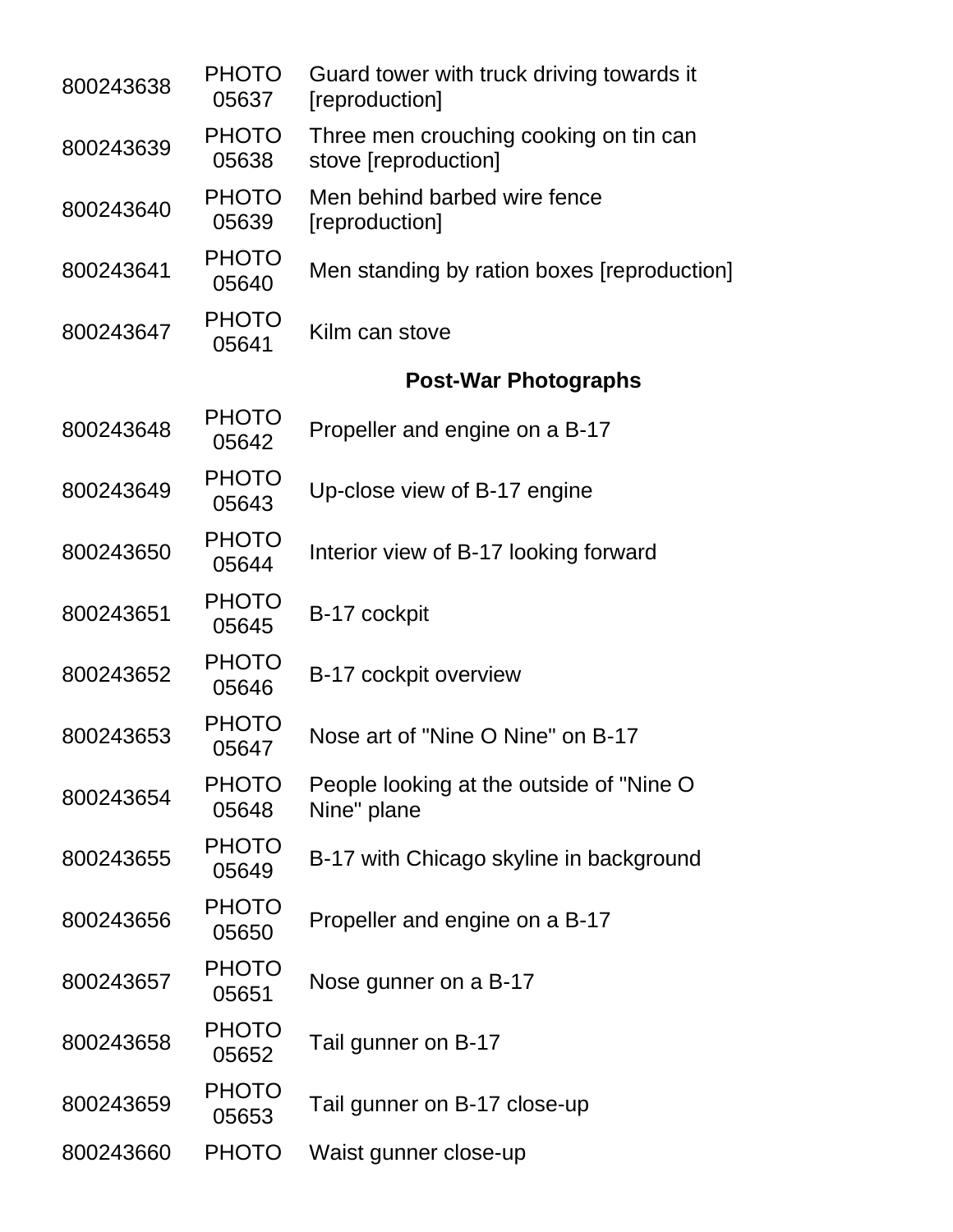| | | |
|---|---|---|
| 800243638 | PHOTO 05637 | Guard tower with truck driving towards it [reproduction] |
| 800243639 | PHOTO 05638 | Three men crouching cooking on tin can stove [reproduction] |
| 800243640 | PHOTO 05639 | Men behind barbed wire fence [reproduction] |
| 800243641 | PHOTO 05640 | Men standing by ration boxes [reproduction] |
| 800243647 | PHOTO 05641 | Kilm can stove |

**Post-War Photographs**

| | | |
|---|---|---|
| 800243648 | PHOTO 05642 | Propeller and engine on a B-17 |
| 800243649 | PHOTO 05643 | Up-close view of B-17 engine |
| 800243650 | PHOTO 05644 | Interior view of B-17 looking forward |
| 800243651 | PHOTO 05645 | B-17 cockpit |
| 800243652 | PHOTO 05646 | B-17 cockpit overview |
| 800243653 | PHOTO 05647 | Nose art of "Nine O Nine" on B-17 |
| 800243654 | PHOTO 05648 | People looking at the outside of "Nine O Nine" plane |
| 800243655 | PHOTO 05649 | B-17 with Chicago skyline in background |
| 800243656 | PHOTO 05650 | Propeller and engine on a B-17 |
| 800243657 | PHOTO 05651 | Nose gunner on a B-17 |
| 800243658 | PHOTO 05652 | Tail gunner on B-17 |
| 800243659 | PHOTO 05653 | Tail gunner on B-17 close-up |
| 800243660 | PHOTO | Waist gunner close-up |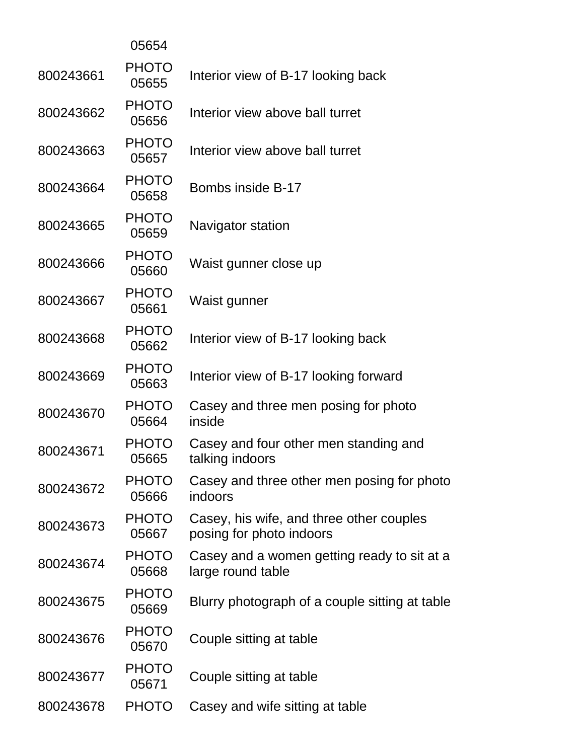| | | |
|---|---|---|
| | 05654 | |
| 800243661 | PHOTO 05655 | Interior view of B-17 looking back |
| 800243662 | PHOTO 05656 | Interior view above ball turret |
| 800243663 | PHOTO 05657 | Interior view above ball turret |
| 800243664 | PHOTO 05658 | Bombs inside B-17 |
| 800243665 | PHOTO 05659 | Navigator station |
| 800243666 | PHOTO 05660 | Waist gunner close up |
| 800243667 | PHOTO 05661 | Waist gunner |
| 800243668 | PHOTO 05662 | Interior view of B-17 looking back |
| 800243669 | PHOTO 05663 | Interior view of B-17 looking forward |
| 800243670 | PHOTO 05664 | Casey and three men posing for photo inside |
| 800243671 | PHOTO 05665 | Casey and four other men standing and talking indoors |
| 800243672 | PHOTO 05666 | Casey and three other men posing for photo indoors |
| 800243673 | PHOTO 05667 | Casey, his wife, and three other couples posing for photo indoors |
| 800243674 | PHOTO 05668 | Casey and a women getting ready to sit at a large round table |
| 800243675 | PHOTO 05669 | Blurry photograph of a couple sitting at table |
| 800243676 | PHOTO 05670 | Couple sitting at table |
| 800243677 | PHOTO 05671 | Couple sitting at table |
| 800243678 | PHOTO | Casey and wife sitting at table |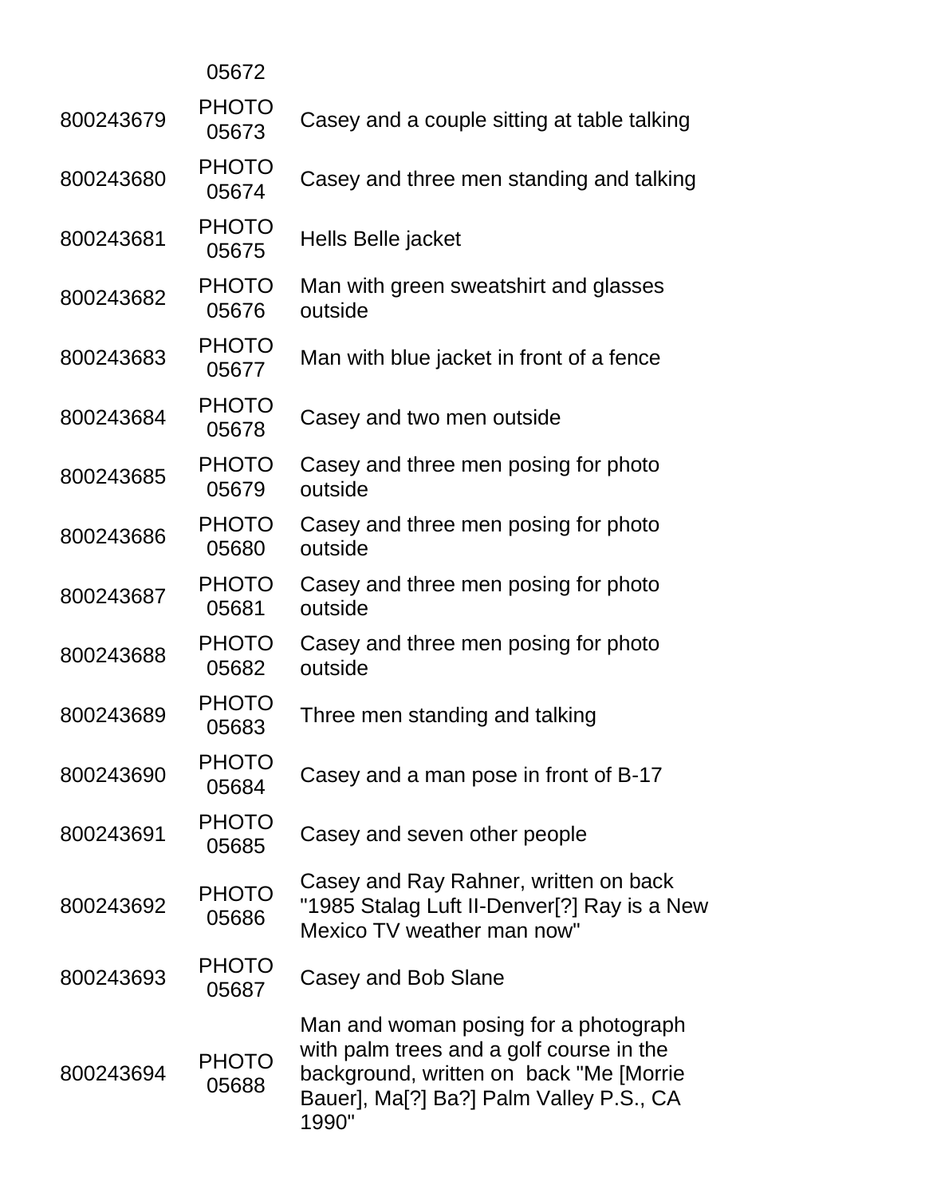| | | |
|---|---|---|
| | 05672 | |
| 800243679 | PHOTO 05673 | Casey and a couple sitting at table talking |
| 800243680 | PHOTO 05674 | Casey and three men standing and talking |
| 800243681 | PHOTO 05675 | Hells Belle jacket |
| 800243682 | PHOTO 05676 | Man with green sweatshirt and glasses outside |
| 800243683 | PHOTO 05677 | Man with blue jacket in front of a fence |
| 800243684 | PHOTO 05678 | Casey and two men outside |
| 800243685 | PHOTO 05679 | Casey and three men posing for photo outside |
| 800243686 | PHOTO 05680 | Casey and three men posing for photo outside |
| 800243687 | PHOTO 05681 | Casey and three men posing for photo outside |
| 800243688 | PHOTO 05682 | Casey and three men posing for photo outside |
| 800243689 | PHOTO 05683 | Three men standing and talking |
| 800243690 | PHOTO 05684 | Casey and a man pose in front of B-17 |
| 800243691 | PHOTO 05685 | Casey and seven other people |
| 800243692 | PHOTO 05686 | Casey and Ray Rahner, written on back "1985 Stalag Luft II-Denver[?] Ray is a New Mexico TV weather man now" |
| 800243693 | PHOTO 05687 | Casey and Bob Slane |
| 800243694 | PHOTO 05688 | Man and woman posing for a photograph with palm trees and a golf course in the background, written on back "Me [Morrie Bauer], Ma[?] Ba?] Palm Valley P.S., CA 1990" |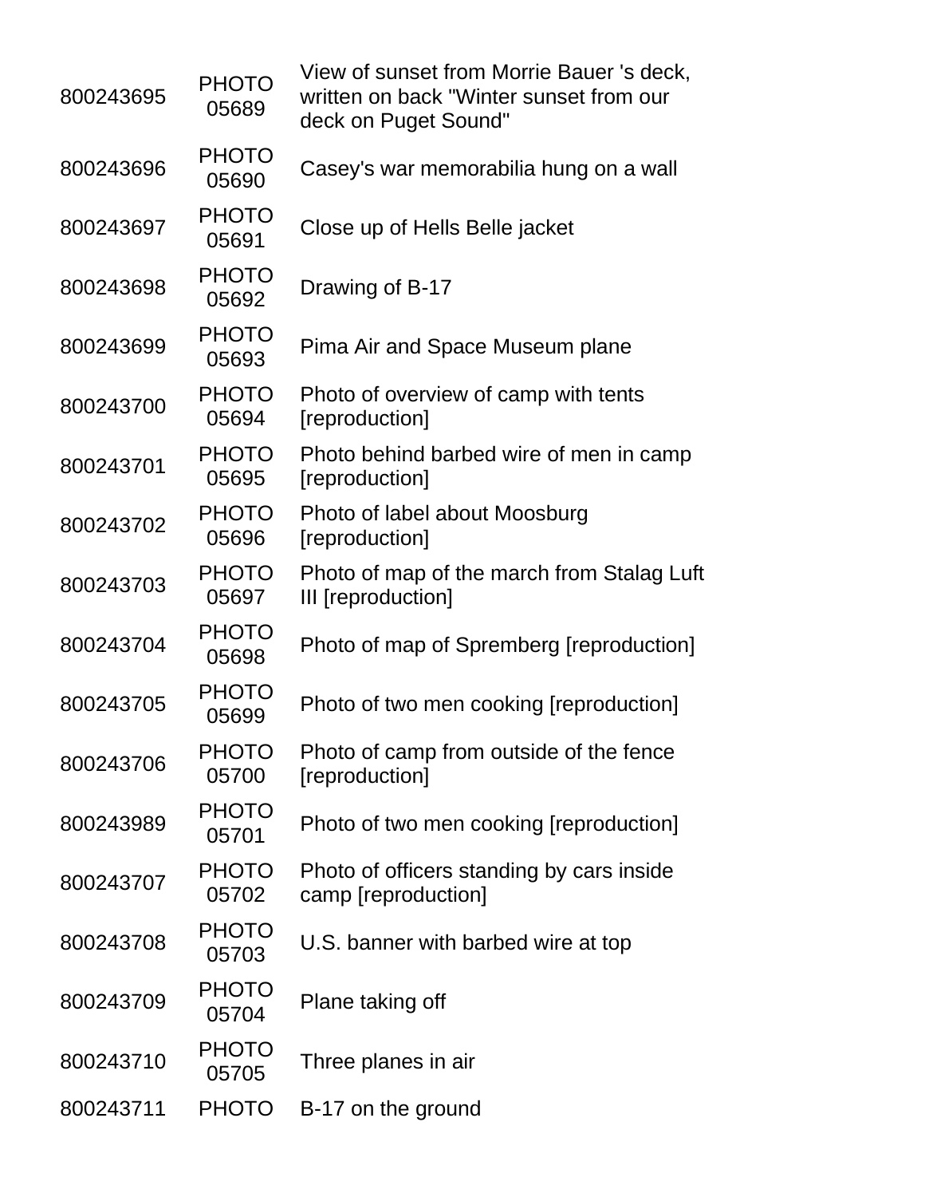| | | |
|---|---|---|
| 800243695 | PHOTO 05689 | View of sunset from Morrie Bauer 's deck, written on back "Winter sunset from our deck on Puget Sound" |
| 800243696 | PHOTO 05690 | Casey's war memorabilia hung on a wall |
| 800243697 | PHOTO 05691 | Close up of Hells Belle jacket |
| 800243698 | PHOTO 05692 | Drawing of B-17 |
| 800243699 | PHOTO 05693 | Pima Air and Space Museum plane |
| 800243700 | PHOTO 05694 | Photo of overview of camp with tents [reproduction] |
| 800243701 | PHOTO 05695 | Photo behind barbed wire of men in camp [reproduction] |
| 800243702 | PHOTO 05696 | Photo of label about Moosburg [reproduction] |
| 800243703 | PHOTO 05697 | Photo of map of the march from Stalag Luft III [reproduction] |
| 800243704 | PHOTO 05698 | Photo of map of Spremberg [reproduction] |
| 800243705 | PHOTO 05699 | Photo of two men cooking [reproduction] |
| 800243706 | PHOTO 05700 | Photo of camp from outside of the fence [reproduction] |
| 800243989 | PHOTO 05701 | Photo of two men cooking [reproduction] |
| 800243707 | PHOTO 05702 | Photo of officers standing by cars inside camp [reproduction] |
| 800243708 | PHOTO 05703 | U.S. banner with barbed wire at top |
| 800243709 | PHOTO 05704 | Plane taking off |
| 800243710 | PHOTO 05705 | Three planes in air |
| 800243711 | PHOTO | B-17 on the ground |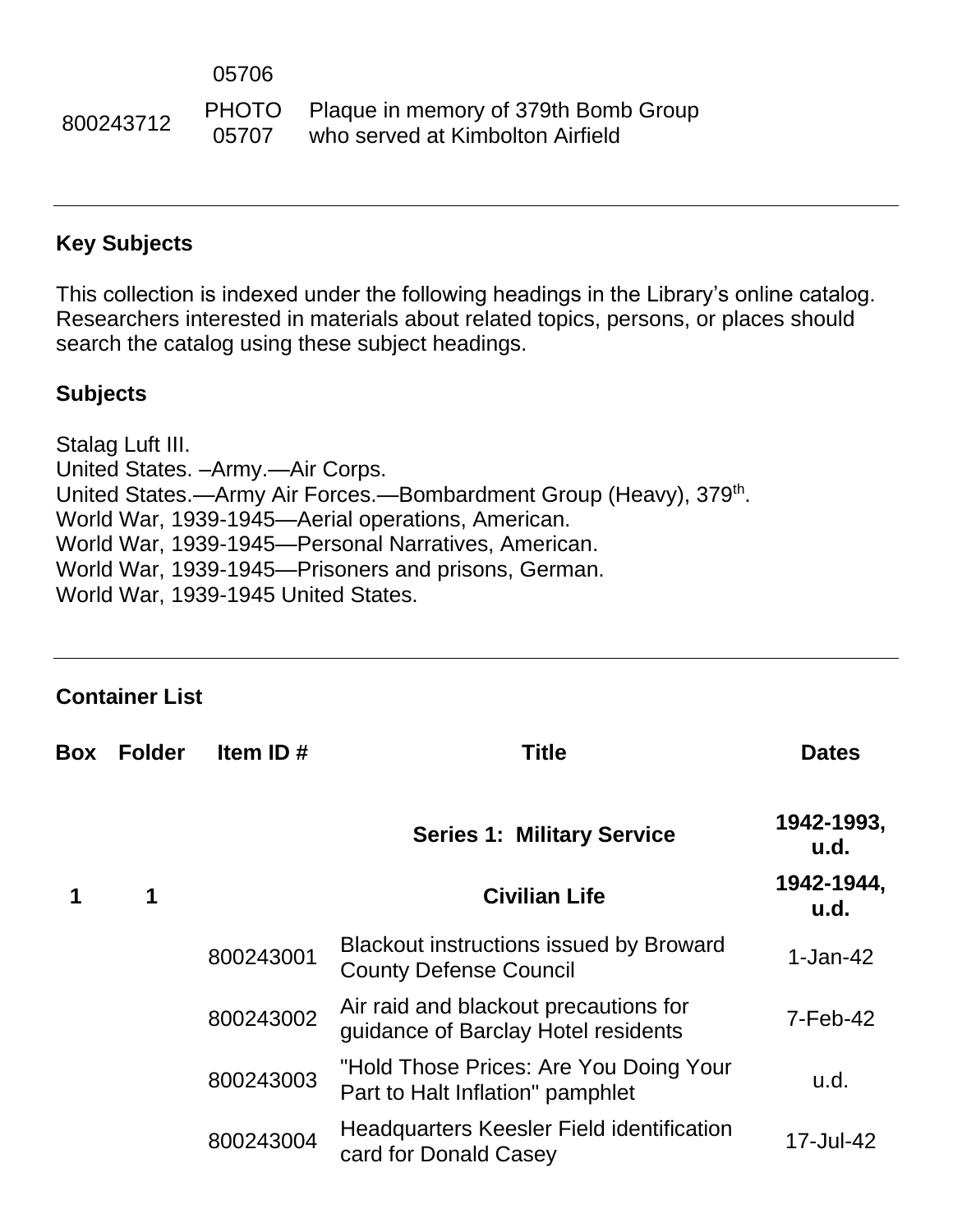| | | |
|---|---|---|
| | 05706 | |
| 800243712 | PHOTO 05707 | Plaque in memory of 379th Bomb Group who served at Kimbolton Airfield |

---

## Key Subjects

This collection is indexed under the following headings in the Library's online catalog. Researchers interested in materials about related topics, persons, or places should search the catalog using these subject headings.

### Subjects

Stalag Luft III.
United States. –Army.—Air Corps.
United States.—Army Air Forces.—Bombardment Group (Heavy), 379th.
World War, 1939-1945—Aerial operations, American.
World War, 1939-1945—Personal Narratives, American.
World War, 1939-1945—Prisoners and prisons, German.
World War, 1939-1945 United States.

---

## Container List

| Box | Folder | Item ID # | Title | Dates |
|---|---|---|---|---|
| | | | **Series 1: Military Service** | **1942-1993, u.d.** |
| **1** | **1** | | **Civilian Life** | **1942-1944, u.d.** |
| | | 800243001 | Blackout instructions issued by Broward County Defense Council | 1-Jan-42 |
| | | 800243002 | Air raid and blackout precautions for guidance of Barclay Hotel residents | 7-Feb-42 |
| | | 800243003 | "Hold Those Prices: Are You Doing Your Part to Halt Inflation" pamphlet | u.d. |
| | | 800243004 | Headquarters Keesler Field identification card for Donald Casey | 17-Jul-42 |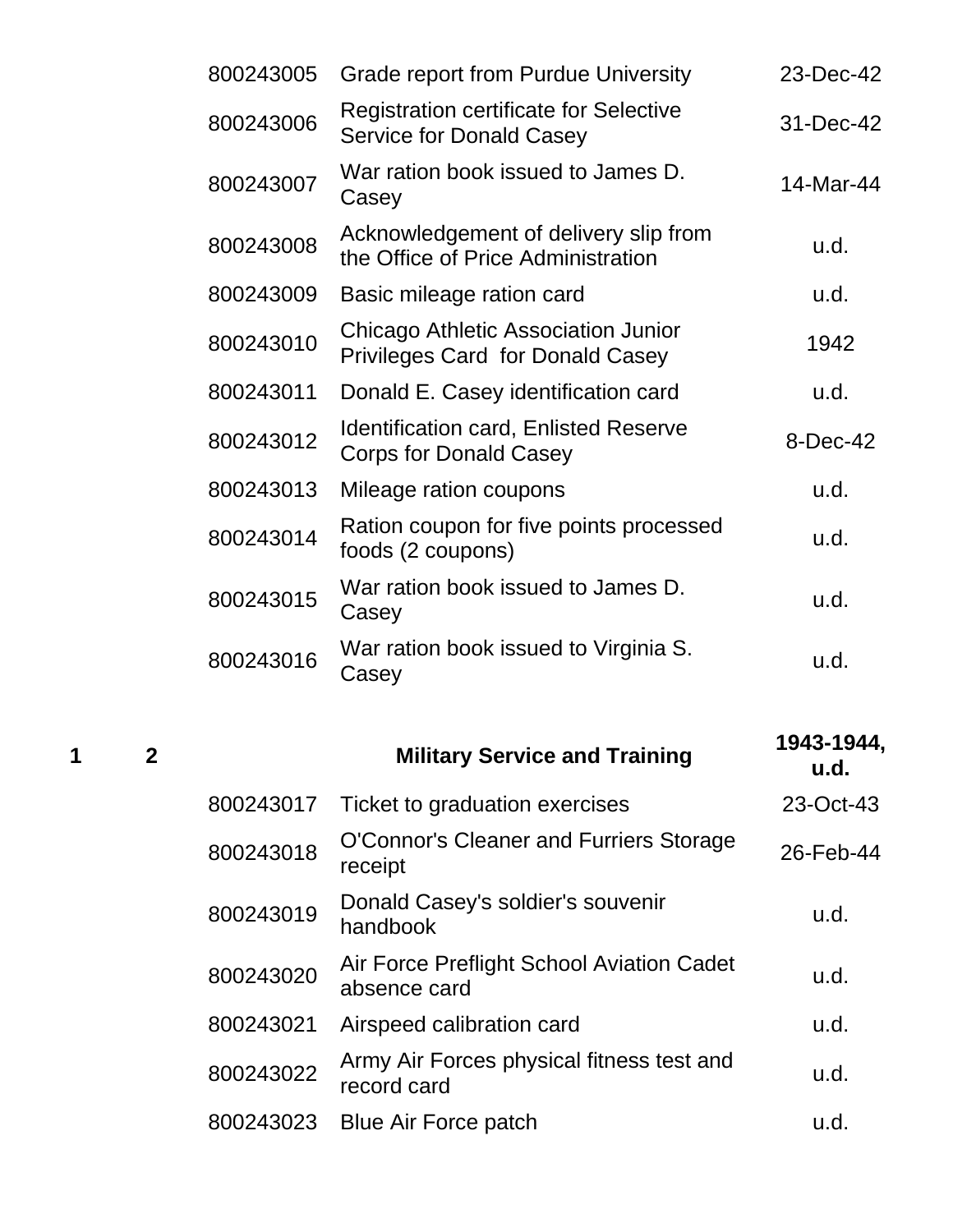| | | | | |
|---|---|---|---|---|
| | | 800243005 | Grade report from Purdue University | 23-Dec-42 |
| | | 800243006 | Registration certificate for Selective Service for Donald Casey | 31-Dec-42 |
| | | 800243007 | War ration book issued to James D. Casey | 14-Mar-44 |
| | | 800243008 | Acknowledgement of delivery slip from the Office of Price Administration | u.d. |
| | | 800243009 | Basic mileage ration card | u.d. |
| | | 800243010 | Chicago Athletic Association Junior Privileges Card for Donald Casey | 1942 |
| | | 800243011 | Donald E. Casey identification card | u.d. |
| | | 800243012 | Identification card, Enlisted Reserve Corps for Donald Casey | 8-Dec-42 |
| | | 800243013 | Mileage ration coupons | u.d. |
| | | 800243014 | Ration coupon for five points processed foods (2 coupons) | u.d. |
| | | 800243015 | War ration book issued to James D. Casey | u.d. |
| | | 800243016 | War ration book issued to Virginia S. Casey | u.d. |
| **1** | **2** | | **Military Service and Training** | **1943-1944, u.d.** |
| | | 800243017 | Ticket to graduation exercises | 23-Oct-43 |
| | | 800243018 | O'Connor's Cleaner and Furriers Storage receipt | 26-Feb-44 |
| | | 800243019 | Donald Casey's soldier's souvenir handbook | u.d. |
| | | 800243020 | Air Force Preflight School Aviation Cadet absence card | u.d. |
| | | 800243021 | Airspeed calibration card | u.d. |
| | | 800243022 | Army Air Forces physical fitness test and record card | u.d. |
| | | 800243023 | Blue Air Force patch | u.d. |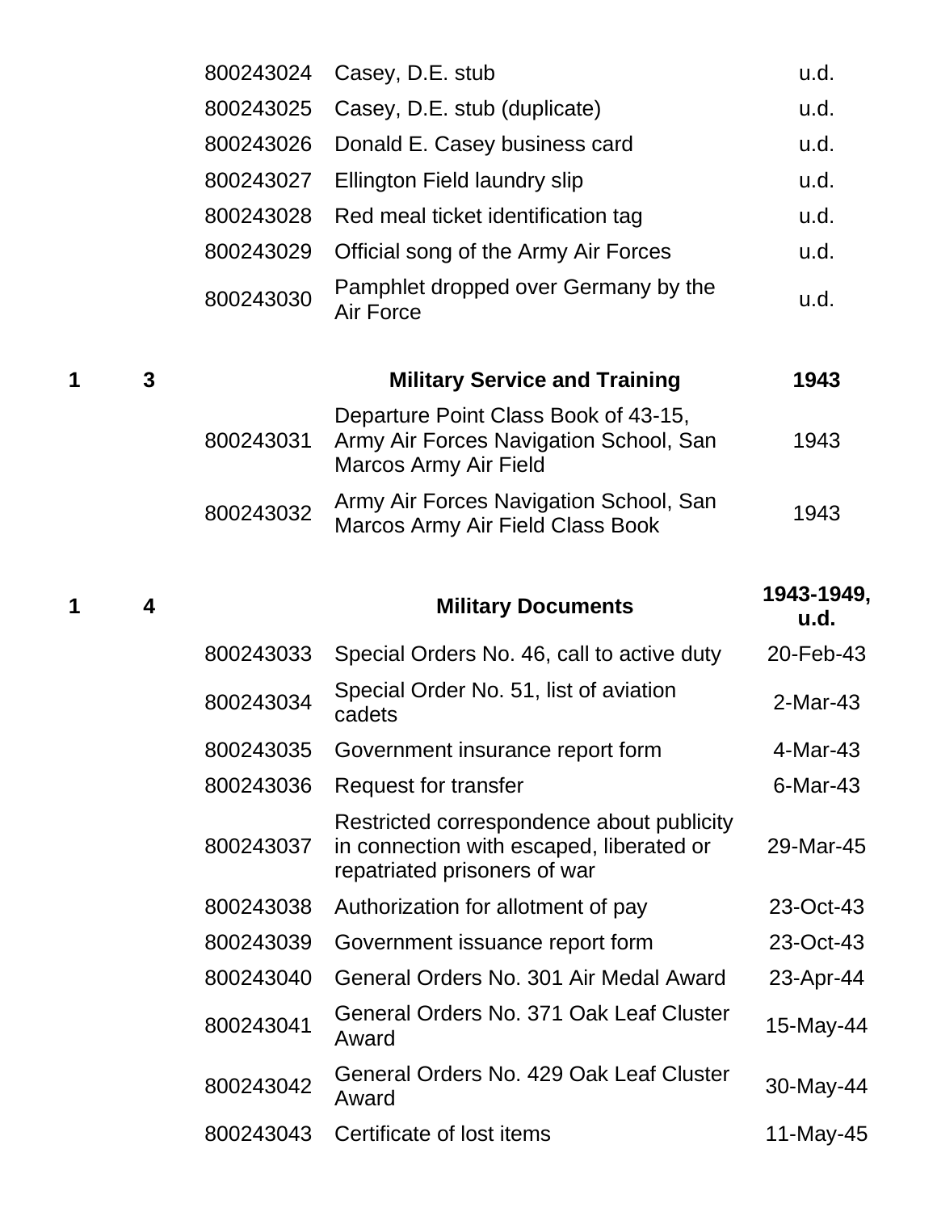| Box | Folder | Item ID | Title | Date |
|---|---|---|---|---|
| | | 800243024 | Casey, D.E. stub | u.d. |
| | | 800243025 | Casey, D.E. stub (duplicate) | u.d. |
| | | 800243026 | Donald E. Casey business card | u.d. |
| | | 800243027 | Ellington Field laundry slip | u.d. |
| | | 800243028 | Red meal ticket identification tag | u.d. |
| | | 800243029 | Official song of the Army Air Forces | u.d. |
| | | 800243030 | Pamphlet dropped over Germany by the Air Force | u.d. |
| **1** | **3** | | **Military Service and Training** | **1943** |
| | | 800243031 | Departure Point Class Book of 43-15, Army Air Forces Navigation School, San Marcos Army Air Field | 1943 |
| | | 800243032 | Army Air Forces Navigation School, San Marcos Army Air Field Class Book | 1943 |
| **1** | **4** | | **Military Documents** | **1943-1949, u.d.** |
| | | 800243033 | Special Orders No. 46, call to active duty | 20-Feb-43 |
| | | 800243034 | Special Order No. 51, list of aviation cadets | 2-Mar-43 |
| | | 800243035 | Government insurance report form | 4-Mar-43 |
| | | 800243036 | Request for transfer | 6-Mar-43 |
| | | 800243037 | Restricted correspondence about publicity in connection with escaped, liberated or repatriated prisoners of war | 29-Mar-45 |
| | | 800243038 | Authorization for allotment of pay | 23-Oct-43 |
| | | 800243039 | Government issuance report form | 23-Oct-43 |
| | | 800243040 | General Orders No. 301 Air Medal Award | 23-Apr-44 |
| | | 800243041 | General Orders No. 371 Oak Leaf Cluster Award | 15-May-44 |
| | | 800243042 | General Orders No. 429 Oak Leaf Cluster Award | 30-May-44 |
| | | 800243043 | Certificate of lost items | 11-May-45 |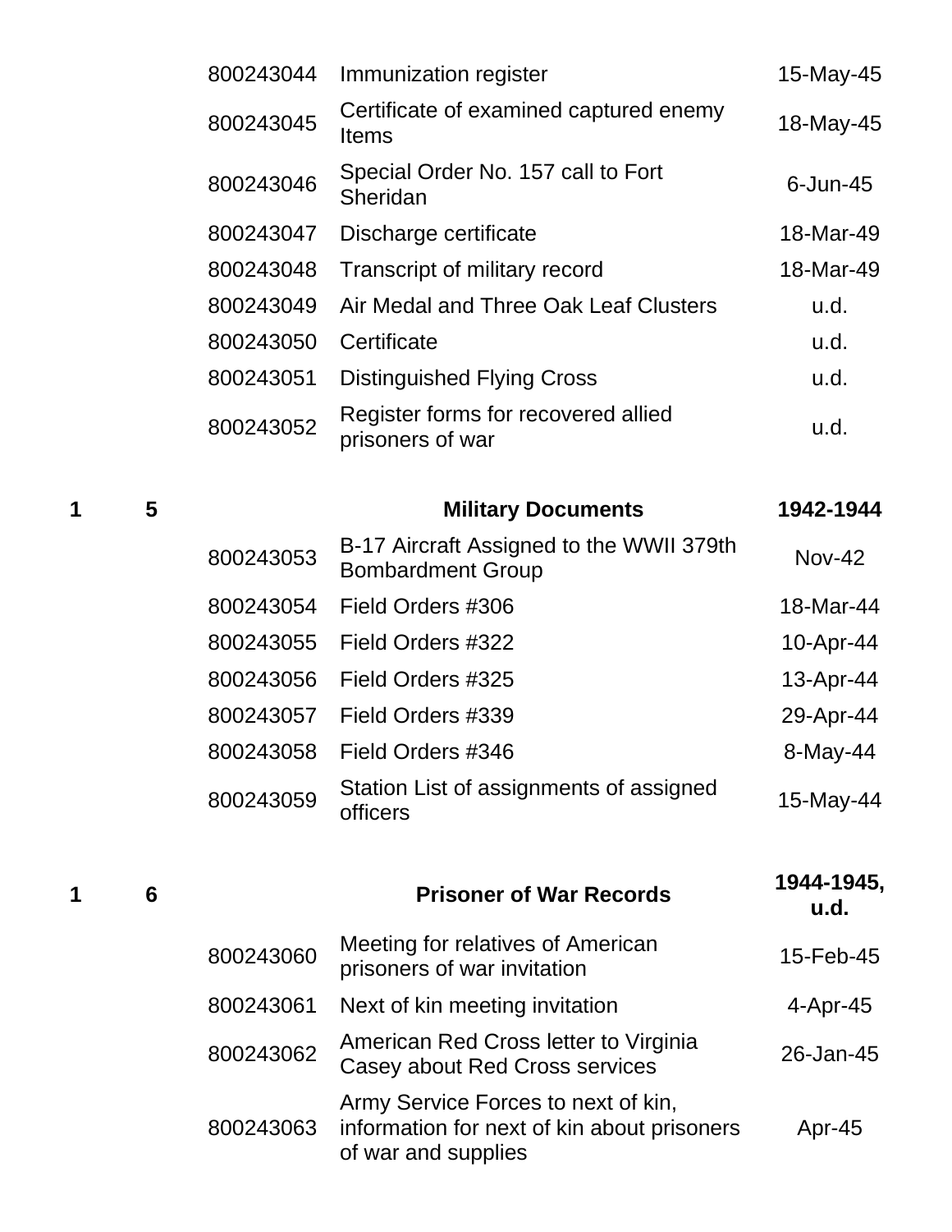| | | | | |
|---|---|---|---|---|
| | | 800243044 | Immunization register | 15-May-45 |
| | | 800243045 | Certificate of examined captured enemy Items | 18-May-45 |
| | | 800243046 | Special Order No. 157 call to Fort Sheridan | 6-Jun-45 |
| | | 800243047 | Discharge certificate | 18-Mar-49 |
| | | 800243048 | Transcript of military record | 18-Mar-49 |
| | | 800243049 | Air Medal and Three Oak Leaf Clusters | u.d. |
| | | 800243050 | Certificate | u.d. |
| | | 800243051 | Distinguished Flying Cross | u.d. |
| | | 800243052 | Register forms for recovered allied prisoners of war | u.d. |
| **1** | **5** | | **Military Documents** | **1942-1944** |
| | | 800243053 | B-17 Aircraft Assigned to the WWII 379th Bombardment Group | Nov-42 |
| | | 800243054 | Field Orders #306 | 18-Mar-44 |
| | | 800243055 | Field Orders #322 | 10-Apr-44 |
| | | 800243056 | Field Orders #325 | 13-Apr-44 |
| | | 800243057 | Field Orders #339 | 29-Apr-44 |
| | | 800243058 | Field Orders #346 | 8-May-44 |
| | | 800243059 | Station List of assignments of assigned officers | 15-May-44 |
| **1** | **6** | | **Prisoner of War Records** | **1944-1945, u.d.** |
| | | 800243060 | Meeting for relatives of American prisoners of war invitation | 15-Feb-45 |
| | | 800243061 | Next of kin meeting invitation | 4-Apr-45 |
| | | 800243062 | American Red Cross letter to Virginia Casey about Red Cross services | 26-Jan-45 |
| | | 800243063 | Army Service Forces to next of kin, information for next of kin about prisoners of war and supplies | Apr-45 |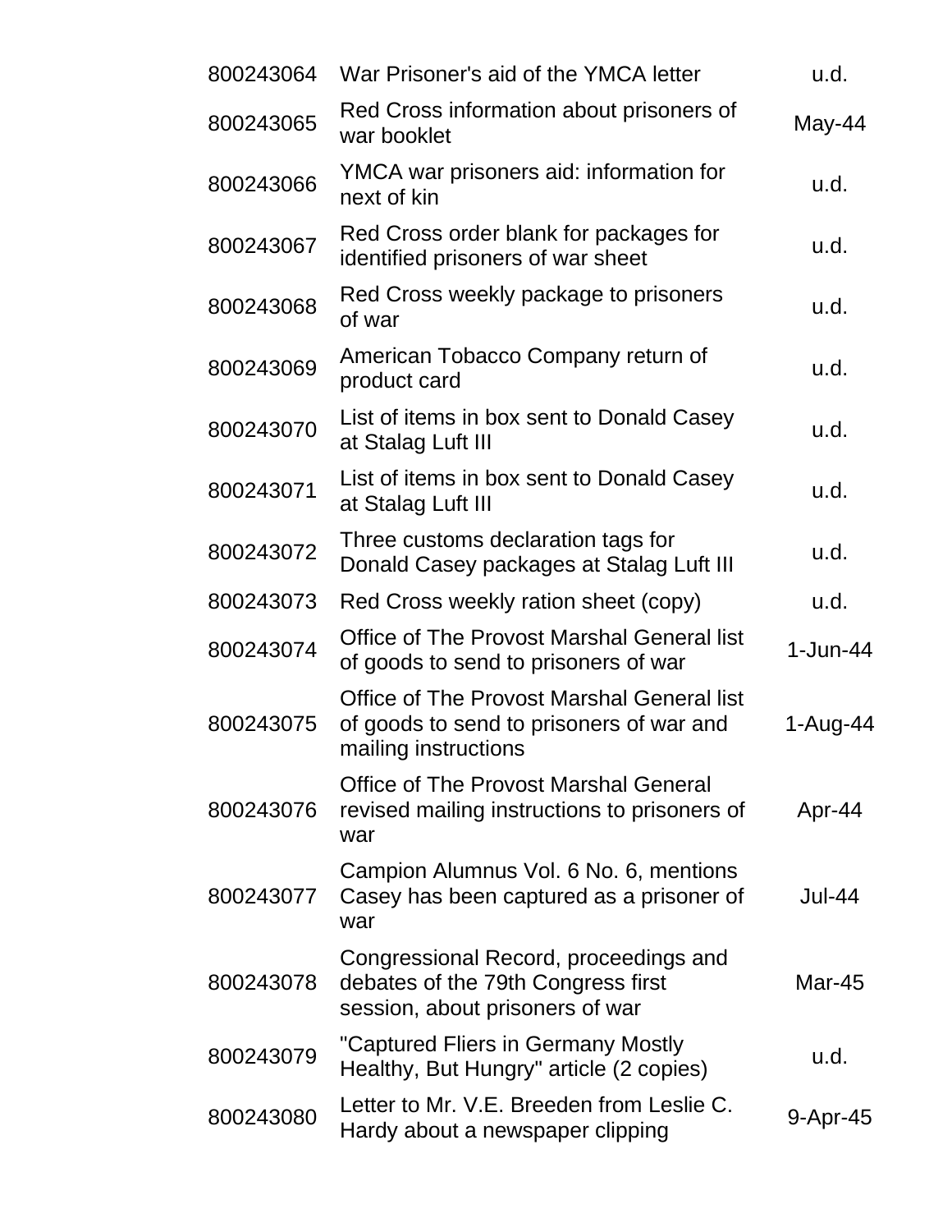| | | |
|---|---|---|
| 800243064 | War Prisoner's aid of the YMCA letter | u.d. |
| 800243065 | Red Cross information about prisoners of war booklet | May-44 |
| 800243066 | YMCA war prisoners aid: information for next of kin | u.d. |
| 800243067 | Red Cross order blank for packages for identified prisoners of war sheet | u.d. |
| 800243068 | Red Cross weekly package to prisoners of war | u.d. |
| 800243069 | American Tobacco Company return of product card | u.d. |
| 800243070 | List of items in box sent to Donald Casey at Stalag Luft III | u.d. |
| 800243071 | List of items in box sent to Donald Casey at Stalag Luft III | u.d. |
| 800243072 | Three customs declaration tags for Donald Casey packages at Stalag Luft III | u.d. |
| 800243073 | Red Cross weekly ration sheet (copy) | u.d. |
| 800243074 | Office of The Provost Marshal General list of goods to send to prisoners of war | 1-Jun-44 |
| 800243075 | Office of The Provost Marshal General list of goods to send to prisoners of war and mailing instructions | 1-Aug-44 |
| 800243076 | Office of The Provost Marshal General revised mailing instructions to prisoners of war | Apr-44 |
| 800243077 | Campion Alumnus Vol. 6 No. 6, mentions Casey has been captured as a prisoner of war | Jul-44 |
| 800243078 | Congressional Record, proceedings and debates of the 79th Congress first session, about prisoners of war | Mar-45 |
| 800243079 | "Captured Fliers in Germany Mostly Healthy, But Hungry" article (2 copies) | u.d. |
| 800243080 | Letter to Mr. V.E. Breeden from Leslie C. Hardy about a newspaper clipping | 9-Apr-45 |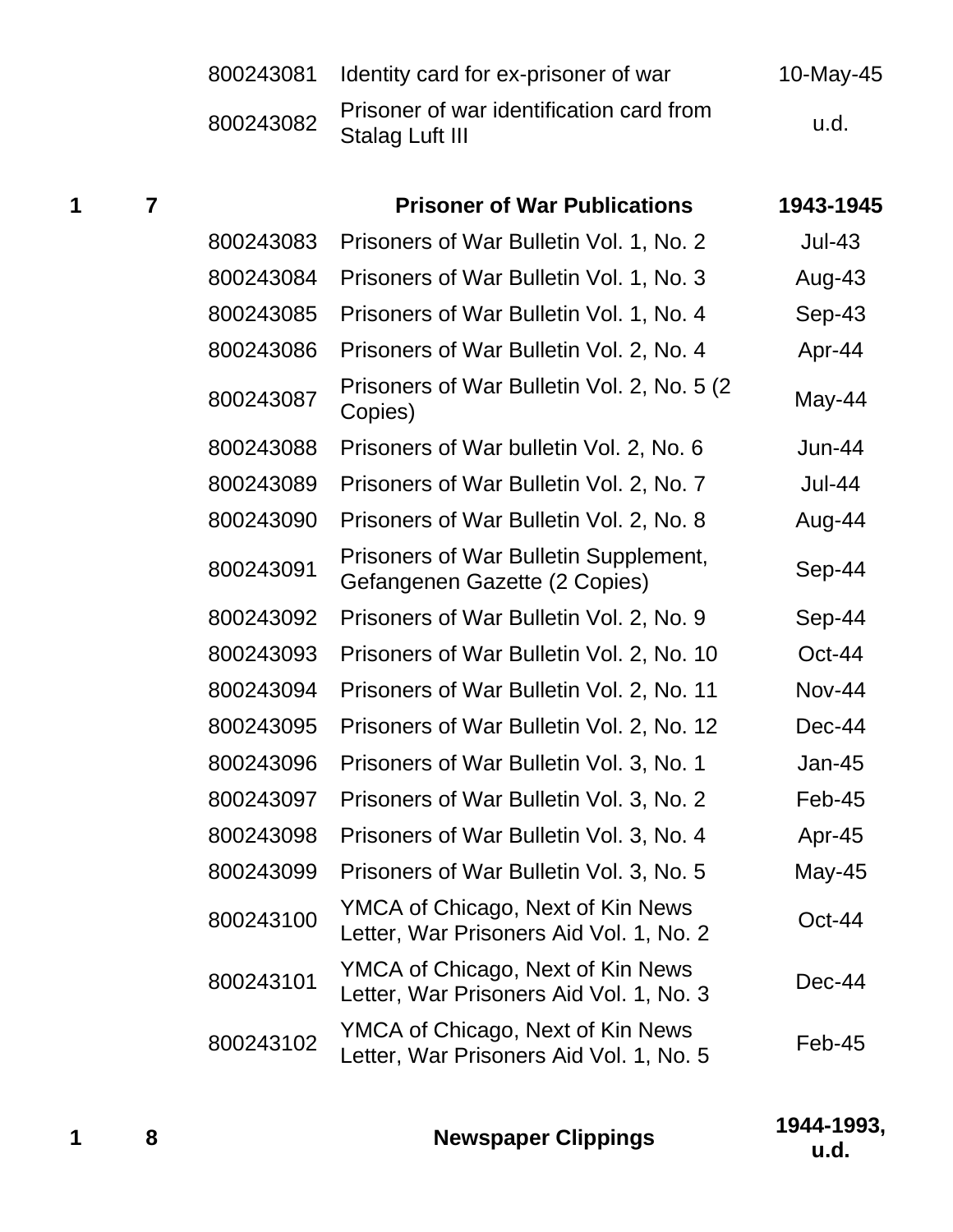| | | | | |
|---|---|---|---|---|
| | | 800243081 | Identity card for ex-prisoner of war | 10-May-45 |
| | | 800243082 | Prisoner of war identification card from Stalag Luft III | u.d. |
| **1** | **7** | | **Prisoner of War Publications** | **1943-1945** |
| | | 800243083 | Prisoners of War Bulletin Vol. 1, No. 2 | Jul-43 |
| | | 800243084 | Prisoners of War Bulletin Vol. 1, No. 3 | Aug-43 |
| | | 800243085 | Prisoners of War Bulletin Vol. 1, No. 4 | Sep-43 |
| | | 800243086 | Prisoners of War Bulletin Vol. 2, No. 4 | Apr-44 |
| | | 800243087 | Prisoners of War Bulletin Vol. 2, No. 5 (2 Copies) | May-44 |
| | | 800243088 | Prisoners of War bulletin Vol. 2, No. 6 | Jun-44 |
| | | 800243089 | Prisoners of War Bulletin Vol. 2, No. 7 | Jul-44 |
| | | 800243090 | Prisoners of War Bulletin Vol. 2, No. 8 | Aug-44 |
| | | 800243091 | Prisoners of War Bulletin Supplement, Gefangenen Gazette (2 Copies) | Sep-44 |
| | | 800243092 | Prisoners of War Bulletin Vol. 2, No. 9 | Sep-44 |
| | | 800243093 | Prisoners of War Bulletin Vol. 2, No. 10 | Oct-44 |
| | | 800243094 | Prisoners of War Bulletin Vol. 2, No. 11 | Nov-44 |
| | | 800243095 | Prisoners of War Bulletin Vol. 2, No. 12 | Dec-44 |
| | | 800243096 | Prisoners of War Bulletin Vol. 3, No. 1 | Jan-45 |
| | | 800243097 | Prisoners of War Bulletin Vol. 3, No. 2 | Feb-45 |
| | | 800243098 | Prisoners of War Bulletin Vol. 3, No. 4 | Apr-45 |
| | | 800243099 | Prisoners of War Bulletin Vol. 3, No. 5 | May-45 |
| | | 800243100 | YMCA of Chicago, Next of Kin News Letter, War Prisoners Aid Vol. 1, No. 2 | Oct-44 |
| | | 800243101 | YMCA of Chicago, Next of Kin News Letter, War Prisoners Aid Vol. 1, No. 3 | Dec-44 |
| | | 800243102 | YMCA of Chicago, Next of Kin News Letter, War Prisoners Aid Vol. 1, No. 5 | Feb-45 |
| **1** | **8** | | **Newspaper Clippings** | **1944-1993, u.d.** |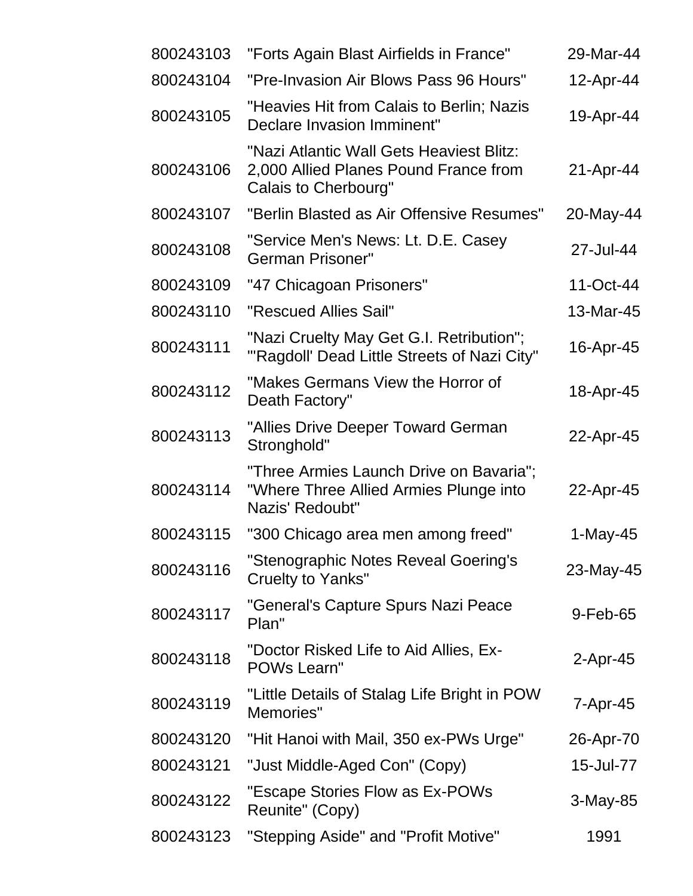| | | |
|---|---|---|
| 800243103 | "Forts Again Blast Airfields in France" | 29-Mar-44 |
| 800243104 | "Pre-Invasion Air Blows Pass 96 Hours" | 12-Apr-44 |
| 800243105 | "Heavies Hit from Calais to Berlin; Nazis Declare Invasion Imminent" | 19-Apr-44 |
| 800243106 | "Nazi Atlantic Wall Gets Heaviest Blitz: 2,000 Allied Planes Pound France from Calais to Cherbourg" | 21-Apr-44 |
| 800243107 | "Berlin Blasted as Air Offensive Resumes" | 20-May-44 |
| 800243108 | "Service Men's News: Lt. D.E. Casey German Prisoner" | 27-Jul-44 |
| 800243109 | "47 Chicagoan Prisoners" | 11-Oct-44 |
| 800243110 | "Rescued Allies Sail" | 13-Mar-45 |
| 800243111 | "Nazi Cruelty May Get G.I. Retribution"; "'Ragdoll' Dead Little Streets of Nazi City" | 16-Apr-45 |
| 800243112 | "Makes Germans View the Horror of Death Factory" | 18-Apr-45 |
| 800243113 | "Allies Drive Deeper Toward German Stronghold" | 22-Apr-45 |
| 800243114 | "Three Armies Launch Drive on Bavaria"; "Where Three Allied Armies Plunge into Nazis' Redoubt" | 22-Apr-45 |
| 800243115 | "300 Chicago area men among freed" | 1-May-45 |
| 800243116 | "Stenographic Notes Reveal Goering's Cruelty to Yanks" | 23-May-45 |
| 800243117 | "General's Capture Spurs Nazi Peace Plan" | 9-Feb-65 |
| 800243118 | "Doctor Risked Life to Aid Allies, Ex-POWs Learn" | 2-Apr-45 |
| 800243119 | "Little Details of Stalag Life Bright in POW Memories" | 7-Apr-45 |
| 800243120 | "Hit Hanoi with Mail, 350 ex-PWs Urge" | 26-Apr-70 |
| 800243121 | "Just Middle-Aged Con" (Copy) | 15-Jul-77 |
| 800243122 | "Escape Stories Flow as Ex-POWs Reunite" (Copy) | 3-May-85 |
| 800243123 | "Stepping Aside" and "Profit Motive" | 1991 |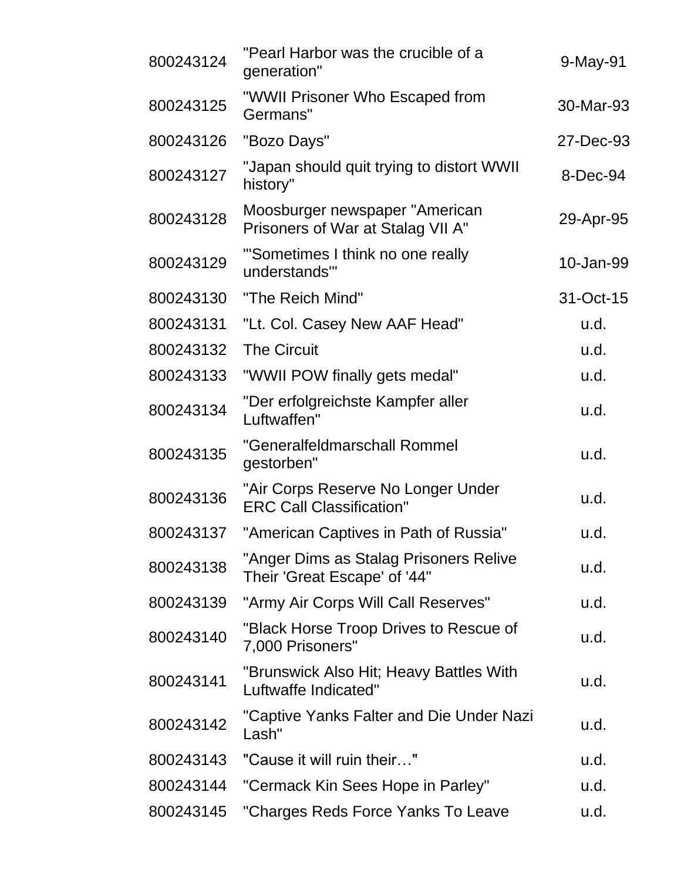| | | |
|---|---|---|
| 800243124 | "Pearl Harbor was the crucible of a generation" | 9-May-91 |
| 800243125 | "WWII Prisoner Who Escaped from Germans" | 30-Mar-93 |
| 800243126 | "Bozo Days" | 27-Dec-93 |
| 800243127 | "Japan should quit trying to distort WWII history" | 8-Dec-94 |
| 800243128 | Moosburger newspaper "American Prisoners of War at Stalag VII A" | 29-Apr-95 |
| 800243129 | "'Sometimes I think no one really understands'" | 10-Jan-99 |
| 800243130 | "The Reich Mind" | 31-Oct-15 |
| 800243131 | "Lt. Col. Casey New AAF Head" | u.d. |
| 800243132 | The Circuit | u.d. |
| 800243133 | "WWII POW finally gets medal" | u.d. |
| 800243134 | "Der erfolgreichste Kampfer aller Luftwaffen" | u.d. |
| 800243135 | "Generalfeldmarschall Rommel gestorben" | u.d. |
| 800243136 | "Air Corps Reserve No Longer Under ERC Call Classification" | u.d. |
| 800243137 | "American Captives in Path of Russia" | u.d. |
| 800243138 | "Anger Dims as Stalag Prisoners Relive Their 'Great Escape' of '44" | u.d. |
| 800243139 | "Army Air Corps Will Call Reserves" | u.d. |
| 800243140 | "Black Horse Troop Drives to Rescue of 7,000 Prisoners" | u.d. |
| 800243141 | "Brunswick Also Hit; Heavy Battles With Luftwaffe Indicated" | u.d. |
| 800243142 | "Captive Yanks Falter and Die Under Nazi Lash" | u.d. |
| 800243143 | "Cause it will ruin their…" | u.d. |
| 800243144 | "Cermack Kin Sees Hope in Parley" | u.d. |
| 800243145 | "Charges Reds Force Yanks To Leave | u.d. |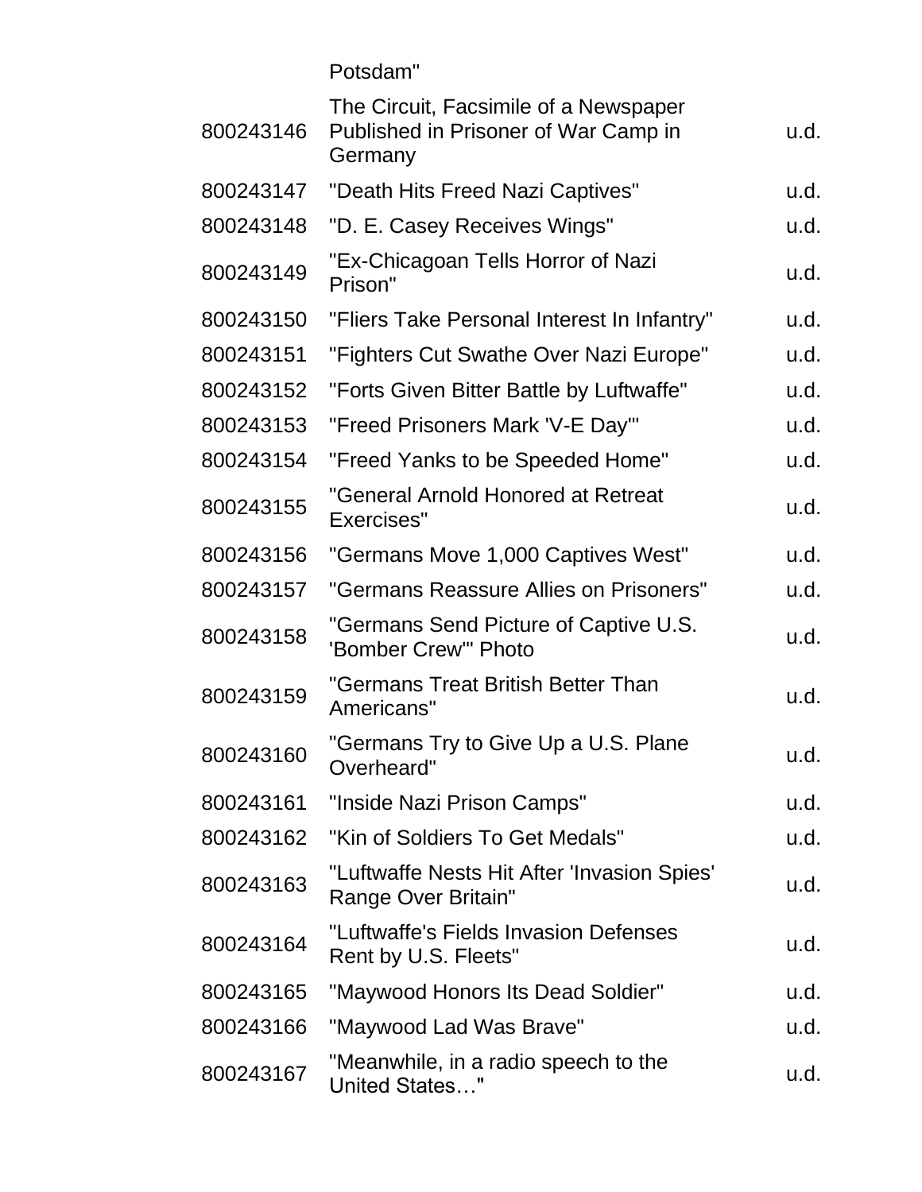| | | |
|---|---|---|
| | Potsdam" | |
| 800243146 | The Circuit, Facsimile of a Newspaper Published in Prisoner of War Camp in Germany | u.d. |
| 800243147 | "Death Hits Freed Nazi Captives" | u.d. |
| 800243148 | "D. E. Casey Receives Wings" | u.d. |
| 800243149 | "Ex-Chicagoan Tells Horror of Nazi Prison" | u.d. |
| 800243150 | "Fliers Take Personal Interest In Infantry" | u.d. |
| 800243151 | "Fighters Cut Swathe Over Nazi Europe" | u.d. |
| 800243152 | "Forts Given Bitter Battle by Luftwaffe" | u.d. |
| 800243153 | "Freed Prisoners Mark 'V-E Day'" | u.d. |
| 800243154 | "Freed Yanks to be Speeded Home" | u.d. |
| 800243155 | "General Arnold Honored at Retreat Exercises" | u.d. |
| 800243156 | "Germans Move 1,000 Captives West" | u.d. |
| 800243157 | "Germans Reassure Allies on Prisoners" | u.d. |
| 800243158 | "Germans Send Picture of Captive U.S. 'Bomber Crew'" Photo | u.d. |
| 800243159 | "Germans Treat British Better Than Americans" | u.d. |
| 800243160 | "Germans Try to Give Up a U.S. Plane Overheard" | u.d. |
| 800243161 | "Inside Nazi Prison Camps" | u.d. |
| 800243162 | "Kin of Soldiers To Get Medals" | u.d. |
| 800243163 | "Luftwaffe Nests Hit After 'Invasion Spies' Range Over Britain" | u.d. |
| 800243164 | "Luftwaffe's Fields Invasion Defenses Rent by U.S. Fleets" | u.d. |
| 800243165 | "Maywood Honors Its Dead Soldier" | u.d. |
| 800243166 | "Maywood Lad Was Brave" | u.d. |
| 800243167 | "Meanwhile, in a radio speech to the United States…" | u.d. |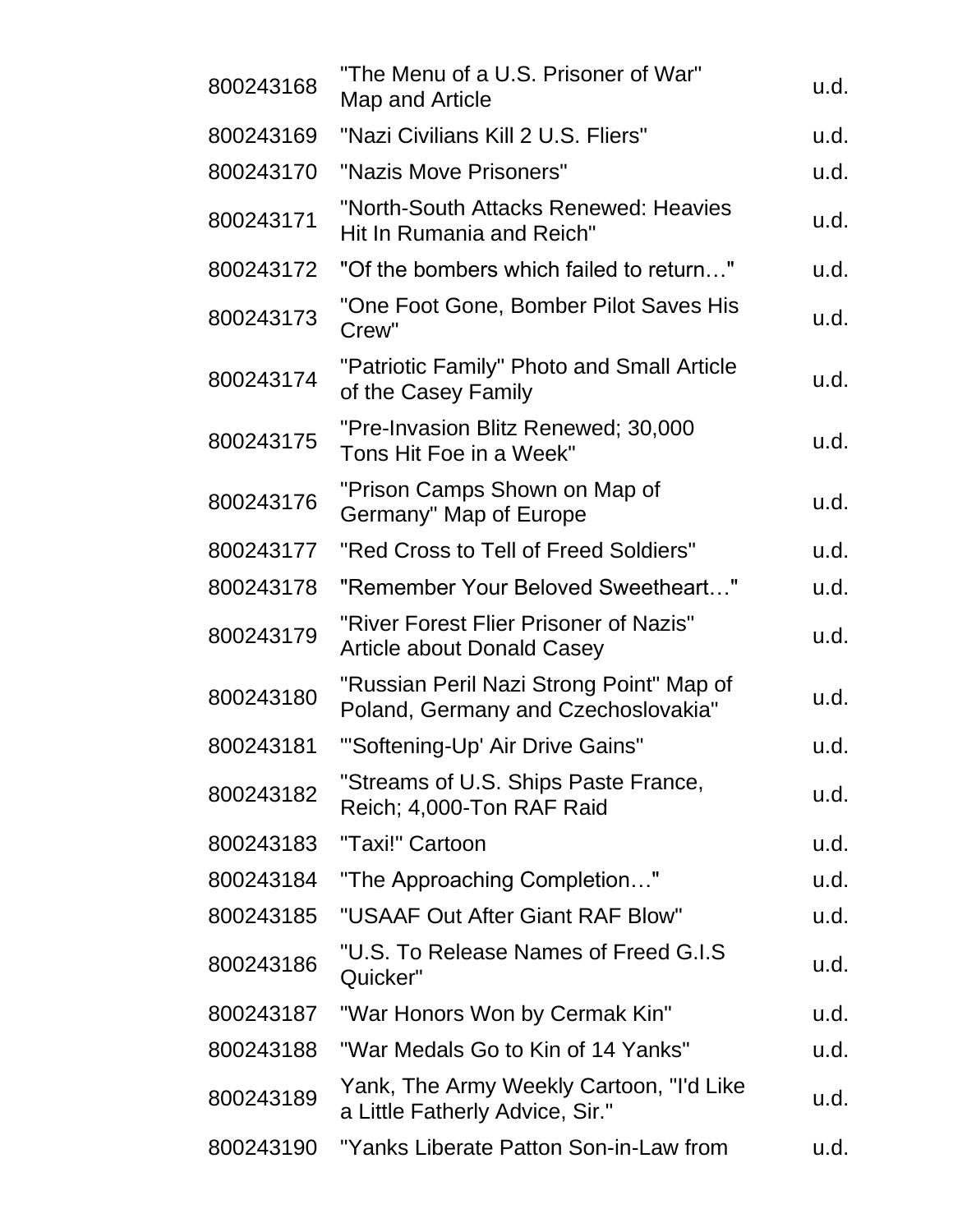| | | |
|---|---|---|
| 800243168 | "The Menu of a U.S. Prisoner of War" Map and Article | u.d. |
| 800243169 | "Nazi Civilians Kill 2 U.S. Fliers" | u.d. |
| 800243170 | "Nazis Move Prisoners" | u.d. |
| 800243171 | "North-South Attacks Renewed: Heavies Hit In Rumania and Reich" | u.d. |
| 800243172 | "Of the bombers which failed to return…" | u.d. |
| 800243173 | "One Foot Gone, Bomber Pilot Saves His Crew" | u.d. |
| 800243174 | "Patriotic Family" Photo and Small Article of the Casey Family | u.d. |
| 800243175 | "Pre-Invasion Blitz Renewed; 30,000 Tons Hit Foe in a Week" | u.d. |
| 800243176 | "Prison Camps Shown on Map of Germany" Map of Europe | u.d. |
| 800243177 | "Red Cross to Tell of Freed Soldiers" | u.d. |
| 800243178 | "Remember Your Beloved Sweetheart…" | u.d. |
| 800243179 | "River Forest Flier Prisoner of Nazis" Article about Donald Casey | u.d. |
| 800243180 | "Russian Peril Nazi Strong Point" Map of Poland, Germany and Czechoslovakia" | u.d. |
| 800243181 | "'Softening-Up' Air Drive Gains" | u.d. |
| 800243182 | "Streams of U.S. Ships Paste France, Reich; 4,000-Ton RAF Raid | u.d. |
| 800243183 | "Taxi!" Cartoon | u.d. |
| 800243184 | "The Approaching Completion…" | u.d. |
| 800243185 | "USAAF Out After Giant RAF Blow" | u.d. |
| 800243186 | "U.S. To Release Names of Freed G.I.S Quicker" | u.d. |
| 800243187 | "War Honors Won by Cermak Kin" | u.d. |
| 800243188 | "War Medals Go to Kin of 14 Yanks" | u.d. |
| 800243189 | Yank, The Army Weekly Cartoon, "I'd Like a Little Fatherly Advice, Sir." | u.d. |
| 800243190 | "Yanks Liberate Patton Son-in-Law from | u.d. |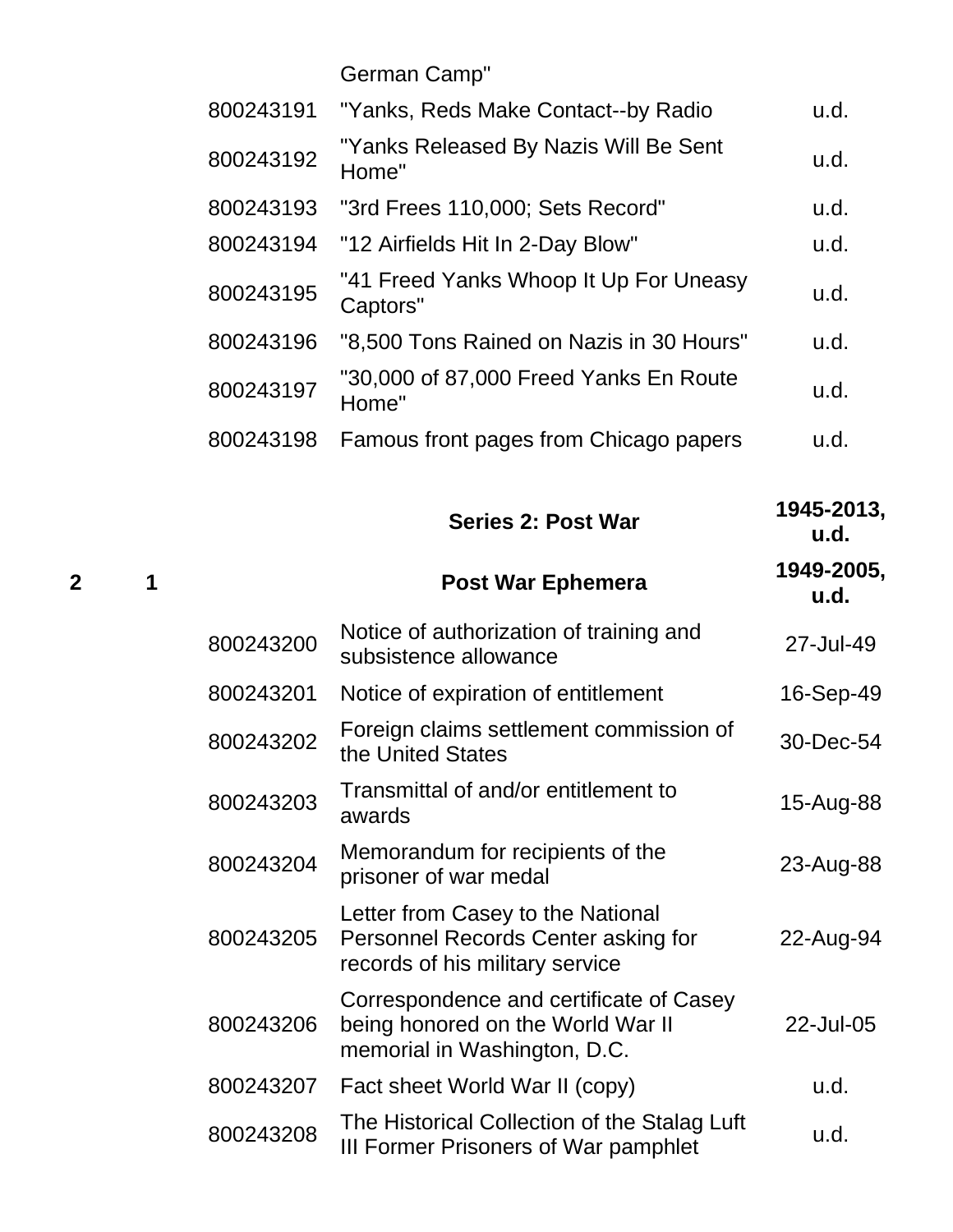| Box | Folder | ID | Title | Date |
|---|---|---|---|---|
| | | | German Camp" | |
| | | 800243191 | "Yanks, Reds Make Contact--by Radio | u.d. |
| | | 800243192 | "Yanks Released By Nazis Will Be Sent Home" | u.d. |
| | | 800243193 | "3rd Frees 110,000; Sets Record" | u.d. |
| | | 800243194 | "12 Airfields Hit In 2-Day Blow" | u.d. |
| | | 800243195 | "41 Freed Yanks Whoop It Up For Uneasy Captors" | u.d. |
| | | 800243196 | "8,500 Tons Rained on Nazis in 30 Hours" | u.d. |
| | | 800243197 | "30,000 of 87,000 Freed Yanks En Route Home" | u.d. |
| | | 800243198 | Famous front pages from Chicago papers | u.d. |
| | | | **Series 2: Post War** | **1945-2013, u.d.** |
| **2** | **1** | | **Post War Ephemera** | **1949-2005, u.d.** |
| | | 800243200 | Notice of authorization of training and subsistence allowance | 27-Jul-49 |
| | | 800243201 | Notice of expiration of entitlement | 16-Sep-49 |
| | | 800243202 | Foreign claims settlement commission of the United States | 30-Dec-54 |
| | | 800243203 | Transmittal of and/or entitlement to awards | 15-Aug-88 |
| | | 800243204 | Memorandum for recipients of the prisoner of war medal | 23-Aug-88 |
| | | 800243205 | Letter from Casey to the National Personnel Records Center asking for records of his military service | 22-Aug-94 |
| | | 800243206 | Correspondence and certificate of Casey being honored on the World War II memorial in Washington, D.C. | 22-Jul-05 |
| | | 800243207 | Fact sheet World War II (copy) | u.d. |
| | | 800243208 | The Historical Collection of the Stalag Luft III Former Prisoners of War pamphlet | u.d. |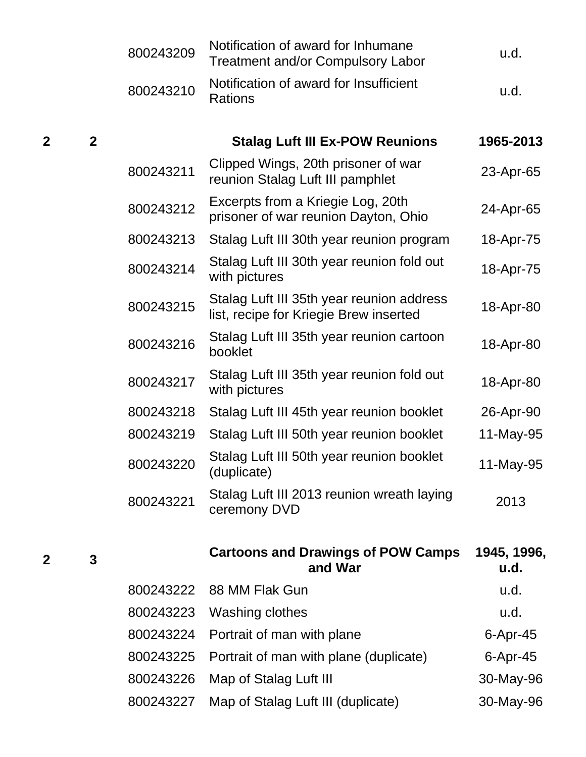| Box | Folder | Item | Description | Date |
|---|---|---|---|---|
| | | 800243209 | Notification of award for Inhumane Treatment and/or Compulsory Labor | u.d. |
| | | 800243210 | Notification of award for Insufficient Rations | u.d. |
| **2** | **2** | | **Stalag Luft III Ex-POW Reunions** | **1965-2013** |
| | | 800243211 | Clipped Wings, 20th prisoner of war reunion Stalag Luft III pamphlet | 23-Apr-65 |
| | | 800243212 | Excerpts from a Kriegie Log, 20th prisoner of war reunion Dayton, Ohio | 24-Apr-65 |
| | | 800243213 | Stalag Luft III 30th year reunion program | 18-Apr-75 |
| | | 800243214 | Stalag Luft III 30th year reunion fold out with pictures | 18-Apr-75 |
| | | 800243215 | Stalag Luft III 35th year reunion address list, recipe for Kriegie Brew inserted | 18-Apr-80 |
| | | 800243216 | Stalag Luft III 35th year reunion cartoon booklet | 18-Apr-80 |
| | | 800243217 | Stalag Luft III 35th year reunion fold out with pictures | 18-Apr-80 |
| | | 800243218 | Stalag Luft III 45th year reunion booklet | 26-Apr-90 |
| | | 800243219 | Stalag Luft III 50th year reunion booklet | 11-May-95 |
| | | 800243220 | Stalag Luft III 50th year reunion booklet (duplicate) | 11-May-95 |
| | | 800243221 | Stalag Luft III 2013 reunion wreath laying ceremony DVD | 2013 |
| **2** | **3** | | **Cartoons and Drawings of POW Camps and War** | **1945, 1996, u.d.** |
| | | 800243222 | 88 MM Flak Gun | u.d. |
| | | 800243223 | Washing clothes | u.d. |
| | | 800243224 | Portrait of man with plane | 6-Apr-45 |
| | | 800243225 | Portrait of man with plane (duplicate) | 6-Apr-45 |
| | | 800243226 | Map of Stalag Luft III | 30-May-96 |
| | | 800243227 | Map of Stalag Luft III (duplicate) | 30-May-96 |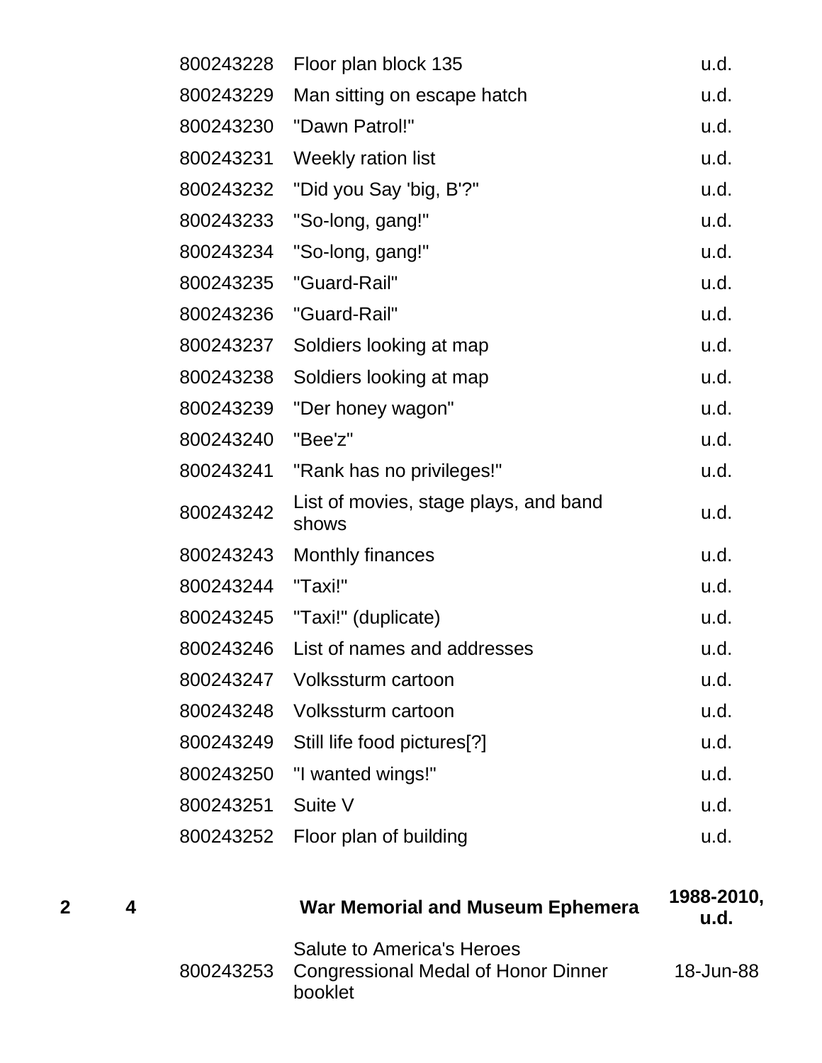| | | | | |
|---|---|---|---|---|
| | | 800243228 | Floor plan block 135 | u.d. |
| | | 800243229 | Man sitting on escape hatch | u.d. |
| | | 800243230 | "Dawn Patrol!" | u.d. |
| | | 800243231 | Weekly ration list | u.d. |
| | | 800243232 | "Did you Say 'big, B'?" | u.d. |
| | | 800243233 | "So-long, gang!" | u.d. |
| | | 800243234 | "So-long, gang!" | u.d. |
| | | 800243235 | "Guard-Rail" | u.d. |
| | | 800243236 | "Guard-Rail" | u.d. |
| | | 800243237 | Soldiers looking at map | u.d. |
| | | 800243238 | Soldiers looking at map | u.d. |
| | | 800243239 | "Der honey wagon" | u.d. |
| | | 800243240 | "Bee'z" | u.d. |
| | | 800243241 | "Rank has no privileges!" | u.d. |
| | | 800243242 | List of movies, stage plays, and band shows | u.d. |
| | | 800243243 | Monthly finances | u.d. |
| | | 800243244 | "Taxi!" | u.d. |
| | | 800243245 | "Taxi!" (duplicate) | u.d. |
| | | 800243246 | List of names and addresses | u.d. |
| | | 800243247 | Volkssturm cartoon | u.d. |
| | | 800243248 | Volkssturm cartoon | u.d. |
| | | 800243249 | Still life food pictures[?] | u.d. |
| | | 800243250 | "I wanted wings!" | u.d. |
| | | 800243251 | Suite V | u.d. |
| | | 800243252 | Floor plan of building | u.d. |
| **2** | **4** | | **War Memorial and Museum Ephemera** | **1988-2010, u.d.** |
| | | 800243253 | Salute to America's Heroes Congressional Medal of Honor Dinner booklet | 18-Jun-88 |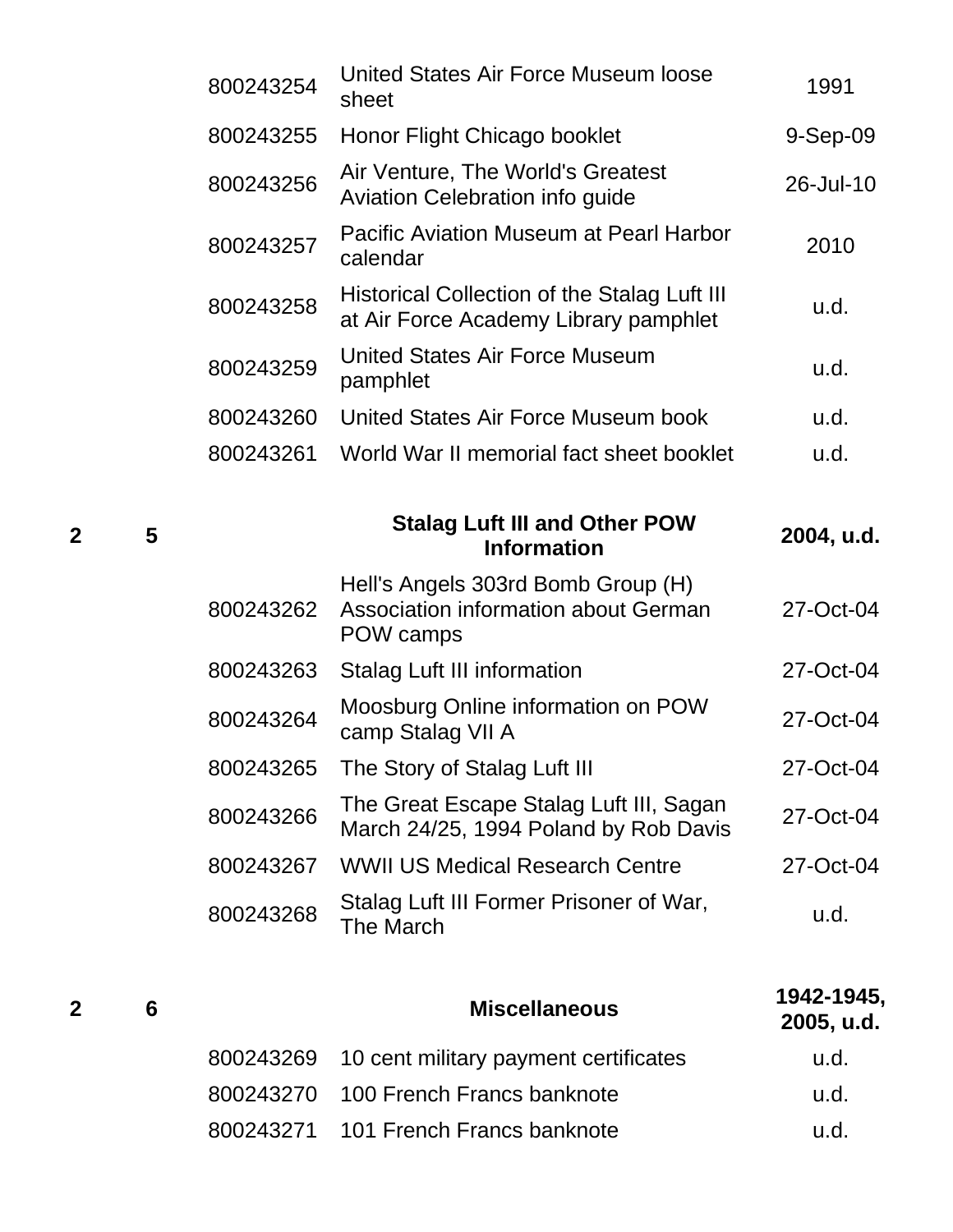| Box | Folder | Item ID | Title | Date |
|---|---|---|---|---|
| | | 800243254 | United States Air Force Museum loose sheet | 1991 |
| | | 800243255 | Honor Flight Chicago booklet | 9-Sep-09 |
| | | 800243256 | Air Venture, The World's Greatest Aviation Celebration info guide | 26-Jul-10 |
| | | 800243257 | Pacific Aviation Museum at Pearl Harbor calendar | 2010 |
| | | 800243258 | Historical Collection of the Stalag Luft III at Air Force Academy Library pamphlet | u.d. |
| | | 800243259 | United States Air Force Museum pamphlet | u.d. |
| | | 800243260 | United States Air Force Museum book | u.d. |
| | | 800243261 | World War II memorial fact sheet booklet | u.d. |
| **2** | **5** | | **Stalag Luft III and Other POW Information** | **2004, u.d.** |
| | | 800243262 | Hell's Angels 303rd Bomb Group (H) Association information about German POW camps | 27-Oct-04 |
| | | 800243263 | Stalag Luft III information | 27-Oct-04 |
| | | 800243264 | Moosburg Online information on POW camp Stalag VII A | 27-Oct-04 |
| | | 800243265 | The Story of Stalag Luft III | 27-Oct-04 |
| | | 800243266 | The Great Escape Stalag Luft III, Sagan March 24/25, 1994 Poland by Rob Davis | 27-Oct-04 |
| | | 800243267 | WWII US Medical Research Centre | 27-Oct-04 |
| | | 800243268 | Stalag Luft III Former Prisoner of War, The March | u.d. |
| **2** | **6** | | **Miscellaneous** | **1942-1945, 2005, u.d.** |
| | | 800243269 | 10 cent military payment certificates | u.d. |
| | | 800243270 | 100 French Francs banknote | u.d. |
| | | 800243271 | 101 French Francs banknote | u.d. |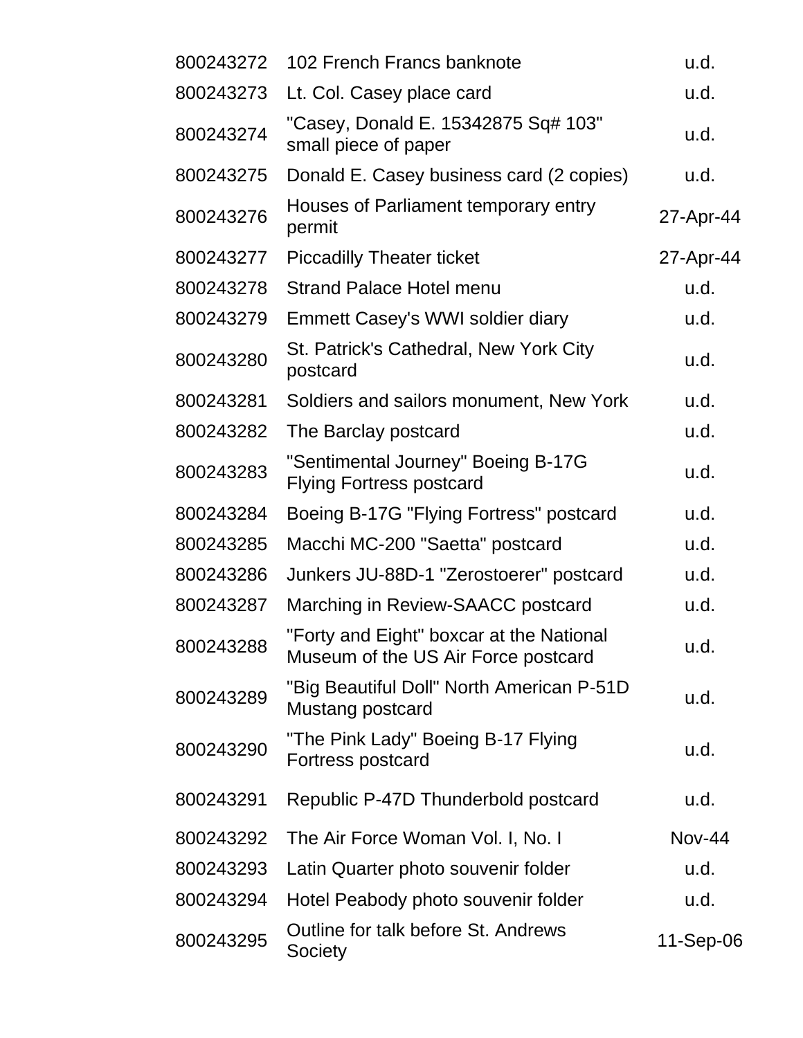| | | |
|---|---|---|
| 800243272 | 102 French Francs banknote | u.d. |
| 800243273 | Lt. Col. Casey place card | u.d. |
| 800243274 | "Casey, Donald E. 15342875 Sq# 103" small piece of paper | u.d. |
| 800243275 | Donald E. Casey business card (2 copies) | u.d. |
| 800243276 | Houses of Parliament temporary entry permit | 27-Apr-44 |
| 800243277 | Piccadilly Theater ticket | 27-Apr-44 |
| 800243278 | Strand Palace Hotel menu | u.d. |
| 800243279 | Emmett Casey's WWI soldier diary | u.d. |
| 800243280 | St. Patrick's Cathedral, New York City postcard | u.d. |
| 800243281 | Soldiers and sailors monument, New York | u.d. |
| 800243282 | The Barclay postcard | u.d. |
| 800243283 | "Sentimental Journey" Boeing B-17G Flying Fortress postcard | u.d. |
| 800243284 | Boeing B-17G "Flying Fortress" postcard | u.d. |
| 800243285 | Macchi MC-200 "Saetta" postcard | u.d. |
| 800243286 | Junkers JU-88D-1 "Zerostoerer" postcard | u.d. |
| 800243287 | Marching in Review-SAACC postcard | u.d. |
| 800243288 | "Forty and Eight" boxcar at the National Museum of the US Air Force postcard | u.d. |
| 800243289 | "Big Beautiful Doll" North American P-51D Mustang postcard | u.d. |
| 800243290 | "The Pink Lady" Boeing B-17 Flying Fortress postcard | u.d. |
| 800243291 | Republic P-47D Thunderbold postcard | u.d. |
| 800243292 | The Air Force Woman Vol. I, No. I | Nov-44 |
| 800243293 | Latin Quarter photo souvenir folder | u.d. |
| 800243294 | Hotel Peabody photo souvenir folder | u.d. |
| 800243295 | Outline for talk before St. Andrews Society | 11-Sep-06 |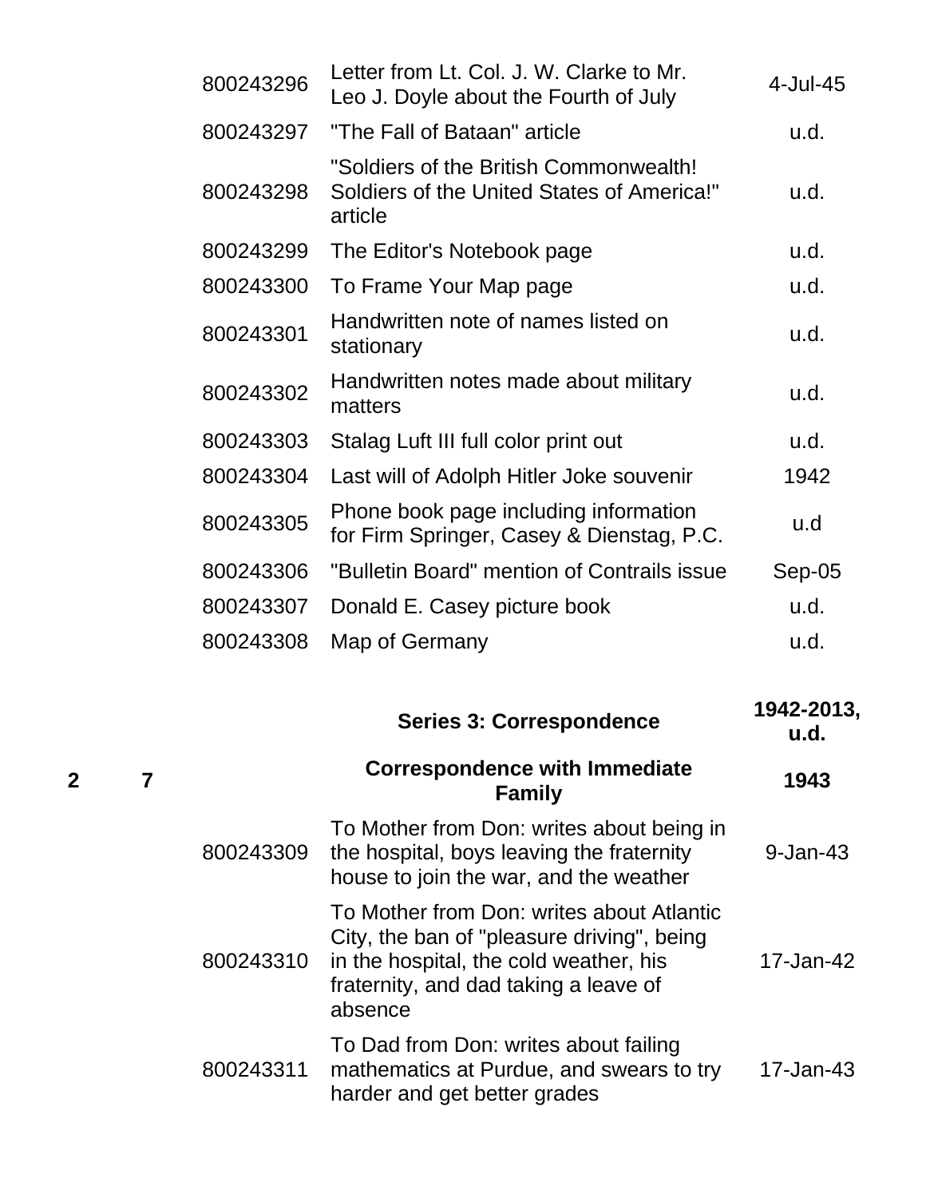| Box | Folder | Item ID | Description | Date |
|---|---|---|---|---|
| | | 800243296 | Letter from Lt. Col. J. W. Clarke to Mr. Leo J. Doyle about the Fourth of July | 4-Jul-45 |
| | | 800243297 | "The Fall of Bataan" article | u.d. |
| | | 800243298 | "Soldiers of the British Commonwealth! Soldiers of the United States of America!" article | u.d. |
| | | 800243299 | The Editor's Notebook page | u.d. |
| | | 800243300 | To Frame Your Map page | u.d. |
| | | 800243301 | Handwritten note of names listed on stationary | u.d. |
| | | 800243302 | Handwritten notes made about military matters | u.d. |
| | | 800243303 | Stalag Luft III full color print out | u.d. |
| | | 800243304 | Last will of Adolph Hitler Joke souvenir | 1942 |
| | | 800243305 | Phone book page including information for Firm Springer, Casey & Dienstag, P.C. | u.d |
| | | 800243306 | "Bulletin Board" mention of Contrails issue | Sep-05 |
| | | 800243307 | Donald E. Casey picture book | u.d. |
| | | 800243308 | Map of Germany | u.d. |
| | | | **Series 3: Correspondence** | **1942-2013, u.d.** |
| **2** | **7** | | **Correspondence with Immediate Family** | **1943** |
| | | 800243309 | To Mother from Don: writes about being in the hospital, boys leaving the fraternity house to join the war, and the weather | 9-Jan-43 |
| | | 800243310 | To Mother from Don: writes about Atlantic City, the ban of "pleasure driving", being in the hospital, the cold weather, his fraternity, and dad taking a leave of absence | 17-Jan-42 |
| | | 800243311 | To Dad from Don: writes about failing mathematics at Purdue, and swears to try harder and get better grades | 17-Jan-43 |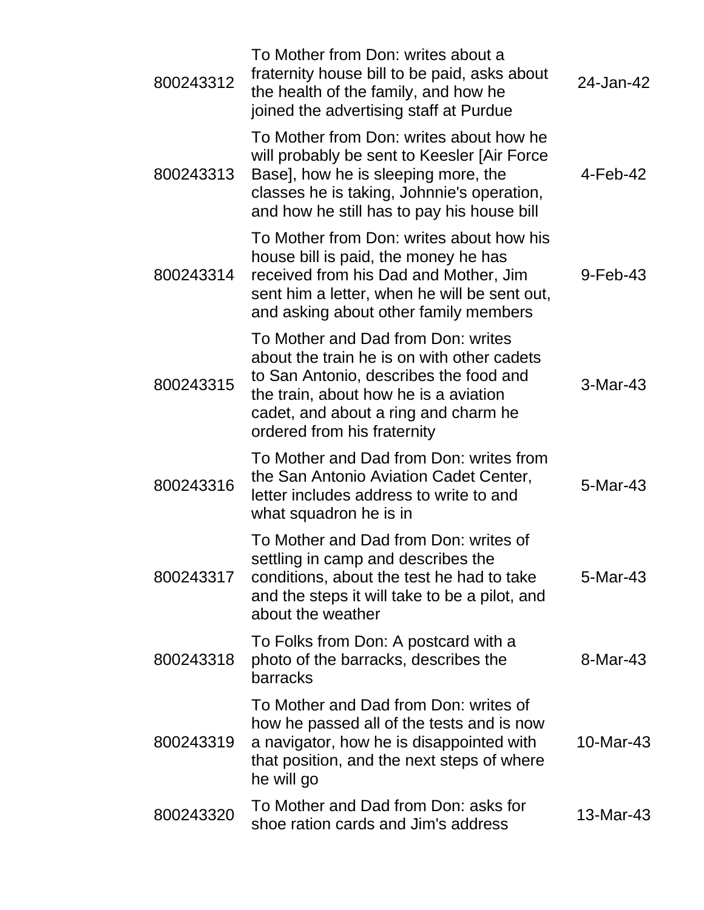| | | |
|---|---|---|
| 800243312 | To Mother from Don: writes about a fraternity house bill to be paid, asks about the health of the family, and how he joined the advertising staff at Purdue | 24-Jan-42 |
| 800243313 | To Mother from Don: writes about how he will probably be sent to Keesler [Air Force Base], how he is sleeping more, the classes he is taking, Johnnie's operation, and how he still has to pay his house bill | 4-Feb-42 |
| 800243314 | To Mother from Don: writes about how his house bill is paid, the money he has received from his Dad and Mother, Jim sent him a letter, when he will be sent out, and asking about other family members | 9-Feb-43 |
| 800243315 | To Mother and Dad from Don: writes about the train he is on with other cadets to San Antonio, describes the food and the train, about how he is a aviation cadet, and about a ring and charm he ordered from his fraternity | 3-Mar-43 |
| 800243316 | To Mother and Dad from Don: writes from the San Antonio Aviation Cadet Center, letter includes address to write to and what squadron he is in | 5-Mar-43 |
| 800243317 | To Mother and Dad from Don: writes of settling in camp and describes the conditions, about the test he had to take and the steps it will take to be a pilot, and about the weather | 5-Mar-43 |
| 800243318 | To Folks from Don: A postcard with a photo of the barracks, describes the barracks | 8-Mar-43 |
| 800243319 | To Mother and Dad from Don: writes of how he passed all of the tests and is now a navigator, how he is disappointed with that position, and the next steps of where he will go | 10-Mar-43 |
| 800243320 | To Mother and Dad from Don: asks for shoe ration cards and Jim's address | 13-Mar-43 |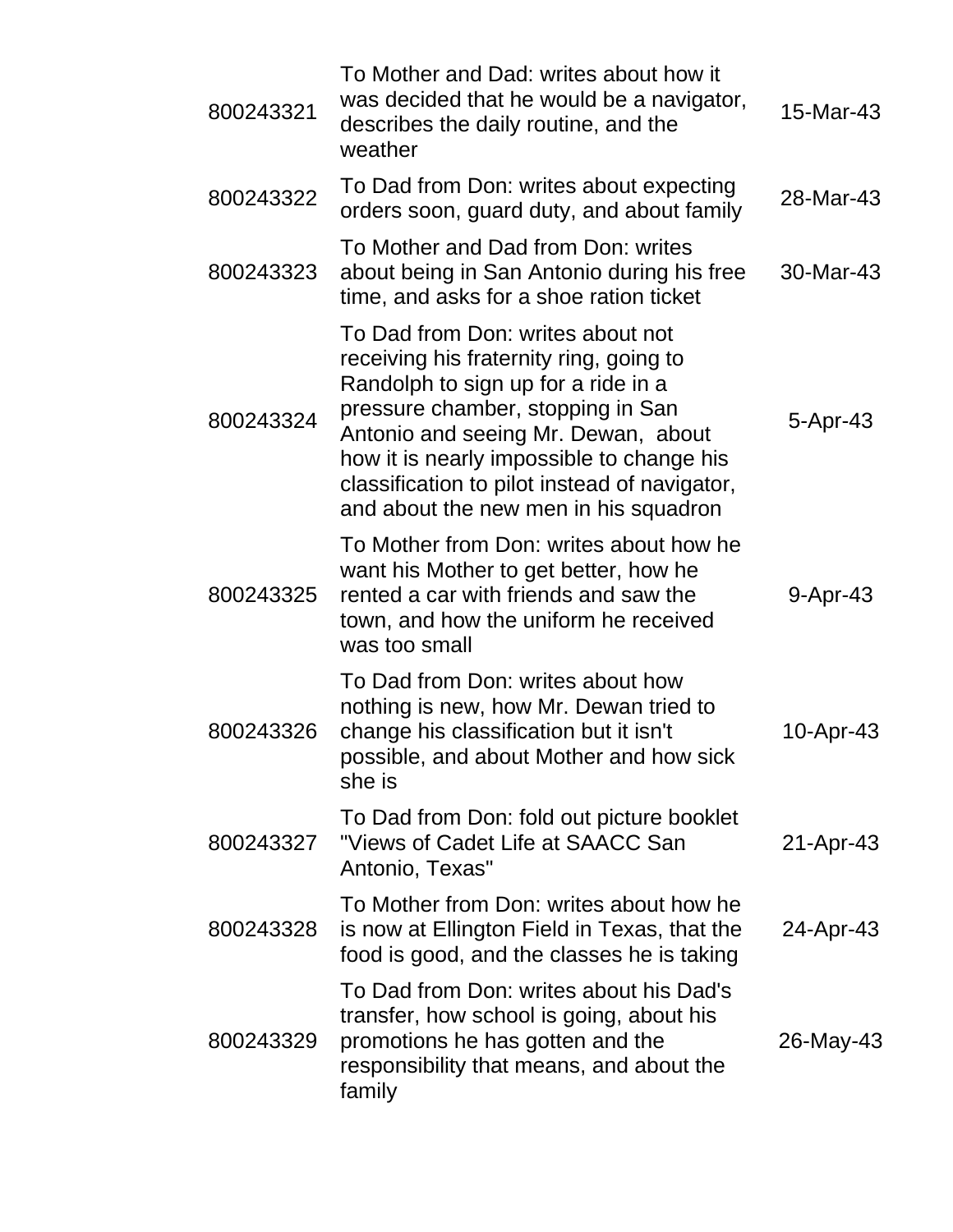| | | |
|---|---|---|
| 800243321 | To Mother and Dad: writes about how it was decided that he would be a navigator, describes the daily routine, and the weather | 15-Mar-43 |
| 800243322 | To Dad from Don: writes about expecting orders soon, guard duty, and about family | 28-Mar-43 |
| 800243323 | To Mother and Dad from Don: writes about being in San Antonio during his free time, and asks for a shoe ration ticket | 30-Mar-43 |
| 800243324 | To Dad from Don: writes about not receiving his fraternity ring, going to Randolph to sign up for a ride in a pressure chamber, stopping in San Antonio and seeing Mr. Dewan,  about how it is nearly impossible to change his classification to pilot instead of navigator, and about the new men in his squadron | 5-Apr-43 |
| 800243325 | To Mother from Don: writes about how he want his Mother to get better, how he rented a car with friends and saw the town, and how the uniform he received was too small | 9-Apr-43 |
| 800243326 | To Dad from Don: writes about how nothing is new, how Mr. Dewan tried to change his classification but it isn't possible, and about Mother and how sick she is | 10-Apr-43 |
| 800243327 | To Dad from Don: fold out picture booklet "Views of Cadet Life at SAACC San Antonio, Texas" | 21-Apr-43 |
| 800243328 | To Mother from Don: writes about how he is now at Ellington Field in Texas, that the food is good, and the classes he is taking | 24-Apr-43 |
| 800243329 | To Dad from Don: writes about his Dad's transfer, how school is going, about his promotions he has gotten and the responsibility that means, and about the family | 26-May-43 |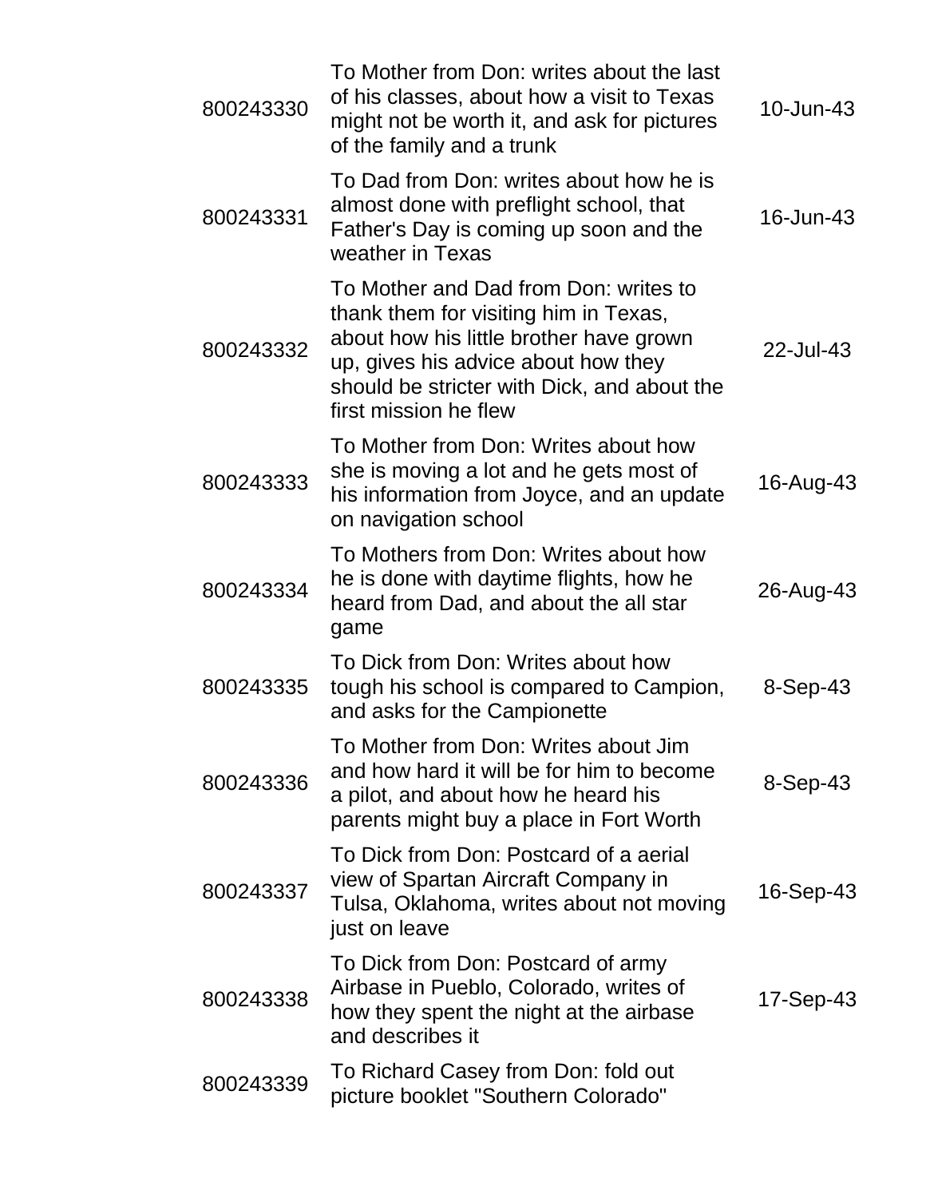| | | |
|---|---|---|
| 800243330 | To Mother from Don: writes about the last of his classes, about how a visit to Texas might not be worth it, and ask for pictures of the family and a trunk | 10-Jun-43 |
| 800243331 | To Dad from Don: writes about how he is almost done with preflight school, that Father's Day is coming up soon and the weather in Texas | 16-Jun-43 |
| 800243332 | To Mother and Dad from Don: writes to thank them for visiting him in Texas, about how his little brother have grown up, gives his advice about how they should be stricter with Dick, and about the first mission he flew | 22-Jul-43 |
| 800243333 | To Mother from Don: Writes about how she is moving a lot and he gets most of his information from Joyce, and an update on navigation school | 16-Aug-43 |
| 800243334 | To Mothers from Don: Writes about how he is done with daytime flights, how he heard from Dad, and about the all star game | 26-Aug-43 |
| 800243335 | To Dick from Don: Writes about how tough his school is compared to Campion, and asks for the Campionette | 8-Sep-43 |
| 800243336 | To Mother from Don: Writes about Jim and how hard it will be for him to become a pilot, and about how he heard his parents might buy a place in Fort Worth | 8-Sep-43 |
| 800243337 | To Dick from Don: Postcard of a aerial view of Spartan Aircraft Company in Tulsa, Oklahoma, writes about not moving just on leave | 16-Sep-43 |
| 800243338 | To Dick from Don: Postcard of army Airbase in Pueblo, Colorado, writes of how they spent the night at the airbase and describes it | 17-Sep-43 |
| 800243339 | To Richard Casey from Don: fold out picture booklet "Southern Colorado" | |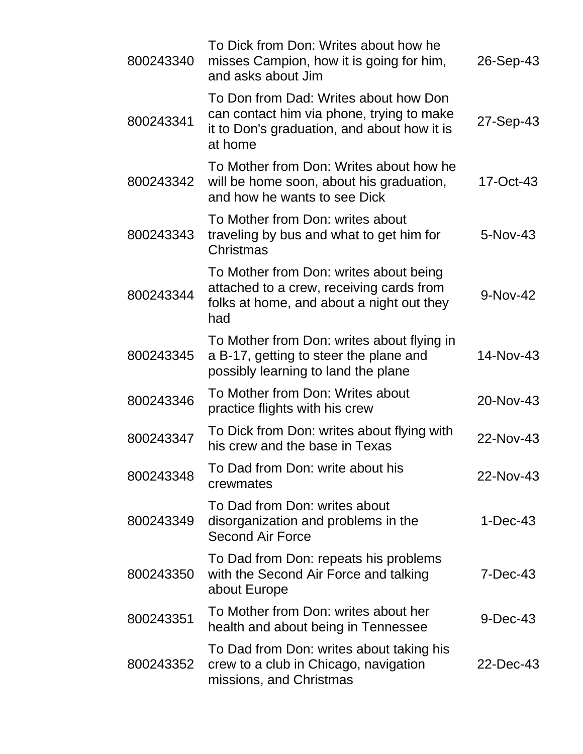| | | |
|---|---|---|
| 800243340 | To Dick from Don: Writes about how he misses Campion, how it is going for him, and asks about Jim | 26-Sep-43 |
| 800243341 | To Don from Dad: Writes about how Don can contact him via phone, trying to make it to Don's graduation, and about how it is at home | 27-Sep-43 |
| 800243342 | To Mother from Don: Writes about how he will be home soon, about his graduation, and how he wants to see Dick | 17-Oct-43 |
| 800243343 | To Mother from Don: writes about traveling by bus and what to get him for Christmas | 5-Nov-43 |
| 800243344 | To Mother from Don: writes about being attached to a crew, receiving cards from folks at home, and about a night out they had | 9-Nov-42 |
| 800243345 | To Mother from Don: writes about flying in a B-17, getting to steer the plane and possibly learning to land the plane | 14-Nov-43 |
| 800243346 | To Mother from Don: Writes about practice flights with his crew | 20-Nov-43 |
| 800243347 | To Dick from Don: writes about flying with his crew and the base in Texas | 22-Nov-43 |
| 800243348 | To Dad from Don: write about his crewmates | 22-Nov-43 |
| 800243349 | To Dad from Don: writes about disorganization and problems in the Second Air Force | 1-Dec-43 |
| 800243350 | To Dad from Don: repeats his problems with the Second Air Force and talking about Europe | 7-Dec-43 |
| 800243351 | To Mother from Don: writes about her health and about being in Tennessee | 9-Dec-43 |
| 800243352 | To Dad from Don: writes about taking his crew to a club in Chicago, navigation missions, and Christmas | 22-Dec-43 |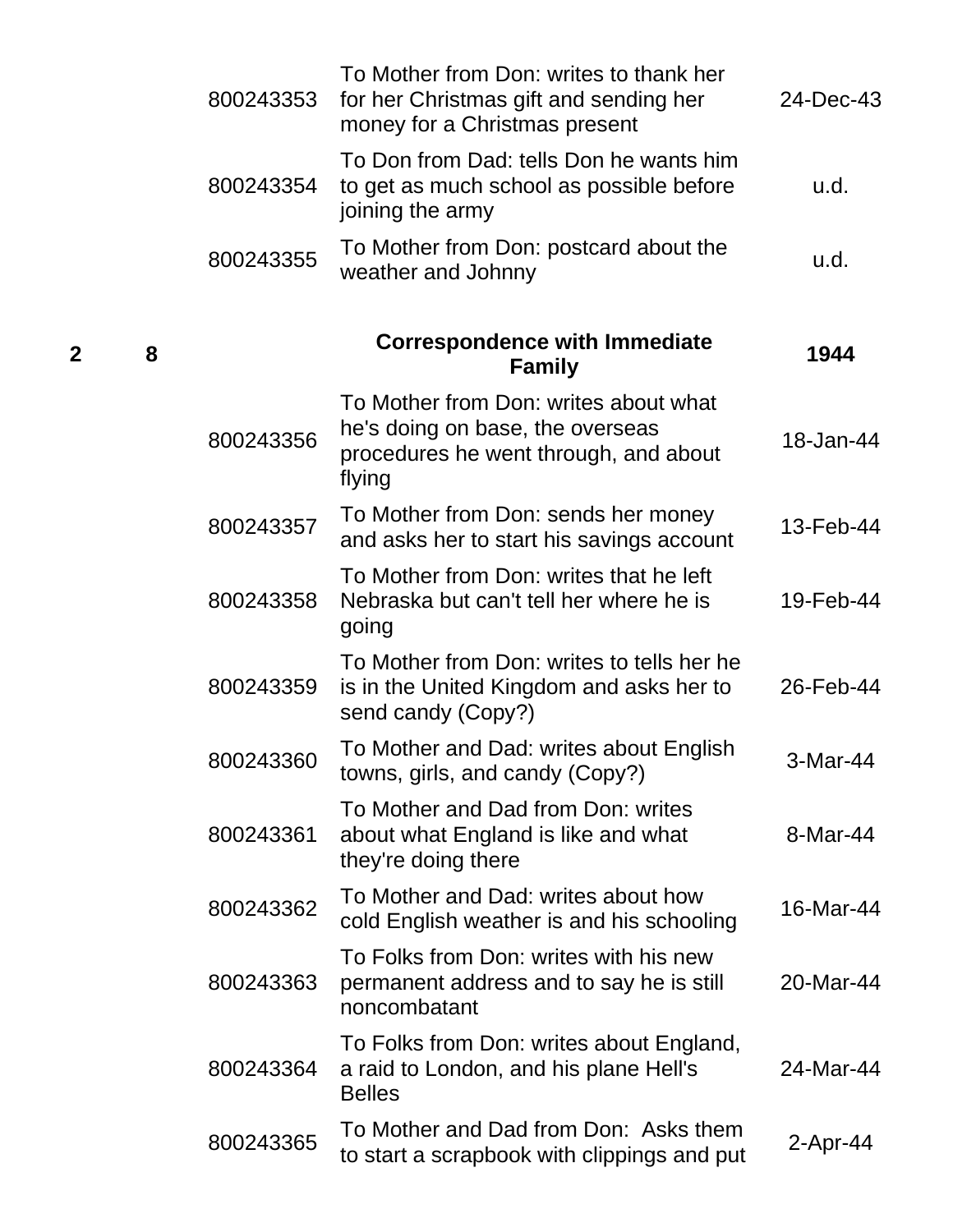| | | | | |
|---|---|---|---|---|
| | | 800243353 | To Mother from Don: writes to thank her for her Christmas gift and sending her money for a Christmas present | 24-Dec-43 |
| | | 800243354 | To Don from Dad: tells Don he wants him to get as much school as possible before joining the army | u.d. |
| | | 800243355 | To Mother from Don: postcard about the weather and Johnny | u.d. |
| **2** | **8** | | **Correspondence with Immediate Family** | **1944** |
| | | 800243356 | To Mother from Don: writes about what he's doing on base, the overseas procedures he went through, and about flying | 18-Jan-44 |
| | | 800243357 | To Mother from Don: sends her money and asks her to start his savings account | 13-Feb-44 |
| | | 800243358 | To Mother from Don: writes that he left Nebraska but can't tell her where he is going | 19-Feb-44 |
| | | 800243359 | To Mother from Don: writes to tells her he is in the United Kingdom and asks her to send candy (Copy?) | 26-Feb-44 |
| | | 800243360 | To Mother and Dad: writes about English towns, girls, and candy (Copy?) | 3-Mar-44 |
| | | 800243361 | To Mother and Dad from Don: writes about what England is like and what they're doing there | 8-Mar-44 |
| | | 800243362 | To Mother and Dad: writes about how cold English weather is and his schooling | 16-Mar-44 |
| | | 800243363 | To Folks from Don: writes with his new permanent address and to say he is still noncombatant | 20-Mar-44 |
| | | 800243364 | To Folks from Don: writes about England, a raid to London, and his plane Hell's Belles | 24-Mar-44 |
| | | 800243365 | To Mother and Dad from Don: Asks them to start a scrapbook with clippings and put | 2-Apr-44 |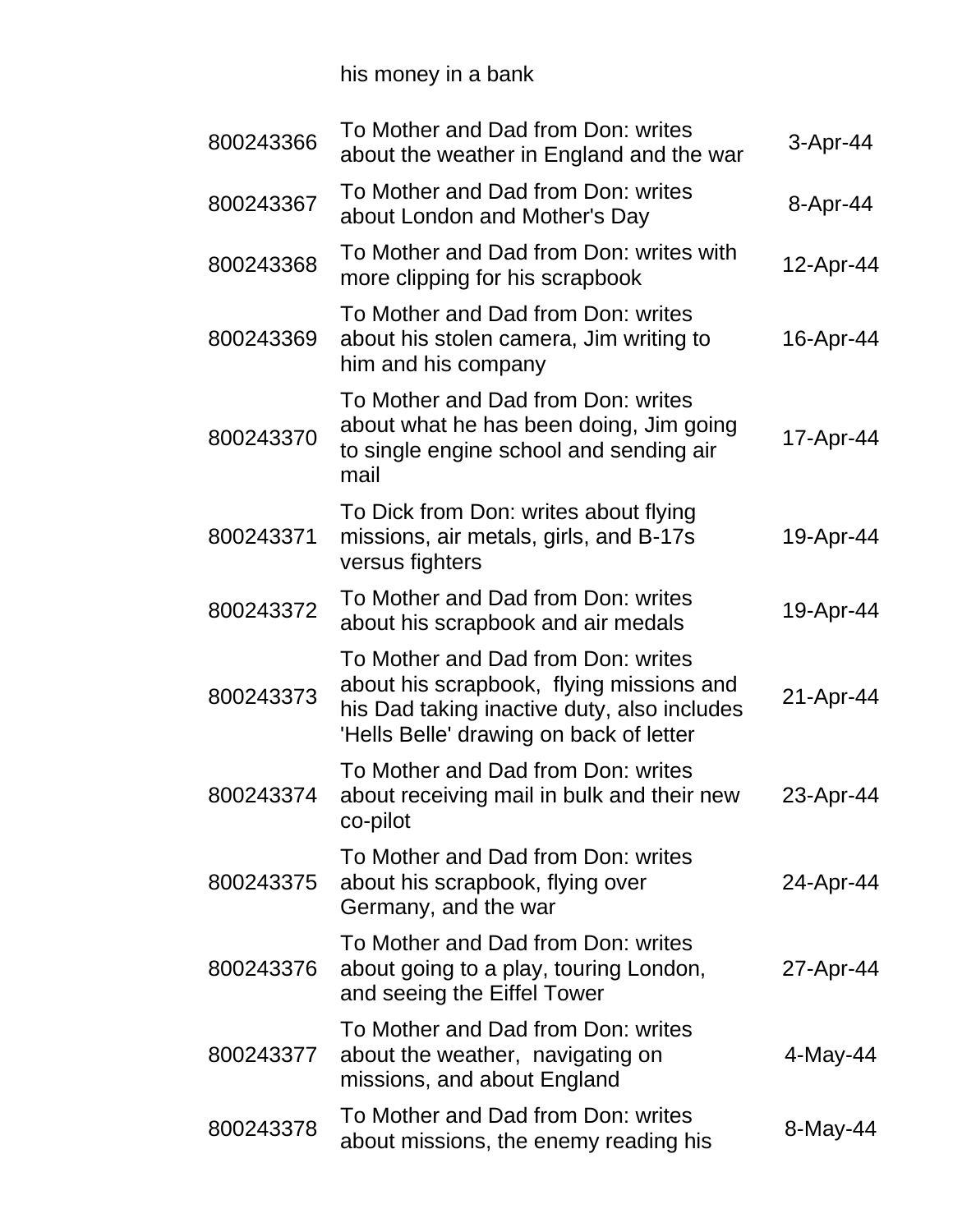| | his money in a bank | |
|---|---|---|
| 800243366 | To Mother and Dad from Don: writes about the weather in England and the war | 3-Apr-44 |
| 800243367 | To Mother and Dad from Don: writes about London and Mother's Day | 8-Apr-44 |
| 800243368 | To Mother and Dad from Don: writes with more clipping for his scrapbook | 12-Apr-44 |
| 800243369 | To Mother and Dad from Don: writes about his stolen camera, Jim writing to him and his company | 16-Apr-44 |
| 800243370 | To Mother and Dad from Don: writes about what he has been doing, Jim going to single engine school and sending air mail | 17-Apr-44 |
| 800243371 | To Dick from Don: writes about flying missions, air metals, girls, and B-17s versus fighters | 19-Apr-44 |
| 800243372 | To Mother and Dad from Don: writes about his scrapbook and air medals | 19-Apr-44 |
| 800243373 | To Mother and Dad from Don: writes about his scrapbook, flying missions and his Dad taking inactive duty, also includes 'Hells Belle' drawing on back of letter | 21-Apr-44 |
| 800243374 | To Mother and Dad from Don: writes about receiving mail in bulk and their new co-pilot | 23-Apr-44 |
| 800243375 | To Mother and Dad from Don: writes about his scrapbook, flying over Germany, and the war | 24-Apr-44 |
| 800243376 | To Mother and Dad from Don: writes about going to a play, touring London, and seeing the Eiffel Tower | 27-Apr-44 |
| 800243377 | To Mother and Dad from Don: writes about the weather, navigating on missions, and about England | 4-May-44 |
| 800243378 | To Mother and Dad from Don: writes about missions, the enemy reading his | 8-May-44 |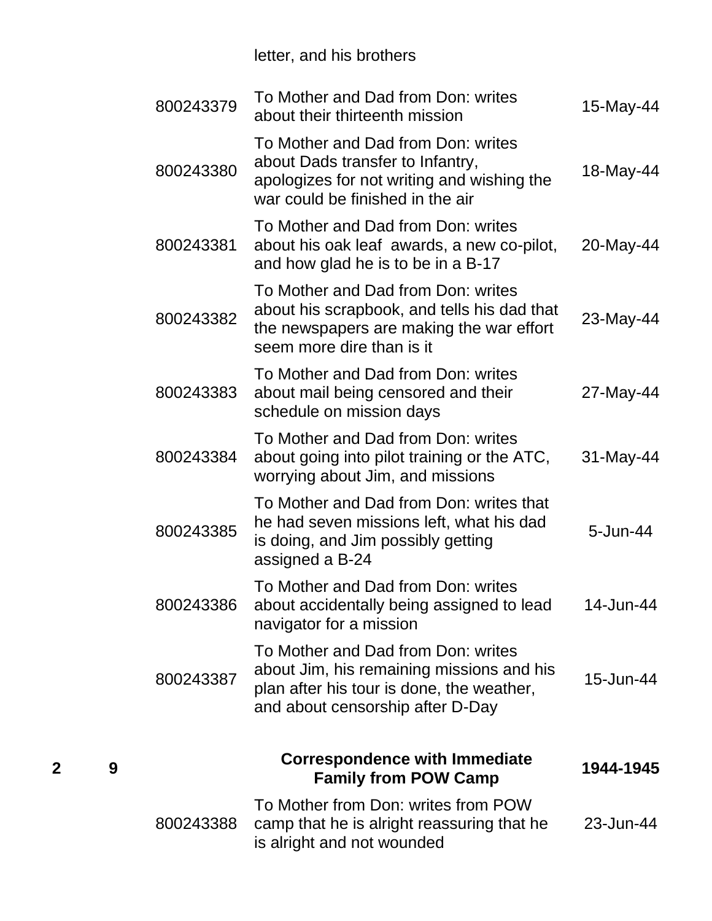| | | | letter, and his brothers | |
|---|---|---|---|---|
| | | 800243379 | To Mother and Dad from Don: writes about their thirteenth mission | 15-May-44 |
| | | 800243380 | To Mother and Dad from Don: writes about Dads transfer to Infantry, apologizes for not writing and wishing the war could be finished in the air | 18-May-44 |
| | | 800243381 | To Mother and Dad from Don: writes about his oak leaf awards, a new co-pilot, and how glad he is to be in a B-17 | 20-May-44 |
| | | 800243382 | To Mother and Dad from Don: writes about his scrapbook, and tells his dad that the newspapers are making the war effort seem more dire than is it | 23-May-44 |
| | | 800243383 | To Mother and Dad from Don: writes about mail being censored and their schedule on mission days | 27-May-44 |
| | | 800243384 | To Mother and Dad from Don: writes about going into pilot training or the ATC, worrying about Jim, and missions | 31-May-44 |
| | | 800243385 | To Mother and Dad from Don: writes that he had seven missions left, what his dad is doing, and Jim possibly getting assigned a B-24 | 5-Jun-44 |
| | | 800243386 | To Mother and Dad from Don: writes about accidentally being assigned to lead navigator for a mission | 14-Jun-44 |
| | | 800243387 | To Mother and Dad from Don: writes about Jim, his remaining missions and his plan after his tour is done, the weather, and about censorship after D-Day | 15-Jun-44 |
| **2** | **9** | | **Correspondence with Immediate Family from POW Camp** | **1944-1945** |
| | | 800243388 | To Mother from Don: writes from POW camp that he is alright reassuring that he is alright and not wounded | 23-Jun-44 |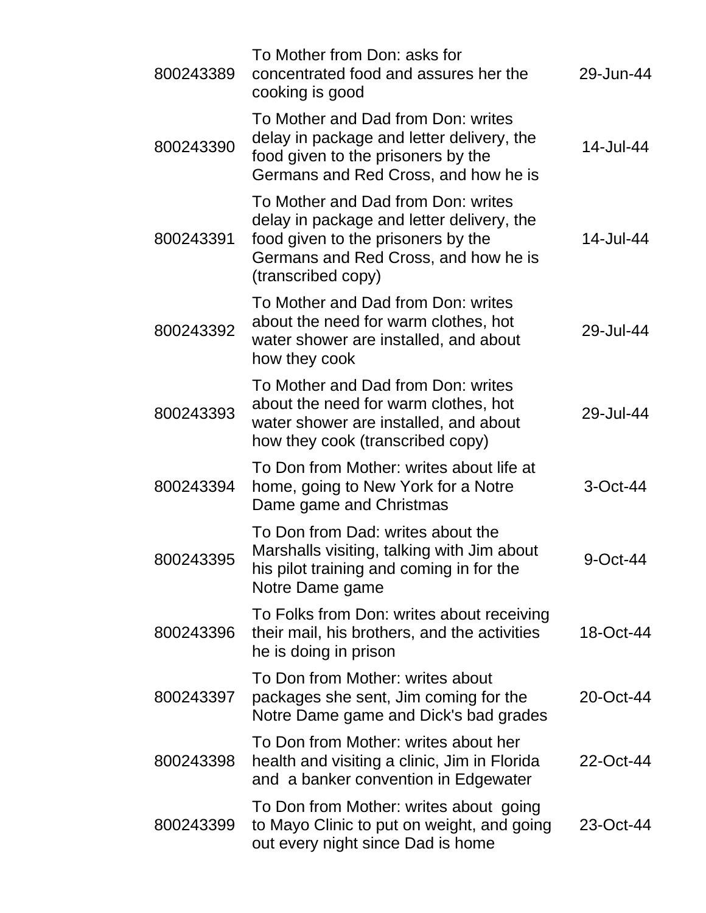| | | |
|---|---|---|
| 800243389 | To Mother from Don: asks for concentrated food and assures her the cooking is good | 29-Jun-44 |
| 800243390 | To Mother and Dad from Don: writes delay in package and letter delivery, the food given to the prisoners by the Germans and Red Cross, and how he is | 14-Jul-44 |
| 800243391 | To Mother and Dad from Don: writes delay in package and letter delivery, the food given to the prisoners by the Germans and Red Cross, and how he is (transcribed copy) | 14-Jul-44 |
| 800243392 | To Mother and Dad from Don: writes about the need for warm clothes, hot water shower are installed, and about how they cook | 29-Jul-44 |
| 800243393 | To Mother and Dad from Don: writes about the need for warm clothes, hot water shower are installed, and about how they cook (transcribed copy) | 29-Jul-44 |
| 800243394 | To Don from Mother: writes about life at home, going to New York for a Notre Dame game and Christmas | 3-Oct-44 |
| 800243395 | To Don from Dad: writes about the Marshalls visiting, talking with Jim about his pilot training and coming in for the Notre Dame game | 9-Oct-44 |
| 800243396 | To Folks from Don: writes about receiving their mail, his brothers, and the activities he is doing in prison | 18-Oct-44 |
| 800243397 | To Don from Mother: writes about packages she sent, Jim coming for the Notre Dame game and Dick's bad grades | 20-Oct-44 |
| 800243398 | To Don from Mother: writes about her health and visiting a clinic, Jim in Florida and a banker convention in Edgewater | 22-Oct-44 |
| 800243399 | To Don from Mother: writes about going to Mayo Clinic to put on weight, and going out every night since Dad is home | 23-Oct-44 |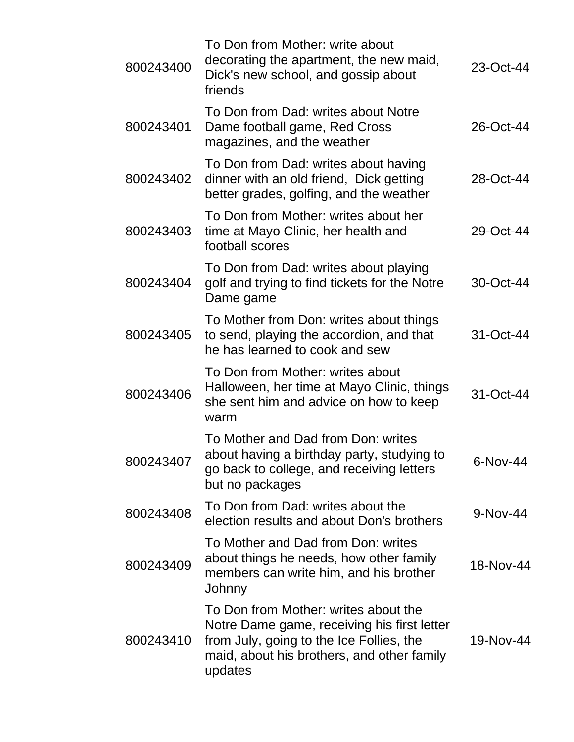| | | |
|---|---|---|
| 800243400 | To Don from Mother: write about decorating the apartment, the new maid, Dick's new school, and gossip about friends | 23-Oct-44 |
| 800243401 | To Don from Dad: writes about Notre Dame football game, Red Cross magazines, and the weather | 26-Oct-44 |
| 800243402 | To Don from Dad: writes about having dinner with an old friend, Dick getting better grades, golfing, and the weather | 28-Oct-44 |
| 800243403 | To Don from Mother: writes about her time at Mayo Clinic, her health and football scores | 29-Oct-44 |
| 800243404 | To Don from Dad: writes about playing golf and trying to find tickets for the Notre Dame game | 30-Oct-44 |
| 800243405 | To Mother from Don: writes about things to send, playing the accordion, and that he has learned to cook and sew | 31-Oct-44 |
| 800243406 | To Don from Mother: writes about Halloween, her time at Mayo Clinic, things she sent him and advice on how to keep warm | 31-Oct-44 |
| 800243407 | To Mother and Dad from Don: writes about having a birthday party, studying to go back to college, and receiving letters but no packages | 6-Nov-44 |
| 800243408 | To Don from Dad: writes about the election results and about Don's brothers | 9-Nov-44 |
| 800243409 | To Mother and Dad from Don: writes about things he needs, how other family members can write him, and his brother Johnny | 18-Nov-44 |
| 800243410 | To Don from Mother: writes about the Notre Dame game, receiving his first letter from July, going to the Ice Follies, the maid, about his brothers, and other family updates | 19-Nov-44 |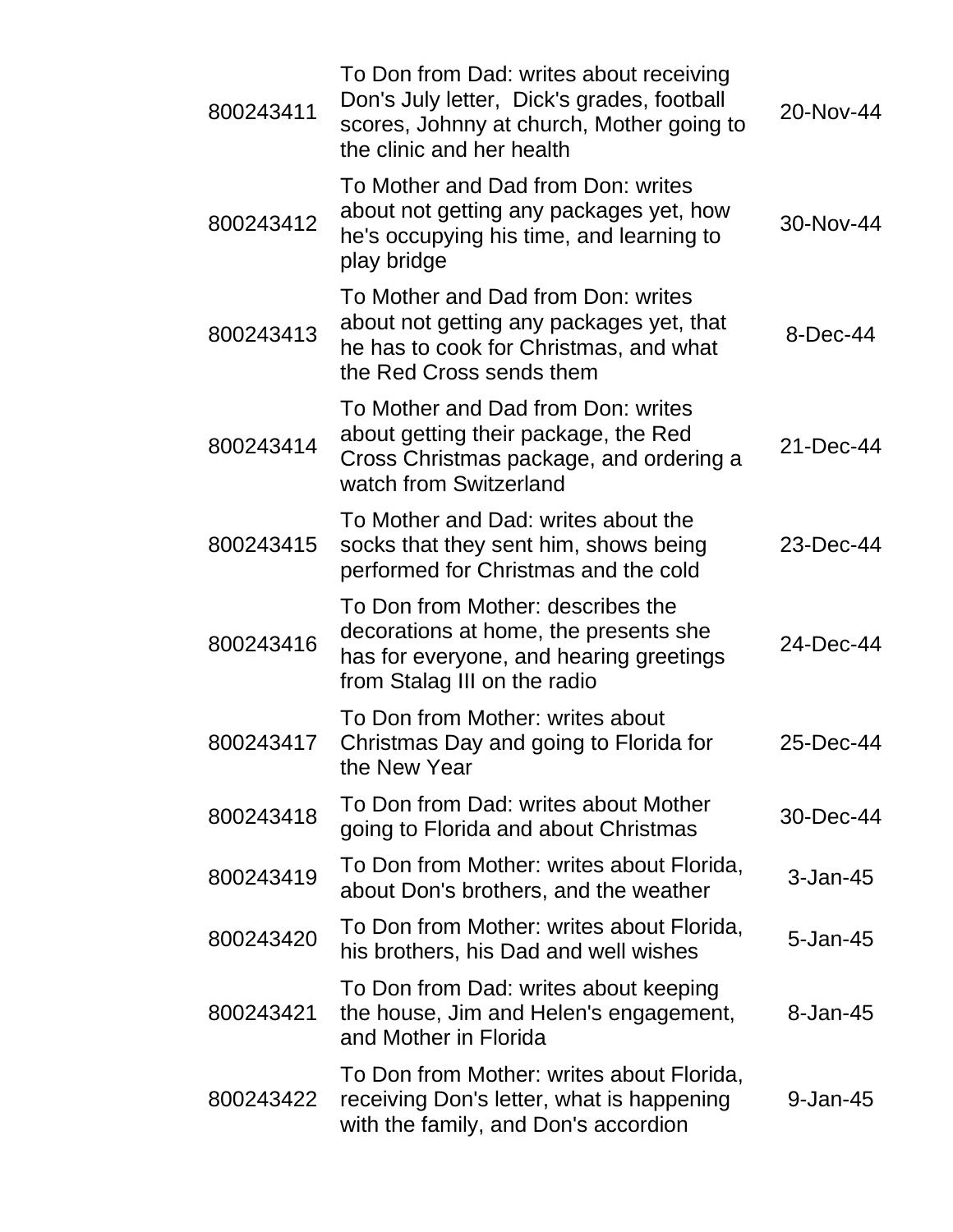| | | |
|---|---|---|
| 800243411 | To Don from Dad: writes about receiving Don's July letter,  Dick's grades, football scores, Johnny at church, Mother going to the clinic and her health | 20-Nov-44 |
| 800243412 | To Mother and Dad from Don: writes about not getting any packages yet, how he's occupying his time, and learning to play bridge | 30-Nov-44 |
| 800243413 | To Mother and Dad from Don: writes about not getting any packages yet, that he has to cook for Christmas, and what the Red Cross sends them | 8-Dec-44 |
| 800243414 | To Mother and Dad from Don: writes about getting their package, the Red Cross Christmas package, and ordering a watch from Switzerland | 21-Dec-44 |
| 800243415 | To Mother and Dad: writes about the socks that they sent him, shows being performed for Christmas and the cold | 23-Dec-44 |
| 800243416 | To Don from Mother: describes the decorations at home, the presents she has for everyone, and hearing greetings from Stalag III on the radio | 24-Dec-44 |
| 800243417 | To Don from Mother: writes about Christmas Day and going to Florida for the New Year | 25-Dec-44 |
| 800243418 | To Don from Dad: writes about Mother going to Florida and about Christmas | 30-Dec-44 |
| 800243419 | To Don from Mother: writes about Florida, about Don's brothers, and the weather | 3-Jan-45 |
| 800243420 | To Don from Mother: writes about Florida, his brothers, his Dad and well wishes | 5-Jan-45 |
| 800243421 | To Don from Dad: writes about keeping the house, Jim and Helen's engagement, and Mother in Florida | 8-Jan-45 |
| 800243422 | To Don from Mother: writes about Florida, receiving Don's letter, what is happening with the family, and Don's accordion | 9-Jan-45 |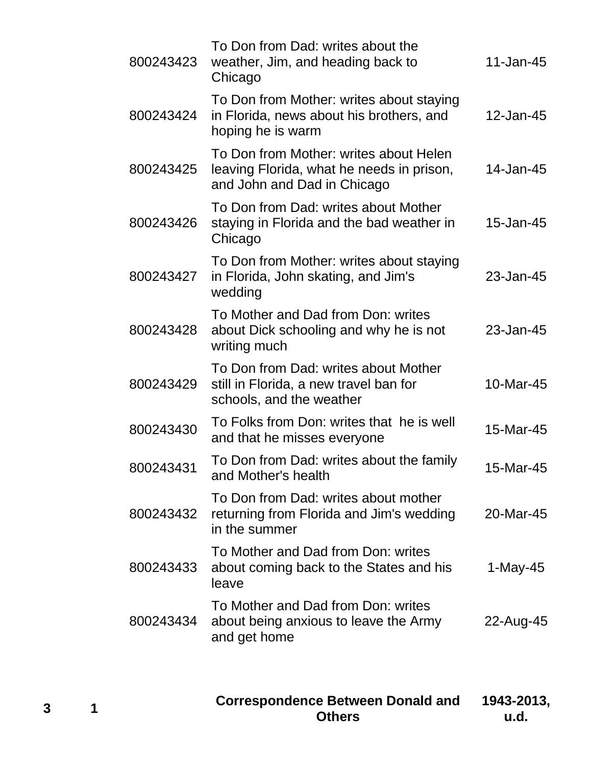| | | | | |
|---|---|---|---|---|
| | | 800243423 | To Don from Dad: writes about the weather, Jim, and heading back to Chicago | 11-Jan-45 |
| | | 800243424 | To Don from Mother: writes about staying in Florida, news about his brothers, and hoping he is warm | 12-Jan-45 |
| | | 800243425 | To Don from Mother: writes about Helen leaving Florida, what he needs in prison, and John and Dad in Chicago | 14-Jan-45 |
| | | 800243426 | To Don from Dad: writes about Mother staying in Florida and the bad weather in Chicago | 15-Jan-45 |
| | | 800243427 | To Don from Mother: writes about staying in Florida, John skating, and Jim's wedding | 23-Jan-45 |
| | | 800243428 | To Mother and Dad from Don: writes about Dick schooling and why he is not writing much | 23-Jan-45 |
| | | 800243429 | To Don from Dad: writes about Mother still in Florida, a new travel ban for schools, and the weather | 10-Mar-45 |
| | | 800243430 | To Folks from Don: writes that he is well and that he misses everyone | 15-Mar-45 |
| | | 800243431 | To Don from Dad: writes about the family and Mother's health | 15-Mar-45 |
| | | 800243432 | To Don from Dad: writes about mother returning from Florida and Jim's wedding in the summer | 20-Mar-45 |
| | | 800243433 | To Mother and Dad from Don: writes about coming back to the States and his leave | 1-May-45 |
| | | 800243434 | To Mother and Dad from Don: writes about being anxious to leave the Army and get home | 22-Aug-45 |
| **3** | **1** | | **Correspondence Between Donald and Others** | **1943-2013, u.d.** |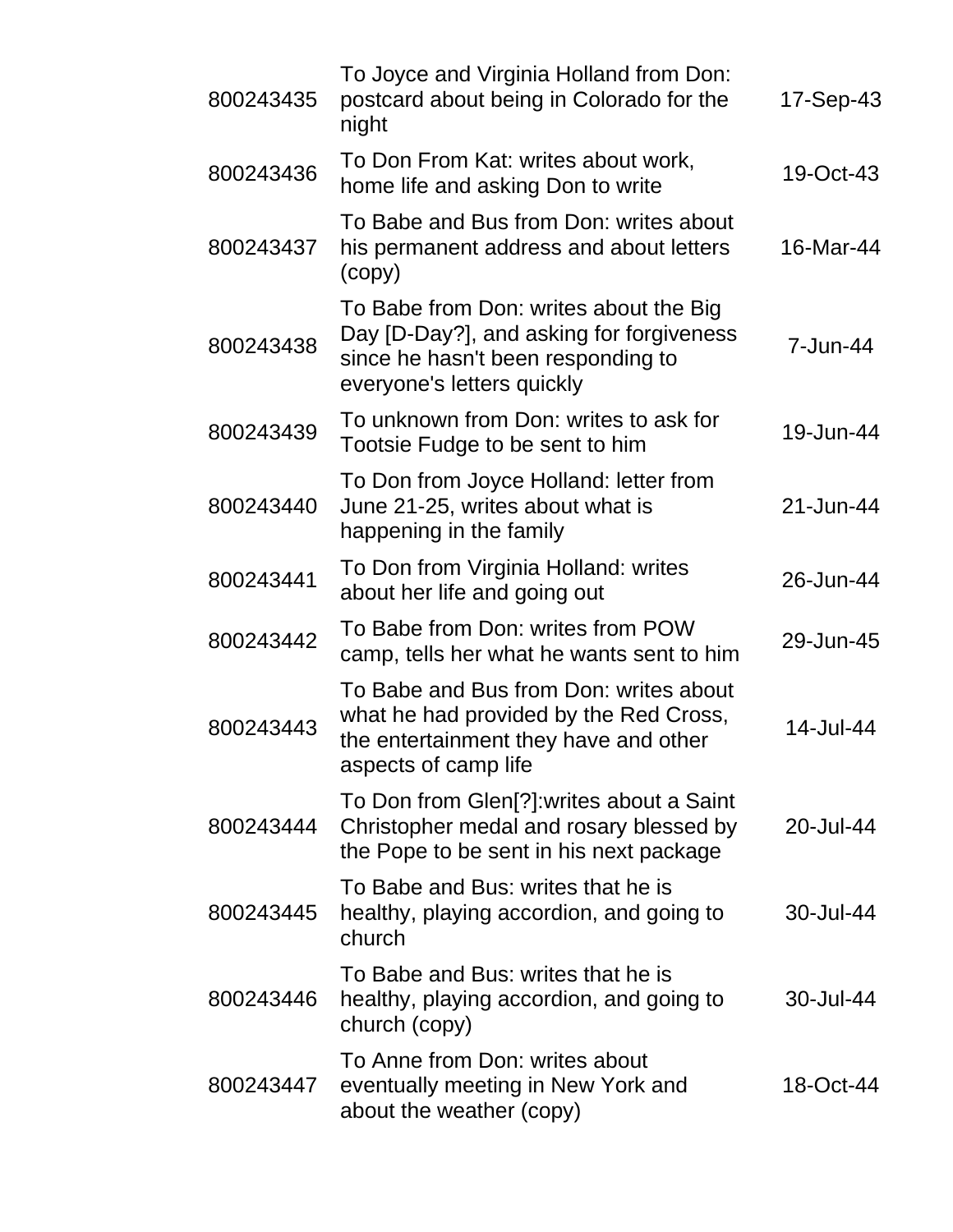| | | |
|---|---|---|
| 800243435 | To Joyce and Virginia Holland from Don: postcard about being in Colorado for the night | 17-Sep-43 |
| 800243436 | To Don From Kat: writes about work, home life and asking Don to write | 19-Oct-43 |
| 800243437 | To Babe and Bus from Don: writes about his permanent address and about letters (copy) | 16-Mar-44 |
| 800243438 | To Babe from Don: writes about the Big Day [D-Day?], and asking for forgiveness since he hasn't been responding to everyone's letters quickly | 7-Jun-44 |
| 800243439 | To unknown from Don: writes to ask for Tootsie Fudge to be sent to him | 19-Jun-44 |
| 800243440 | To Don from Joyce Holland: letter from June 21-25, writes about what is happening in the family | 21-Jun-44 |
| 800243441 | To Don from Virginia Holland: writes about her life and going out | 26-Jun-44 |
| 800243442 | To Babe from Don: writes from POW camp, tells her what he wants sent to him | 29-Jun-45 |
| 800243443 | To Babe and Bus from Don: writes about what he had provided by the Red Cross, the entertainment they have and other aspects of camp life | 14-Jul-44 |
| 800243444 | To Don from Glen[?]:writes about a Saint Christopher medal and rosary blessed by the Pope to be sent in his next package | 20-Jul-44 |
| 800243445 | To Babe and Bus: writes that he is healthy, playing accordion, and going to church | 30-Jul-44 |
| 800243446 | To Babe and Bus: writes that he is healthy, playing accordion, and going to church (copy) | 30-Jul-44 |
| 800243447 | To Anne from Don: writes about eventually meeting in New York and about the weather (copy) | 18-Oct-44 |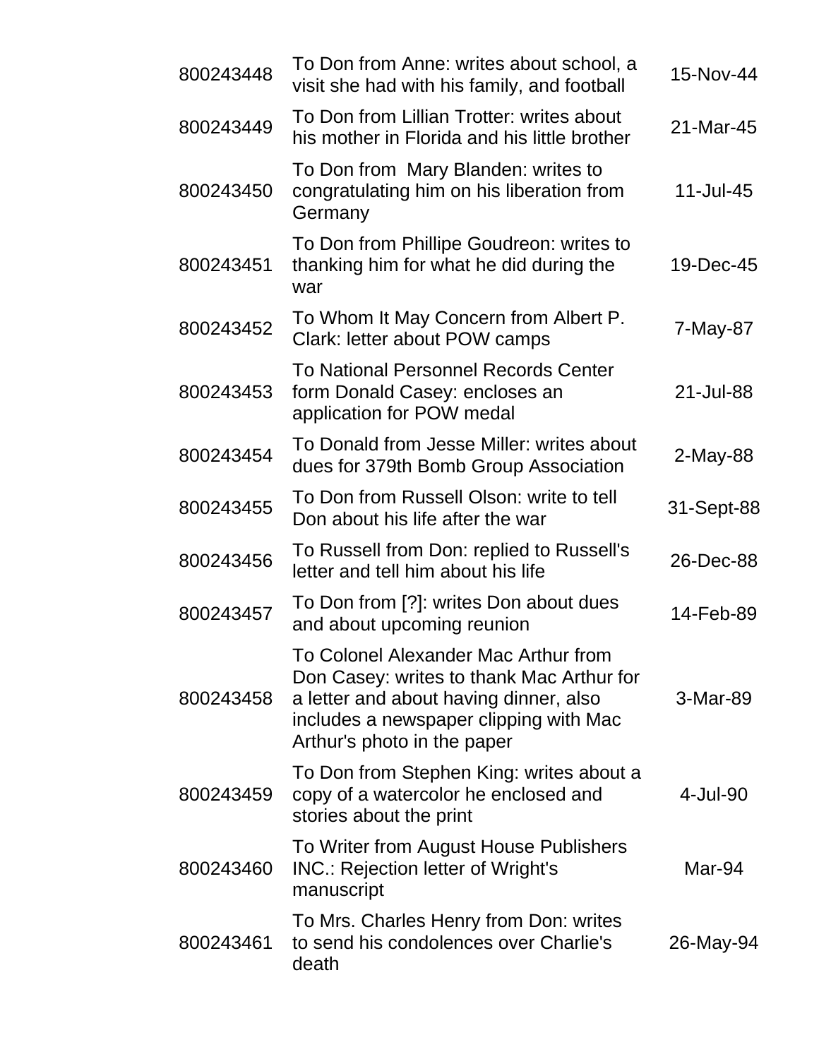| | | |
|---|---|---|
| 800243448 | To Don from Anne: writes about school, a visit she had with his family, and football | 15-Nov-44 |
| 800243449 | To Don from Lillian Trotter: writes about his mother in Florida and his little brother | 21-Mar-45 |
| 800243450 | To Don from  Mary Blanden: writes to congratulating him on his liberation from Germany | 11-Jul-45 |
| 800243451 | To Don from Phillipe Goudreon: writes to thanking him for what he did during the war | 19-Dec-45 |
| 800243452 | To Whom It May Concern from Albert P. Clark: letter about POW camps | 7-May-87 |
| 800243453 | To National Personnel Records Center form Donald Casey: encloses an application for POW medal | 21-Jul-88 |
| 800243454 | To Donald from Jesse Miller: writes about dues for 379th Bomb Group Association | 2-May-88 |
| 800243455 | To Don from Russell Olson: write to tell Don about his life after the war | 31-Sept-88 |
| 800243456 | To Russell from Don: replied to Russell's letter and tell him about his life | 26-Dec-88 |
| 800243457 | To Don from [?]: writes Don about dues and about upcoming reunion | 14-Feb-89 |
| 800243458 | To Colonel Alexander Mac Arthur from Don Casey: writes to thank Mac Arthur for a letter and about having dinner, also includes a newspaper clipping with Mac Arthur's photo in the paper | 3-Mar-89 |
| 800243459 | To Don from Stephen King: writes about a copy of a watercolor he enclosed and stories about the print | 4-Jul-90 |
| 800243460 | To Writer from August House Publishers INC.: Rejection letter of Wright's manuscript | Mar-94 |
| 800243461 | To Mrs. Charles Henry from Don: writes to send his condolences over Charlie's death | 26-May-94 |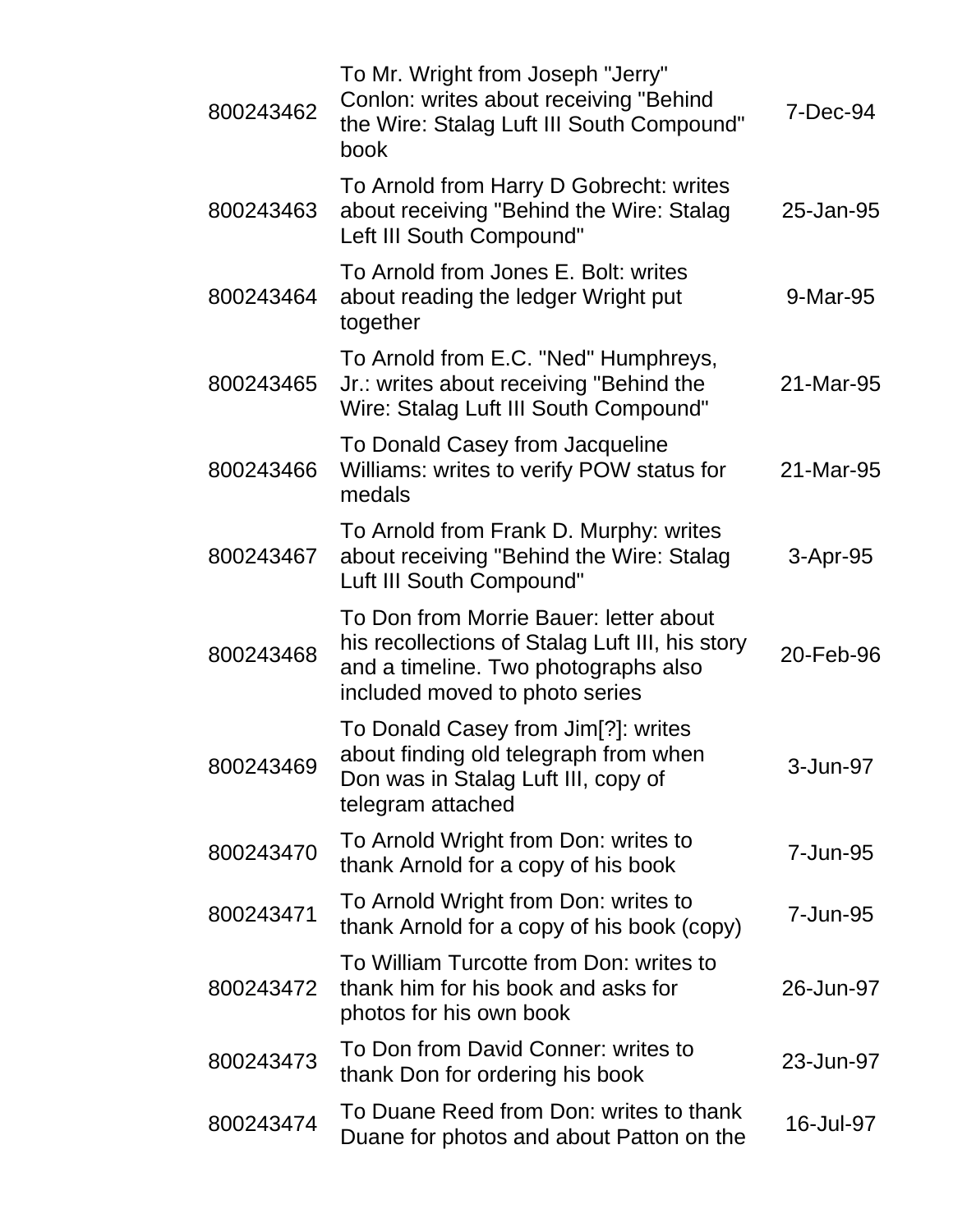| | | |
|---|---|---|
| 800243462 | To Mr. Wright from Joseph "Jerry" Conlon: writes about receiving "Behind the Wire: Stalag Luft III South Compound" book | 7-Dec-94 |
| 800243463 | To Arnold from Harry D Gobrecht: writes about receiving "Behind the Wire: Stalag Left III South Compound" | 25-Jan-95 |
| 800243464 | To Arnold from Jones E. Bolt: writes about reading the ledger Wright put together | 9-Mar-95 |
| 800243465 | To Arnold from E.C. "Ned" Humphreys, Jr.: writes about receiving "Behind the Wire: Stalag Luft III South Compound" | 21-Mar-95 |
| 800243466 | To Donald Casey from Jacqueline Williams: writes to verify POW status for medals | 21-Mar-95 |
| 800243467 | To Arnold from Frank D. Murphy: writes about receiving "Behind the Wire: Stalag Luft III South Compound" | 3-Apr-95 |
| 800243468 | To Don from Morrie Bauer: letter about his recollections of Stalag Luft III, his story and a timeline. Two photographs also included moved to photo series | 20-Feb-96 |
| 800243469 | To Donald Casey from Jim[?]: writes about finding old telegraph from when Don was in Stalag Luft III, copy of telegram attached | 3-Jun-97 |
| 800243470 | To Arnold Wright from Don: writes to thank Arnold for a copy of his book | 7-Jun-95 |
| 800243471 | To Arnold Wright from Don: writes to thank Arnold for a copy of his book (copy) | 7-Jun-95 |
| 800243472 | To William Turcotte from Don: writes to thank him for his book and asks for photos for his own book | 26-Jun-97 |
| 800243473 | To Don from David Conner: writes to thank Don for ordering his book | 23-Jun-97 |
| 800243474 | To Duane Reed from Don: writes to thank Duane for photos and about Patton on the | 16-Jul-97 |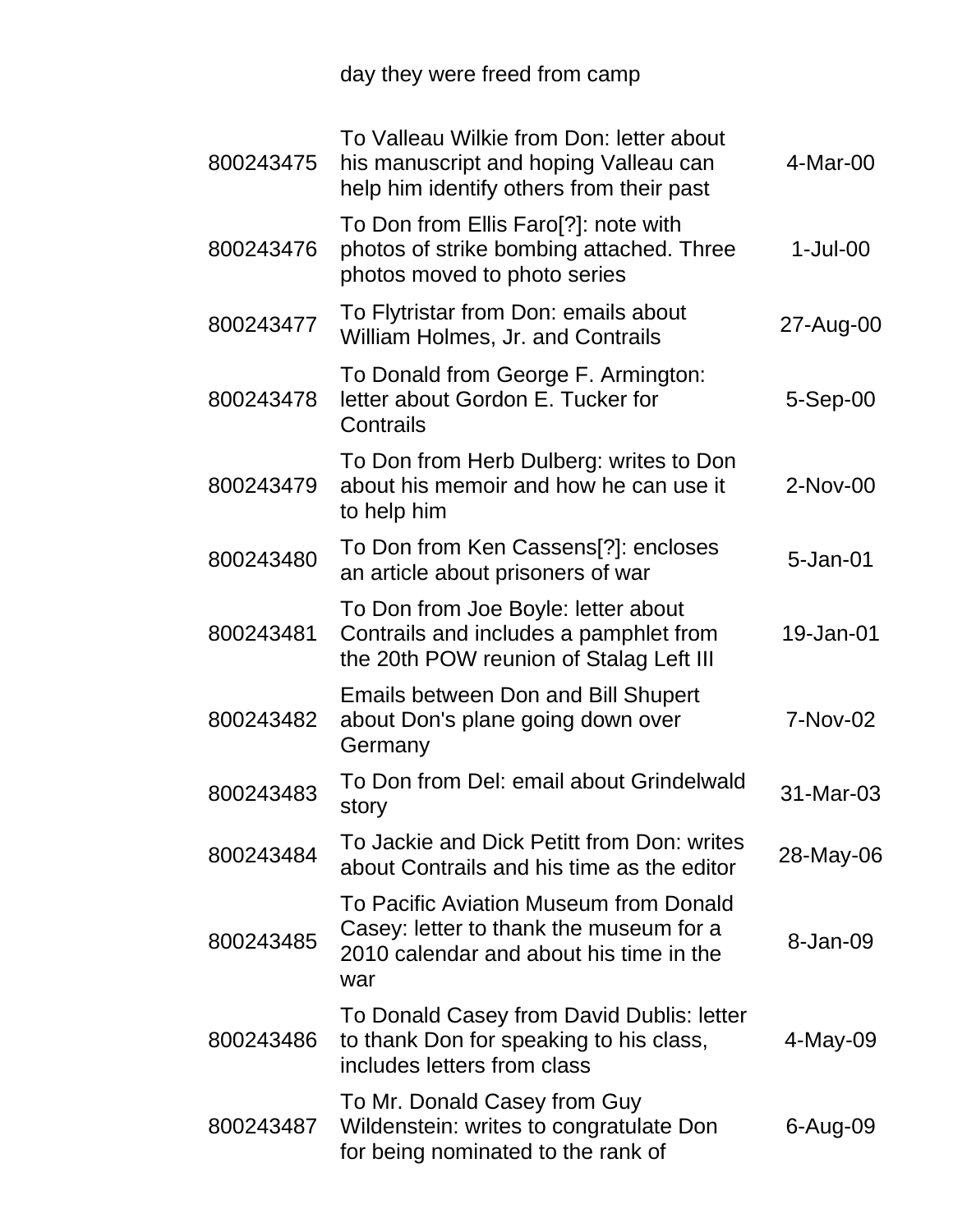| | day they were freed from camp | |
|---|---|---|
| 800243475 | To Valleau Wilkie from Don: letter about his manuscript and hoping Valleau can help him identify others from their past | 4-Mar-00 |
| 800243476 | To Don from Ellis Faro[?]: note with photos of strike bombing attached. Three photos moved to photo series | 1-Jul-00 |
| 800243477 | To Flytristar from Don: emails about William Holmes, Jr. and Contrails | 27-Aug-00 |
| 800243478 | To Donald from George F. Armington: letter about Gordon E. Tucker for Contrails | 5-Sep-00 |
| 800243479 | To Don from Herb Dulberg: writes to Don about his memoir and how he can use it to help him | 2-Nov-00 |
| 800243480 | To Don from Ken Cassens[?]: encloses an article about prisoners of war | 5-Jan-01 |
| 800243481 | To Don from Joe Boyle: letter about Contrails and includes a pamphlet from the 20th POW reunion of Stalag Left III | 19-Jan-01 |
| 800243482 | Emails between Don and Bill Shupert about Don's plane going down over Germany | 7-Nov-02 |
| 800243483 | To Don from Del: email about Grindelwald story | 31-Mar-03 |
| 800243484 | To Jackie and Dick Petitt from Don: writes about Contrails and his time as the editor | 28-May-06 |
| 800243485 | To Pacific Aviation Museum from Donald Casey: letter to thank the museum for a 2010 calendar and about his time in the war | 8-Jan-09 |
| 800243486 | To Donald Casey from David Dublis: letter to thank Don for speaking to his class, includes letters from class | 4-May-09 |
| 800243487 | To Mr. Donald Casey from Guy Wildenstein: writes to congratulate Don for being nominated to the rank of | 6-Aug-09 |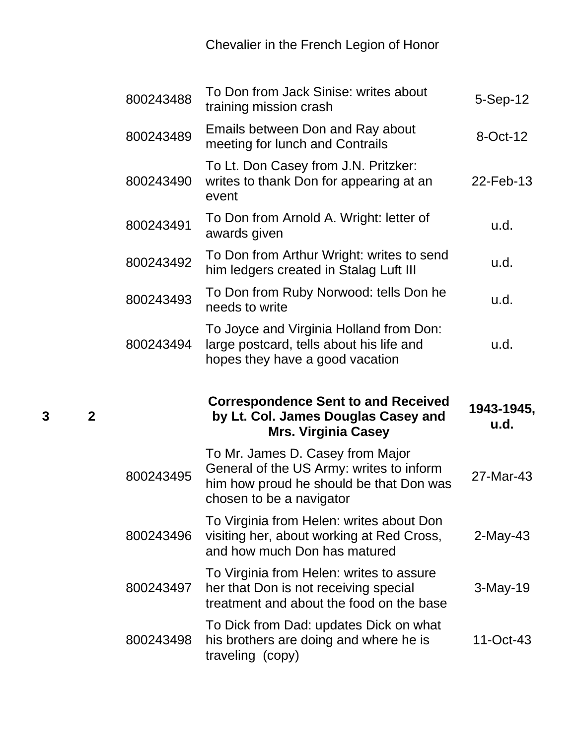| | | | Chevalier in the French Legion of Honor | |
|---|---|---|---|---|
| | | 800243488 | To Don from Jack Sinise: writes about training mission crash | 5-Sep-12 |
| | | 800243489 | Emails between Don and Ray about meeting for lunch and Contrails | 8-Oct-12 |
| | | 800243490 | To Lt. Don Casey from J.N. Pritzker: writes to thank Don for appearing at an event | 22-Feb-13 |
| | | 800243491 | To Don from Arnold A. Wright: letter of awards given | u.d. |
| | | 800243492 | To Don from Arthur Wright: writes to send him ledgers created in Stalag Luft III | u.d. |
| | | 800243493 | To Don from Ruby Norwood: tells Don he needs to write | u.d. |
| | | 800243494 | To Joyce and Virginia Holland from Don: large postcard, tells about his life and hopes they have a good vacation | u.d. |
| **3** | **2** | | **Correspondence Sent to and Received by Lt. Col. James Douglas Casey and Mrs. Virginia Casey** | **1943-1945, u.d.** |
| | | 800243495 | To Mr. James D. Casey from Major General of the US Army: writes to inform him how proud he should be that Don was chosen to be a navigator | 27-Mar-43 |
| | | 800243496 | To Virginia from Helen: writes about Don visiting her, about working at Red Cross, and how much Don has matured | 2-May-43 |
| | | 800243497 | To Virginia from Helen: writes to assure her that Don is not receiving special treatment and about the food on the base | 3-May-19 |
| | | 800243498 | To Dick from Dad: updates Dick on what his brothers are doing and where he is traveling (copy) | 11-Oct-43 |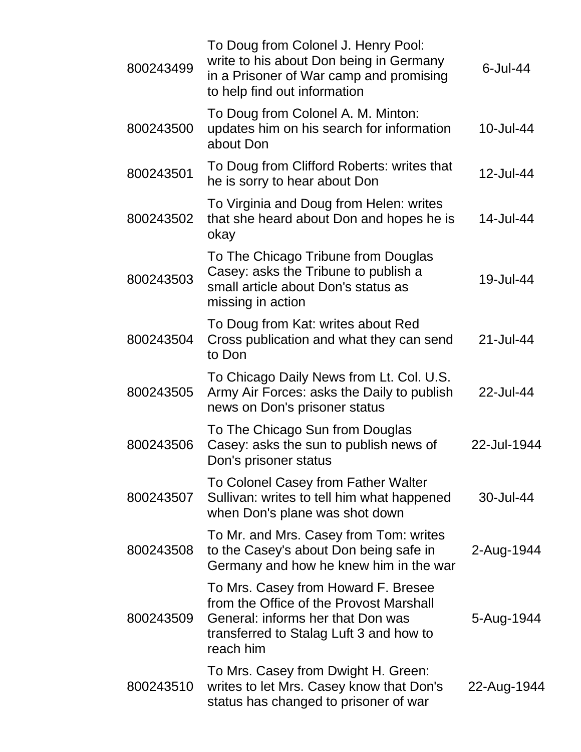| | | |
|---|---|---|
| 800243499 | To Doug from Colonel J. Henry Pool: write to his about Don being in Germany in a Prisoner of War camp and promising to help find out information | 6-Jul-44 |
| 800243500 | To Doug from Colonel A. M. Minton: updates him on his search for information about Don | 10-Jul-44 |
| 800243501 | To Doug from Clifford Roberts: writes that he is sorry to hear about Don | 12-Jul-44 |
| 800243502 | To Virginia and Doug from Helen: writes that she heard about Don and hopes he is okay | 14-Jul-44 |
| 800243503 | To The Chicago Tribune from Douglas Casey: asks the Tribune to publish a small article about Don's status as missing in action | 19-Jul-44 |
| 800243504 | To Doug from Kat: writes about Red Cross publication and what they can send to Don | 21-Jul-44 |
| 800243505 | To Chicago Daily News from Lt. Col. U.S. Army Air Forces: asks the Daily to publish news on Don's prisoner status | 22-Jul-44 |
| 800243506 | To The Chicago Sun from Douglas Casey: asks the sun to publish news of Don's prisoner status | 22-Jul-1944 |
| 800243507 | To Colonel Casey from Father Walter Sullivan: writes to tell him what happened when Don's plane was shot down | 30-Jul-44 |
| 800243508 | To Mr. and Mrs. Casey from Tom: writes to the Casey's about Don being safe in Germany and how he knew him in the war | 2-Aug-1944 |
| 800243509 | To Mrs. Casey from Howard F. Bresee from the Office of the Provost Marshall General: informs her that Don was transferred to Stalag Luft 3 and how to reach him | 5-Aug-1944 |
| 800243510 | To Mrs. Casey from Dwight H. Green: writes to let Mrs. Casey know that Don's status has changed to prisoner of war | 22-Aug-1944 |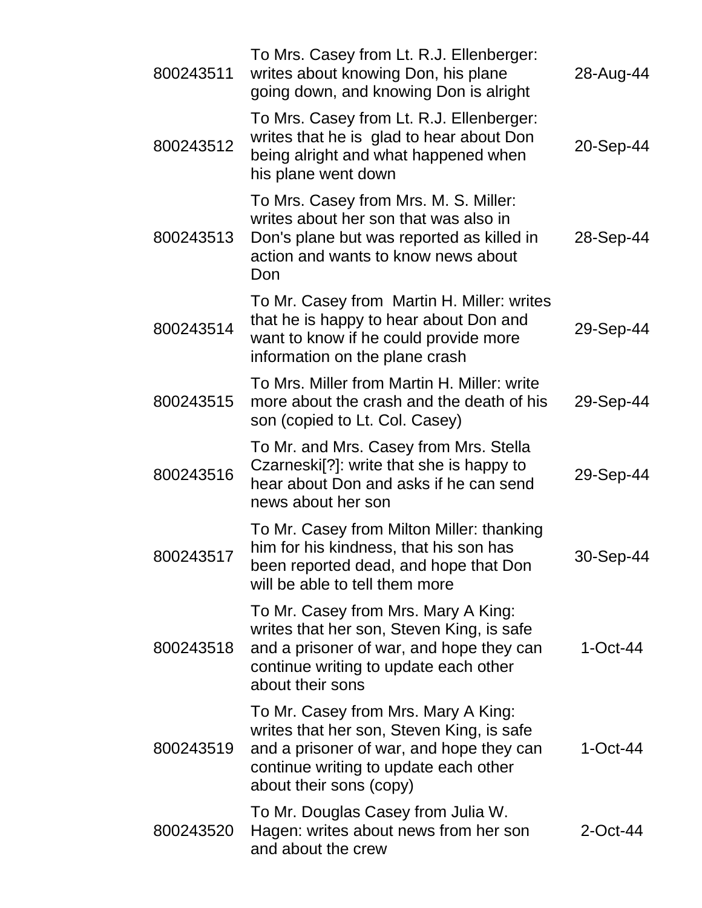| | | |
|---|---|---|
| 800243511 | To Mrs. Casey from Lt. R.J. Ellenberger: writes about knowing Don, his plane going down, and knowing Don is alright | 28-Aug-44 |
| 800243512 | To Mrs. Casey from Lt. R.J. Ellenberger: writes that he is glad to hear about Don being alright and what happened when his plane went down | 20-Sep-44 |
| 800243513 | To Mrs. Casey from Mrs. M. S. Miller: writes about her son that was also in Don's plane but was reported as killed in action and wants to know news about Don | 28-Sep-44 |
| 800243514 | To Mr. Casey from Martin H. Miller: writes that he is happy to hear about Don and want to know if he could provide more information on the plane crash | 29-Sep-44 |
| 800243515 | To Mrs. Miller from Martin H. Miller: write more about the crash and the death of his son (copied to Lt. Col. Casey) | 29-Sep-44 |
| 800243516 | To Mr. and Mrs. Casey from Mrs. Stella Czarneski[?]: write that she is happy to hear about Don and asks if he can send news about her son | 29-Sep-44 |
| 800243517 | To Mr. Casey from Milton Miller: thanking him for his kindness, that his son has been reported dead, and hope that Don will be able to tell them more | 30-Sep-44 |
| 800243518 | To Mr. Casey from Mrs. Mary A King: writes that her son, Steven King, is safe and a prisoner of war, and hope they can continue writing to update each other about their sons | 1-Oct-44 |
| 800243519 | To Mr. Casey from Mrs. Mary A King: writes that her son, Steven King, is safe and a prisoner of war, and hope they can continue writing to update each other about their sons (copy) | 1-Oct-44 |
| 800243520 | To Mr. Douglas Casey from Julia W. Hagen: writes about news from her son and about the crew | 2-Oct-44 |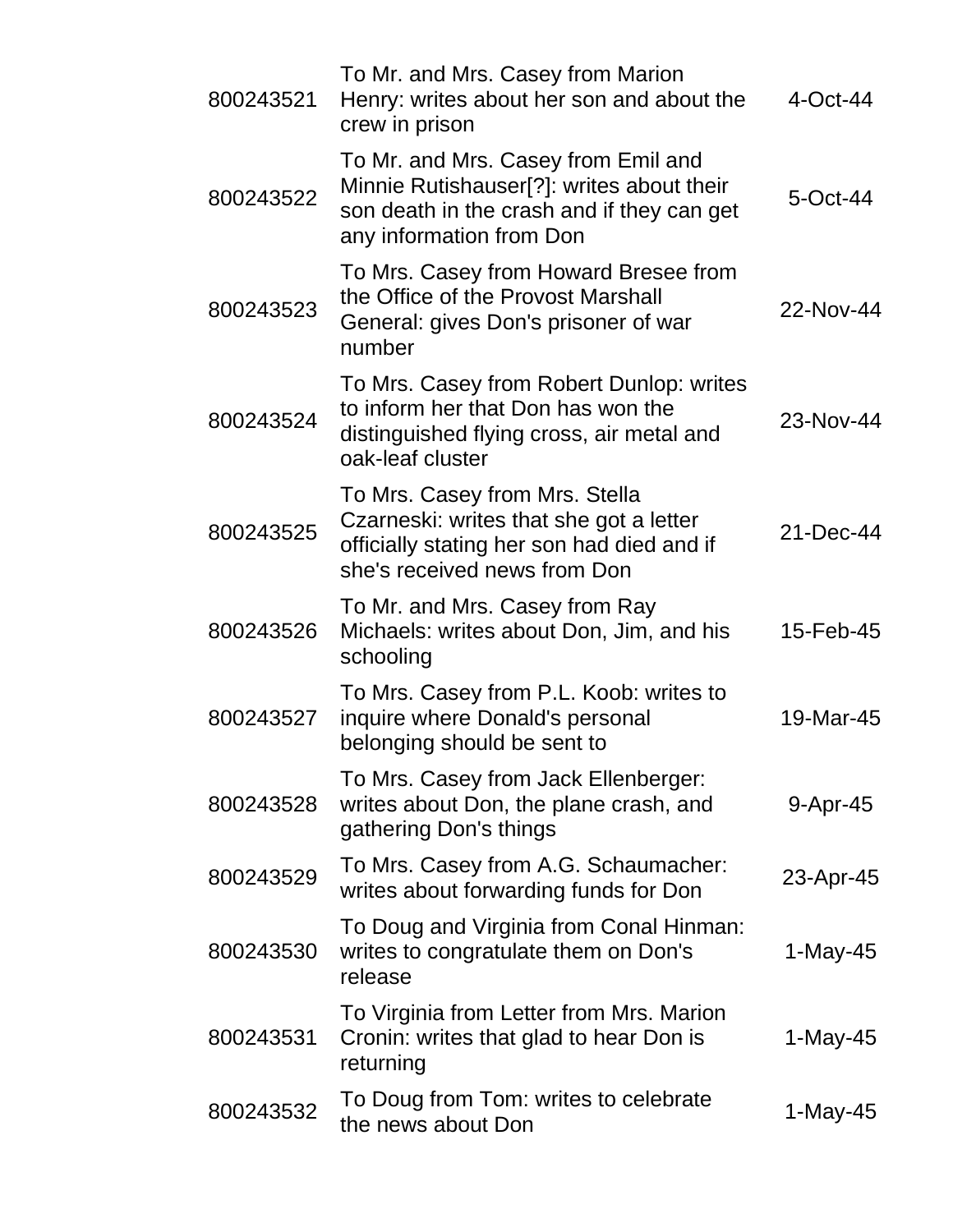| | | |
|---|---|---|
| 800243521 | To Mr. and Mrs. Casey from Marion Henry: writes about her son and about the crew in prison | 4-Oct-44 |
| 800243522 | To Mr. and Mrs. Casey from Emil and Minnie Rutishauser[?]: writes about their son death in the crash and if they can get any information from Don | 5-Oct-44 |
| 800243523 | To Mrs. Casey from Howard Bresee from the Office of the Provost Marshall General: gives Don's prisoner of war number | 22-Nov-44 |
| 800243524 | To Mrs. Casey from Robert Dunlop: writes to inform her that Don has won the distinguished flying cross, air metal and oak-leaf cluster | 23-Nov-44 |
| 800243525 | To Mrs. Casey from Mrs. Stella Czarneski: writes that she got a letter officially stating her son had died and if she's received news from Don | 21-Dec-44 |
| 800243526 | To Mr. and Mrs. Casey from Ray Michaels: writes about Don, Jim, and his schooling | 15-Feb-45 |
| 800243527 | To Mrs. Casey from P.L. Koob: writes to inquire where Donald's personal belonging should be sent to | 19-Mar-45 |
| 800243528 | To Mrs. Casey from Jack Ellenberger: writes about Don, the plane crash, and gathering Don's things | 9-Apr-45 |
| 800243529 | To Mrs. Casey from A.G. Schaumacher: writes about forwarding funds for Don | 23-Apr-45 |
| 800243530 | To Doug and Virginia from Conal Hinman: writes to congratulate them on Don's release | 1-May-45 |
| 800243531 | To Virginia from Letter from Mrs. Marion Cronin: writes that glad to hear Don is returning | 1-May-45 |
| 800243532 | To Doug from Tom: writes to celebrate the news about Don | 1-May-45 |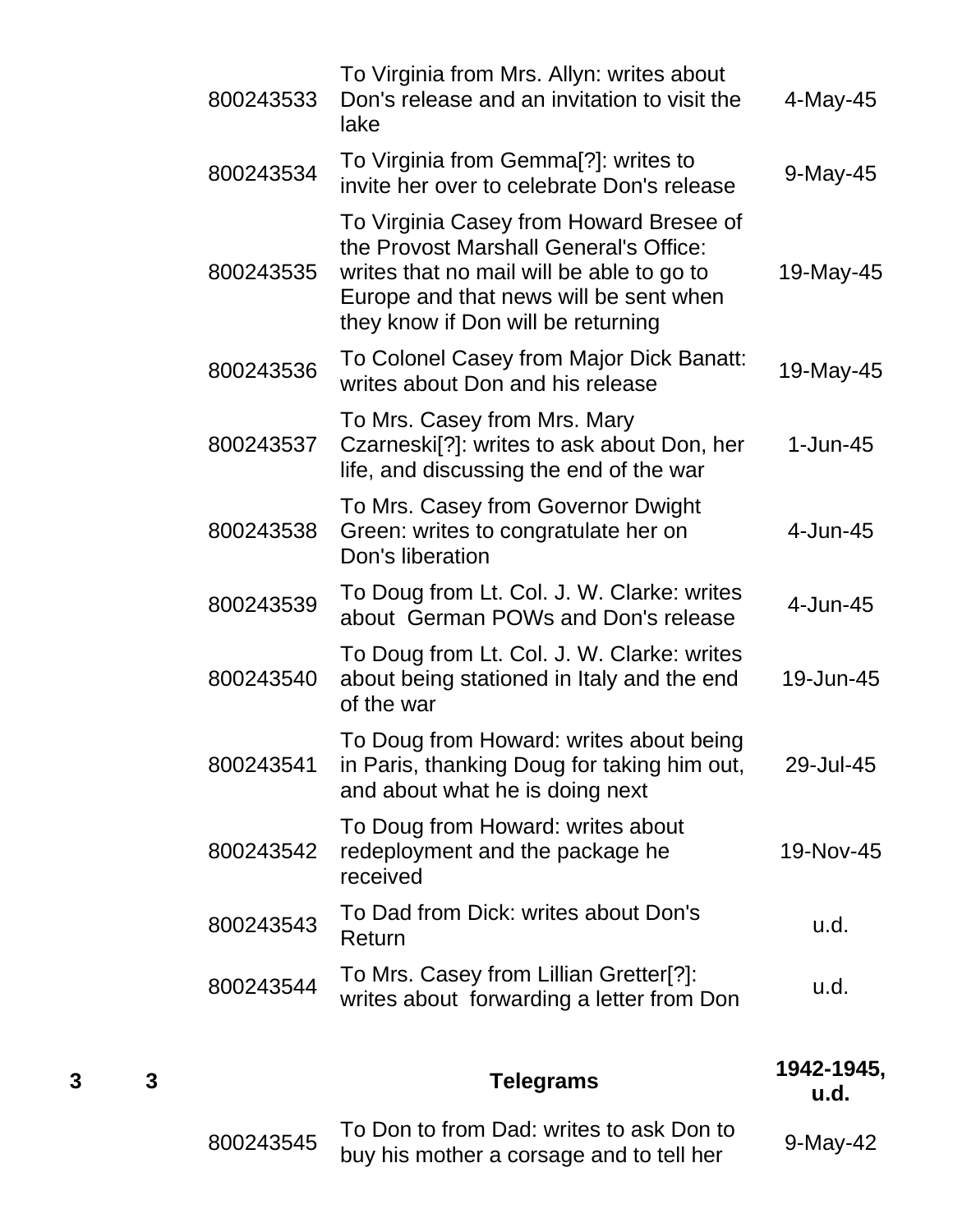| Box | Folder | ID | Description | Date |
|---|---|---|---|---|
| | | 800243533 | To Virginia from Mrs. Allyn: writes about Don's release and an invitation to visit the lake | 4-May-45 |
| | | 800243534 | To Virginia from Gemma[?]: writes to invite her over to celebrate Don's release | 9-May-45 |
| | | 800243535 | To Virginia Casey from Howard Bresee of the Provost Marshall General's Office: writes that no mail will be able to go to Europe and that news will be sent when they know if Don will be returning | 19-May-45 |
| | | 800243536 | To Colonel Casey from Major Dick Banatt: writes about Don and his release | 19-May-45 |
| | | 800243537 | To Mrs. Casey from Mrs. Mary Czarneski[?]: writes to ask about Don, her life, and discussing the end of the war | 1-Jun-45 |
| | | 800243538 | To Mrs. Casey from Governor Dwight Green: writes to congratulate her on Don's liberation | 4-Jun-45 |
| | | 800243539 | To Doug from Lt. Col. J. W. Clarke: writes about German POWs and Don's release | 4-Jun-45 |
| | | 800243540 | To Doug from Lt. Col. J. W. Clarke: writes about being stationed in Italy and the end of the war | 19-Jun-45 |
| | | 800243541 | To Doug from Howard: writes about being in Paris, thanking Doug for taking him out, and about what he is doing next | 29-Jul-45 |
| | | 800243542 | To Doug from Howard: writes about redeployment and the package he received | 19-Nov-45 |
| | | 800243543 | To Dad from Dick: writes about Don's Return | u.d. |
| | | 800243544 | To Mrs. Casey from Lillian Gretter[?]: writes about forwarding a letter from Don | u.d. |
| **3** | **3** | | **Telegrams** | **1942-1945, u.d.** |
| | | 800243545 | To Don to from Dad: writes to ask Don to buy his mother a corsage and to tell her | 9-May-42 |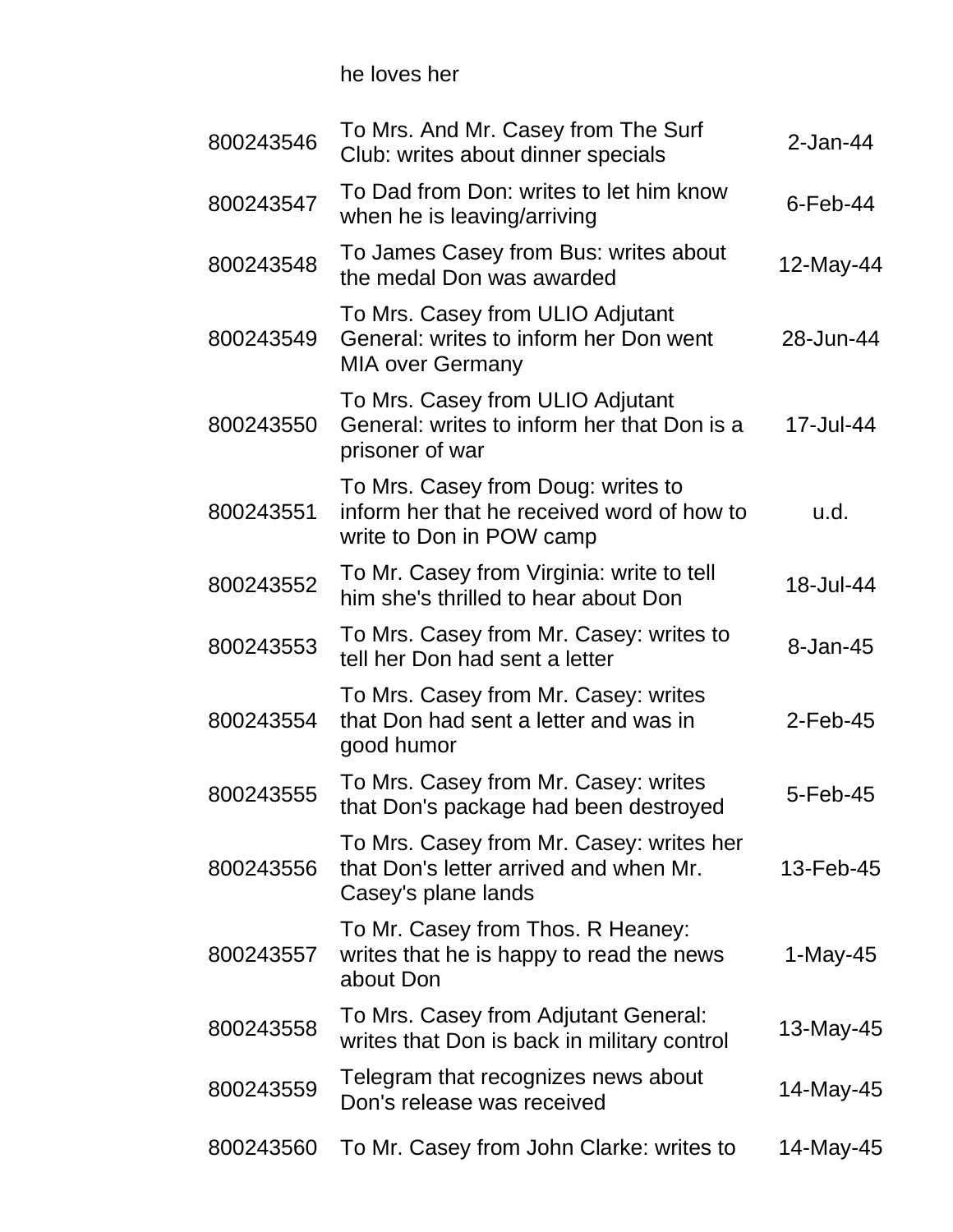| | | |
|---|---|---|
| | he loves her | |
| 800243546 | To Mrs. And Mr. Casey from The Surf Club: writes about dinner specials | 2-Jan-44 |
| 800243547 | To Dad from Don: writes to let him know when he is leaving/arriving | 6-Feb-44 |
| 800243548 | To James Casey from Bus: writes about the medal Don was awarded | 12-May-44 |
| 800243549 | To Mrs. Casey from ULIO Adjutant General: writes to inform her Don went MIA over Germany | 28-Jun-44 |
| 800243550 | To Mrs. Casey from ULIO Adjutant General: writes to inform her that Don is a prisoner of war | 17-Jul-44 |
| 800243551 | To Mrs. Casey from Doug: writes to inform her that he received word of how to write to Don in POW camp | u.d. |
| 800243552 | To Mr. Casey from Virginia: write to tell him she's thrilled to hear about Don | 18-Jul-44 |
| 800243553 | To Mrs. Casey from Mr. Casey: writes to tell her Don had sent a letter | 8-Jan-45 |
| 800243554 | To Mrs. Casey from Mr. Casey: writes that Don had sent a letter and was in good humor | 2-Feb-45 |
| 800243555 | To Mrs. Casey from Mr. Casey: writes that Don's package had been destroyed | 5-Feb-45 |
| 800243556 | To Mrs. Casey from Mr. Casey: writes her that Don's letter arrived and when Mr. Casey's plane lands | 13-Feb-45 |
| 800243557 | To Mr. Casey from Thos. R Heaney: writes that he is happy to read the news about Don | 1-May-45 |
| 800243558 | To Mrs. Casey from Adjutant General: writes that Don is back in military control | 13-May-45 |
| 800243559 | Telegram that recognizes news about Don's release was received | 14-May-45 |
| 800243560 | To Mr. Casey from John Clarke: writes to | 14-May-45 |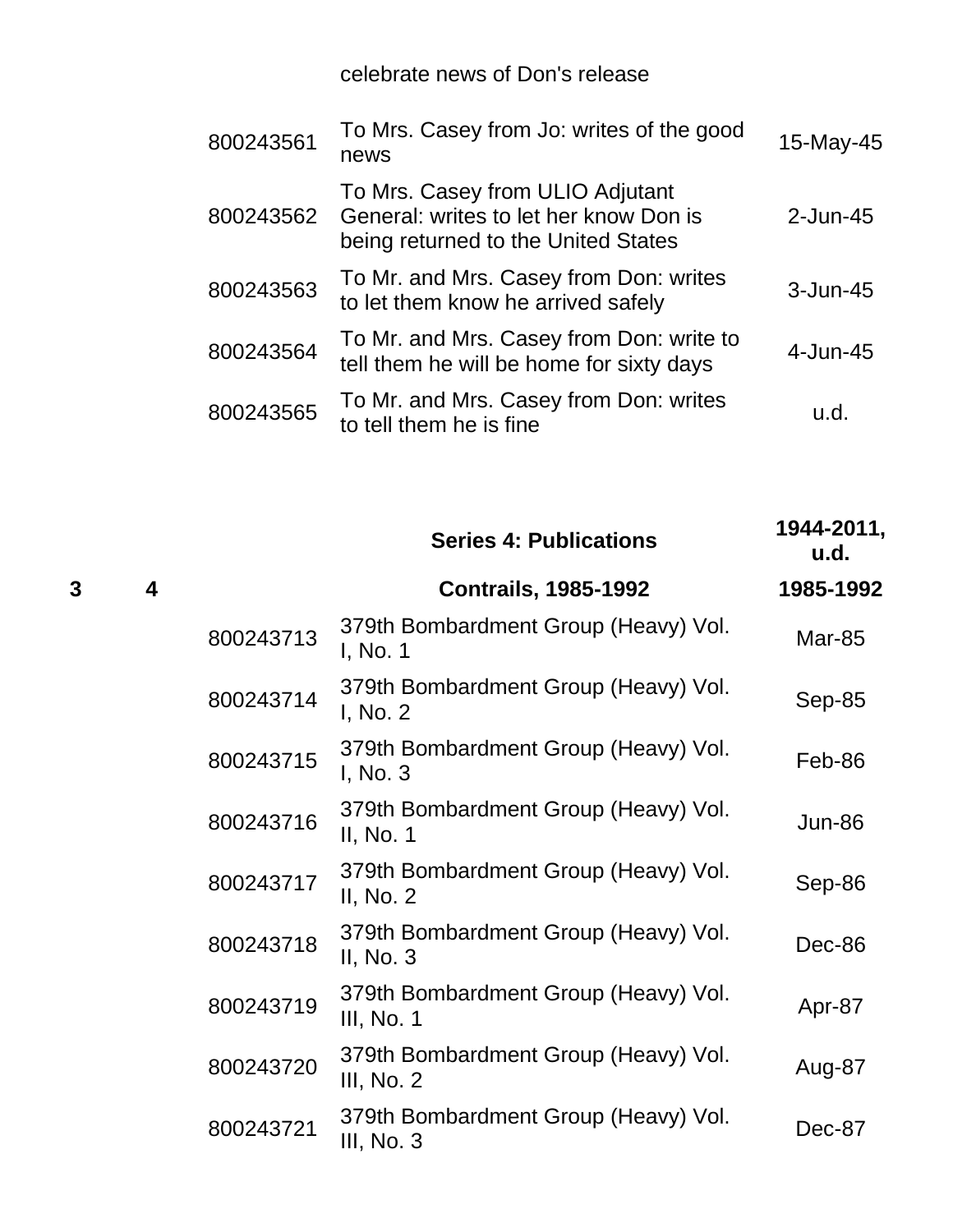| | | | | |
|---|---|---|---|---|
| | | | celebrate news of Don's release | |
| | | 800243561 | To Mrs. Casey from Jo: writes of the good news | 15-May-45 |
| | | 800243562 | To Mrs. Casey from ULIO Adjutant General: writes to let her know Don is being returned to the United States | 2-Jun-45 |
| | | 800243563 | To Mr. and Mrs. Casey from Don: writes to let them know he arrived safely | 3-Jun-45 |
| | | 800243564 | To Mr. and Mrs. Casey from Don: write to tell them he will be home for sixty days | 4-Jun-45 |
| | | 800243565 | To Mr. and Mrs. Casey from Don: writes to tell them he is fine | u.d. |
| | | | **Series 4: Publications** | **1944-2011, u.d.** |
| **3** | **4** | | **Contrails, 1985-1992** | **1985-1992** |
| | | 800243713 | 379th Bombardment Group (Heavy) Vol. I, No. 1 | Mar-85 |
| | | 800243714 | 379th Bombardment Group (Heavy) Vol. I, No. 2 | Sep-85 |
| | | 800243715 | 379th Bombardment Group (Heavy) Vol. I, No. 3 | Feb-86 |
| | | 800243716 | 379th Bombardment Group (Heavy) Vol. II, No. 1 | Jun-86 |
| | | 800243717 | 379th Bombardment Group (Heavy) Vol. II, No. 2 | Sep-86 |
| | | 800243718 | 379th Bombardment Group (Heavy) Vol. II, No. 3 | Dec-86 |
| | | 800243719 | 379th Bombardment Group (Heavy) Vol. III, No. 1 | Apr-87 |
| | | 800243720 | 379th Bombardment Group (Heavy) Vol. III, No. 2 | Aug-87 |
| | | 800243721 | 379th Bombardment Group (Heavy) Vol. III, No. 3 | Dec-87 |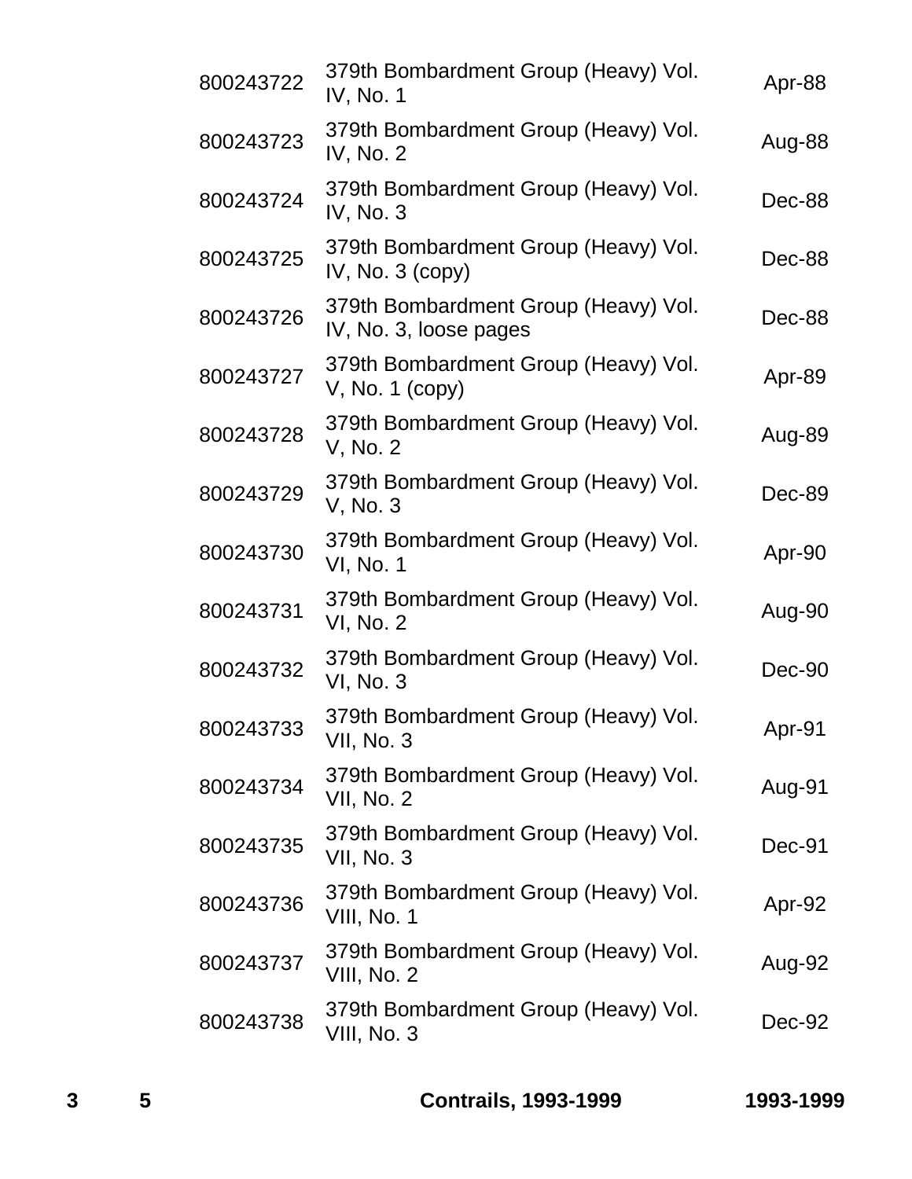| | | | | |
|---|---|---|---|---|
| | | 800243722 | 379th Bombardment Group (Heavy) Vol. IV, No. 1 | Apr-88 |
| | | 800243723 | 379th Bombardment Group (Heavy) Vol. IV, No. 2 | Aug-88 |
| | | 800243724 | 379th Bombardment Group (Heavy) Vol. IV, No. 3 | Dec-88 |
| | | 800243725 | 379th Bombardment Group (Heavy) Vol. IV, No. 3 (copy) | Dec-88 |
| | | 800243726 | 379th Bombardment Group (Heavy) Vol. IV, No. 3, loose pages | Dec-88 |
| | | 800243727 | 379th Bombardment Group (Heavy) Vol. V, No. 1 (copy) | Apr-89 |
| | | 800243728 | 379th Bombardment Group (Heavy) Vol. V, No. 2 | Aug-89 |
| | | 800243729 | 379th Bombardment Group (Heavy) Vol. V, No. 3 | Dec-89 |
| | | 800243730 | 379th Bombardment Group (Heavy) Vol. VI, No. 1 | Apr-90 |
| | | 800243731 | 379th Bombardment Group (Heavy) Vol. VI, No. 2 | Aug-90 |
| | | 800243732 | 379th Bombardment Group (Heavy) Vol. VI, No. 3 | Dec-90 |
| | | 800243733 | 379th Bombardment Group (Heavy) Vol. VII, No. 3 | Apr-91 |
| | | 800243734 | 379th Bombardment Group (Heavy) Vol. VII, No. 2 | Aug-91 |
| | | 800243735 | 379th Bombardment Group (Heavy) Vol. VII, No. 3 | Dec-91 |
| | | 800243736 | 379th Bombardment Group (Heavy) Vol. VIII, No. 1 | Apr-92 |
| | | 800243737 | 379th Bombardment Group (Heavy) Vol. VIII, No. 2 | Aug-92 |
| | | 800243738 | 379th Bombardment Group (Heavy) Vol. VIII, No. 3 | Dec-92 |
| **3** | **5** | | **Contrails, 1993-1999** | **1993-1999** |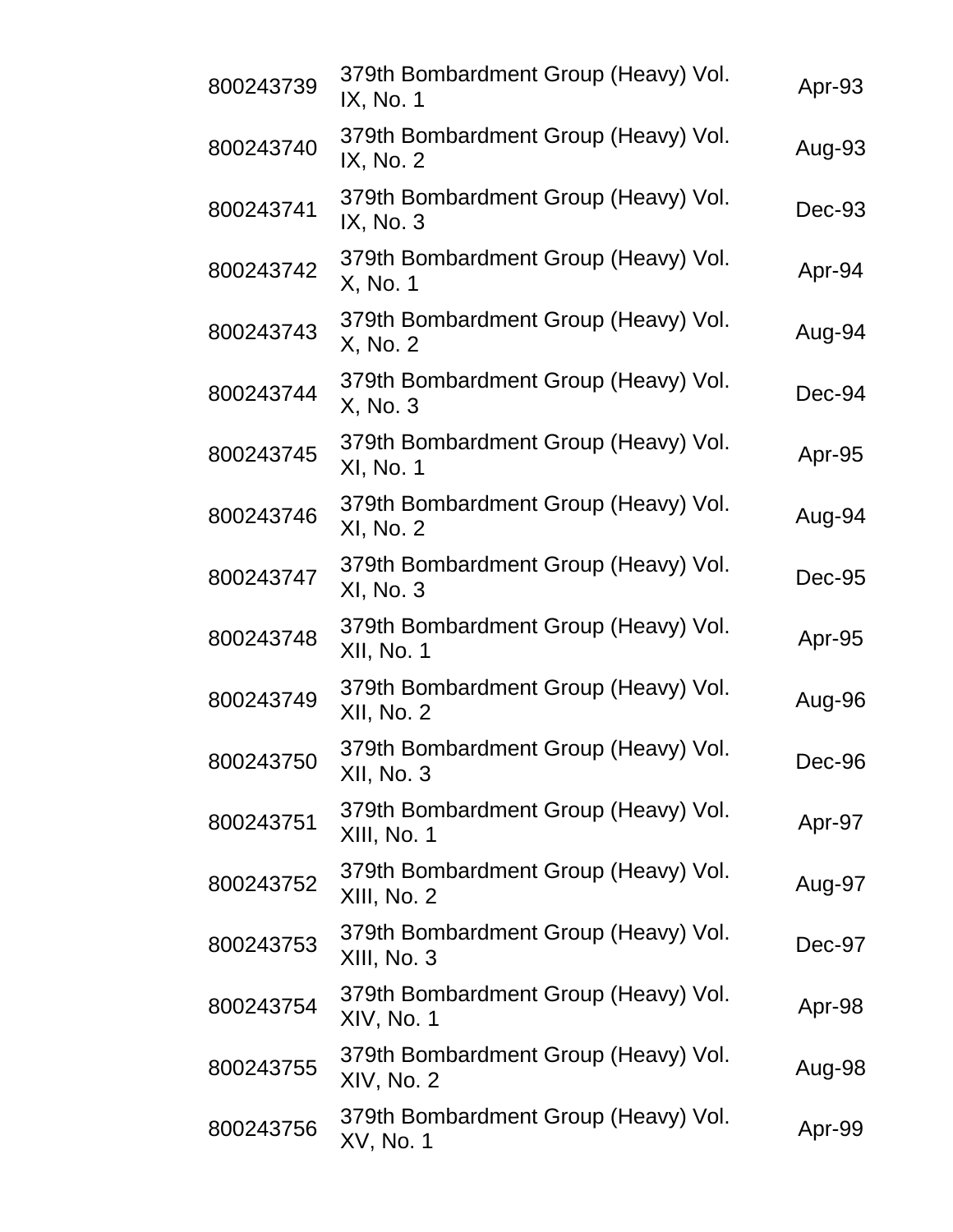| | | |
|---|---|---|
| 800243739 | 379th Bombardment Group (Heavy) Vol. IX, No. 1 | Apr-93 |
| 800243740 | 379th Bombardment Group (Heavy) Vol. IX, No. 2 | Aug-93 |
| 800243741 | 379th Bombardment Group (Heavy) Vol. IX, No. 3 | Dec-93 |
| 800243742 | 379th Bombardment Group (Heavy) Vol. X, No. 1 | Apr-94 |
| 800243743 | 379th Bombardment Group (Heavy) Vol. X, No. 2 | Aug-94 |
| 800243744 | 379th Bombardment Group (Heavy) Vol. X, No. 3 | Dec-94 |
| 800243745 | 379th Bombardment Group (Heavy) Vol. XI, No. 1 | Apr-95 |
| 800243746 | 379th Bombardment Group (Heavy) Vol. XI, No. 2 | Aug-94 |
| 800243747 | 379th Bombardment Group (Heavy) Vol. XI, No. 3 | Dec-95 |
| 800243748 | 379th Bombardment Group (Heavy) Vol. XII, No. 1 | Apr-95 |
| 800243749 | 379th Bombardment Group (Heavy) Vol. XII, No. 2 | Aug-96 |
| 800243750 | 379th Bombardment Group (Heavy) Vol. XII, No. 3 | Dec-96 |
| 800243751 | 379th Bombardment Group (Heavy) Vol. XIII, No. 1 | Apr-97 |
| 800243752 | 379th Bombardment Group (Heavy) Vol. XIII, No. 2 | Aug-97 |
| 800243753 | 379th Bombardment Group (Heavy) Vol. XIII, No. 3 | Dec-97 |
| 800243754 | 379th Bombardment Group (Heavy) Vol. XIV, No. 1 | Apr-98 |
| 800243755 | 379th Bombardment Group (Heavy) Vol. XIV, No. 2 | Aug-98 |
| 800243756 | 379th Bombardment Group (Heavy) Vol. XV, No. 1 | Apr-99 |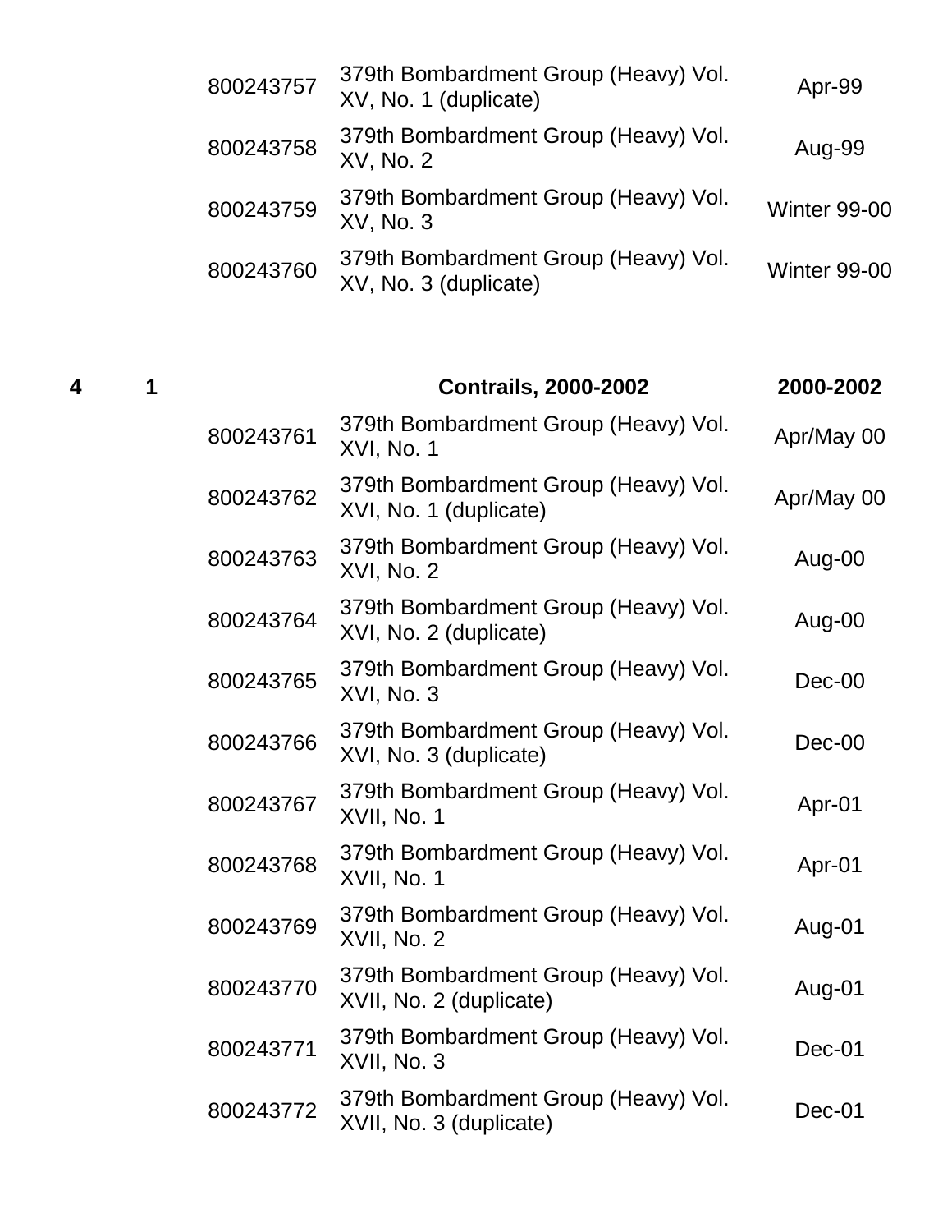| | | | | |
|---|---|---|---|---|
| | | 800243757 | 379th Bombardment Group (Heavy) Vol. XV, No. 1 (duplicate) | Apr-99 |
| | | 800243758 | 379th Bombardment Group (Heavy) Vol. XV, No. 2 | Aug-99 |
| | | 800243759 | 379th Bombardment Group (Heavy) Vol. XV, No. 3 | Winter 99-00 |
| | | 800243760 | 379th Bombardment Group (Heavy) Vol. XV, No. 3 (duplicate) | Winter 99-00 |
| **4** | **1** | | **Contrails, 2000-2002** | **2000-2002** |
| | | 800243761 | 379th Bombardment Group (Heavy) Vol. XVI, No. 1 | Apr/May 00 |
| | | 800243762 | 379th Bombardment Group (Heavy) Vol. XVI, No. 1 (duplicate) | Apr/May 00 |
| | | 800243763 | 379th Bombardment Group (Heavy) Vol. XVI, No. 2 | Aug-00 |
| | | 800243764 | 379th Bombardment Group (Heavy) Vol. XVI, No. 2 (duplicate) | Aug-00 |
| | | 800243765 | 379th Bombardment Group (Heavy) Vol. XVI, No. 3 | Dec-00 |
| | | 800243766 | 379th Bombardment Group (Heavy) Vol. XVI, No. 3 (duplicate) | Dec-00 |
| | | 800243767 | 379th Bombardment Group (Heavy) Vol. XVII, No. 1 | Apr-01 |
| | | 800243768 | 379th Bombardment Group (Heavy) Vol. XVII, No. 1 | Apr-01 |
| | | 800243769 | 379th Bombardment Group (Heavy) Vol. XVII, No. 2 | Aug-01 |
| | | 800243770 | 379th Bombardment Group (Heavy) Vol. XVII, No. 2 (duplicate) | Aug-01 |
| | | 800243771 | 379th Bombardment Group (Heavy) Vol. XVII, No. 3 | Dec-01 |
| | | 800243772 | 379th Bombardment Group (Heavy) Vol. XVII, No. 3 (duplicate) | Dec-01 |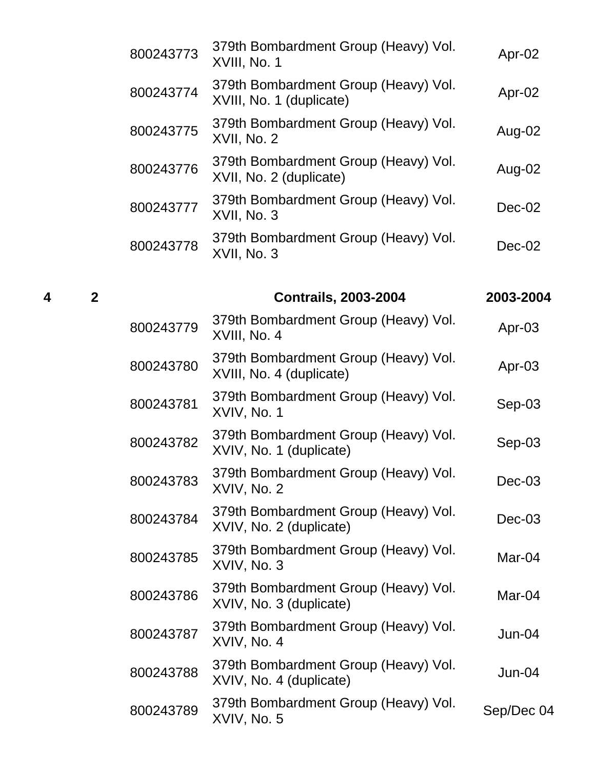| Box | Folder | ID | Title | Date |
|---|---|---|---|---|
| | | 800243773 | 379th Bombardment Group (Heavy) Vol. XVIII, No. 1 | Apr-02 |
| | | 800243774 | 379th Bombardment Group (Heavy) Vol. XVIII, No. 1 (duplicate) | Apr-02 |
| | | 800243775 | 379th Bombardment Group (Heavy) Vol. XVII, No. 2 | Aug-02 |
| | | 800243776 | 379th Bombardment Group (Heavy) Vol. XVII, No. 2 (duplicate) | Aug-02 |
| | | 800243777 | 379th Bombardment Group (Heavy) Vol. XVII, No. 3 | Dec-02 |
| | | 800243778 | 379th Bombardment Group (Heavy) Vol. XVII, No. 3 | Dec-02 |
| **4** | **2** | | **Contrails, 2003-2004** | **2003-2004** |
| | | 800243779 | 379th Bombardment Group (Heavy) Vol. XVIII, No. 4 | Apr-03 |
| | | 800243780 | 379th Bombardment Group (Heavy) Vol. XVIII, No. 4 (duplicate) | Apr-03 |
| | | 800243781 | 379th Bombardment Group (Heavy) Vol. XVIV, No. 1 | Sep-03 |
| | | 800243782 | 379th Bombardment Group (Heavy) Vol. XVIV, No. 1 (duplicate) | Sep-03 |
| | | 800243783 | 379th Bombardment Group (Heavy) Vol. XVIV, No. 2 | Dec-03 |
| | | 800243784 | 379th Bombardment Group (Heavy) Vol. XVIV, No. 2 (duplicate) | Dec-03 |
| | | 800243785 | 379th Bombardment Group (Heavy) Vol. XVIV, No. 3 | Mar-04 |
| | | 800243786 | 379th Bombardment Group (Heavy) Vol. XVIV, No. 3 (duplicate) | Mar-04 |
| | | 800243787 | 379th Bombardment Group (Heavy) Vol. XVIV, No. 4 | Jun-04 |
| | | 800243788 | 379th Bombardment Group (Heavy) Vol. XVIV, No. 4 (duplicate) | Jun-04 |
| | | 800243789 | 379th Bombardment Group (Heavy) Vol. XVIV, No. 5 | Sep/Dec 04 |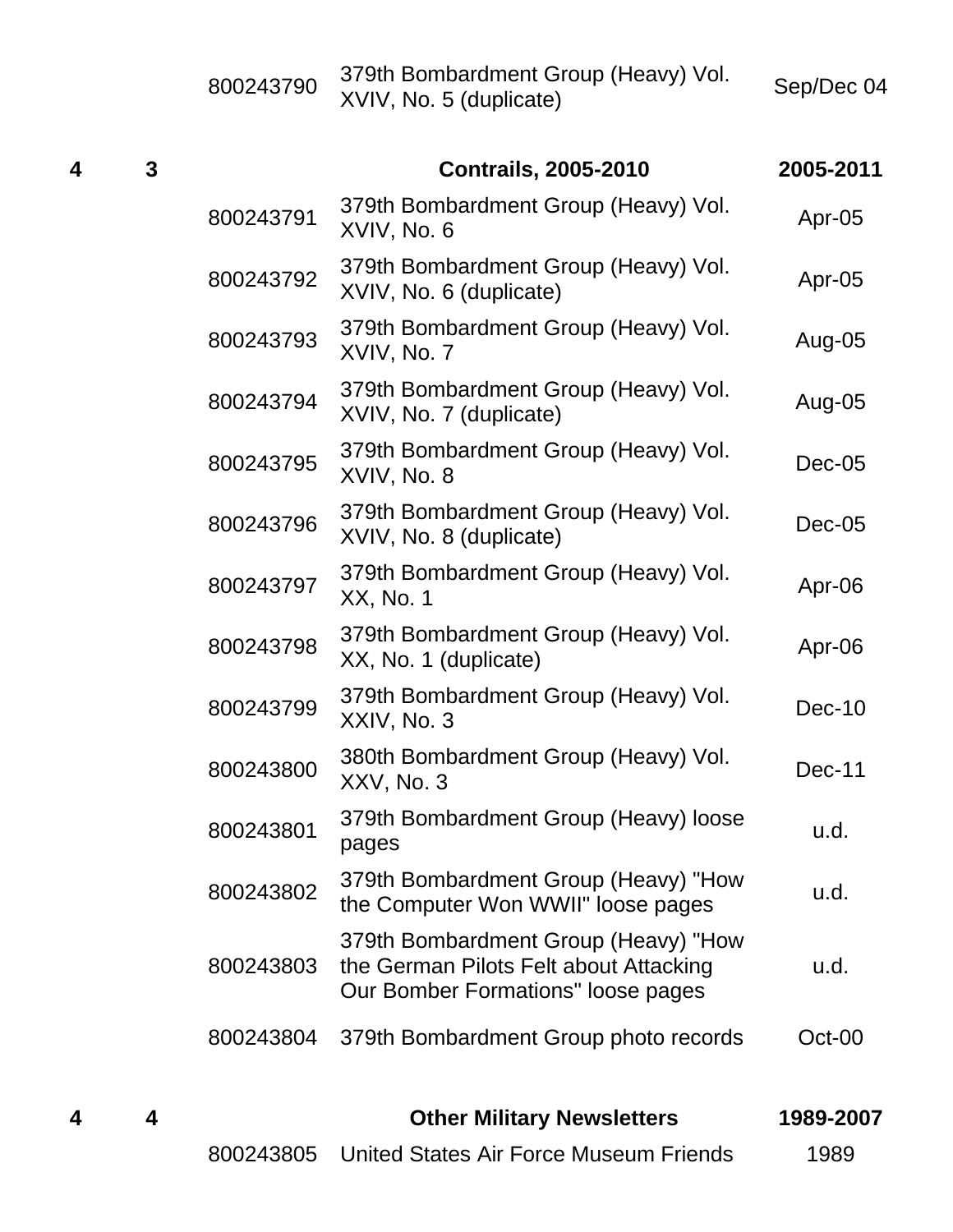| | | | | |
|---|---|---|---|---|
| | | 800243790 | 379th Bombardment Group (Heavy) Vol. XVIV, No. 5 (duplicate) | Sep/Dec 04 |
| **4** | **3** | | **Contrails, 2005-2010** | **2005-2011** |
| | | 800243791 | 379th Bombardment Group (Heavy) Vol. XVIV, No. 6 | Apr-05 |
| | | 800243792 | 379th Bombardment Group (Heavy) Vol. XVIV, No. 6 (duplicate) | Apr-05 |
| | | 800243793 | 379th Bombardment Group (Heavy) Vol. XVIV, No. 7 | Aug-05 |
| | | 800243794 | 379th Bombardment Group (Heavy) Vol. XVIV, No. 7 (duplicate) | Aug-05 |
| | | 800243795 | 379th Bombardment Group (Heavy) Vol. XVIV, No. 8 | Dec-05 |
| | | 800243796 | 379th Bombardment Group (Heavy) Vol. XVIV, No. 8 (duplicate) | Dec-05 |
| | | 800243797 | 379th Bombardment Group (Heavy) Vol. XX, No. 1 | Apr-06 |
| | | 800243798 | 379th Bombardment Group (Heavy) Vol. XX, No. 1 (duplicate) | Apr-06 |
| | | 800243799 | 379th Bombardment Group (Heavy) Vol. XXIV, No. 3 | Dec-10 |
| | | 800243800 | 380th Bombardment Group (Heavy) Vol. XXV, No. 3 | Dec-11 |
| | | 800243801 | 379th Bombardment Group (Heavy) loose pages | u.d. |
| | | 800243802 | 379th Bombardment Group (Heavy) "How the Computer Won WWII" loose pages | u.d. |
| | | 800243803 | 379th Bombardment Group (Heavy) "How the German Pilots Felt about Attacking Our Bomber Formations" loose pages | u.d. |
| | | 800243804 | 379th Bombardment Group photo records | Oct-00 |
| **4** | **4** | | **Other Military Newsletters** | **1989-2007** |
| | | 800243805 | United States Air Force Museum Friends | 1989 |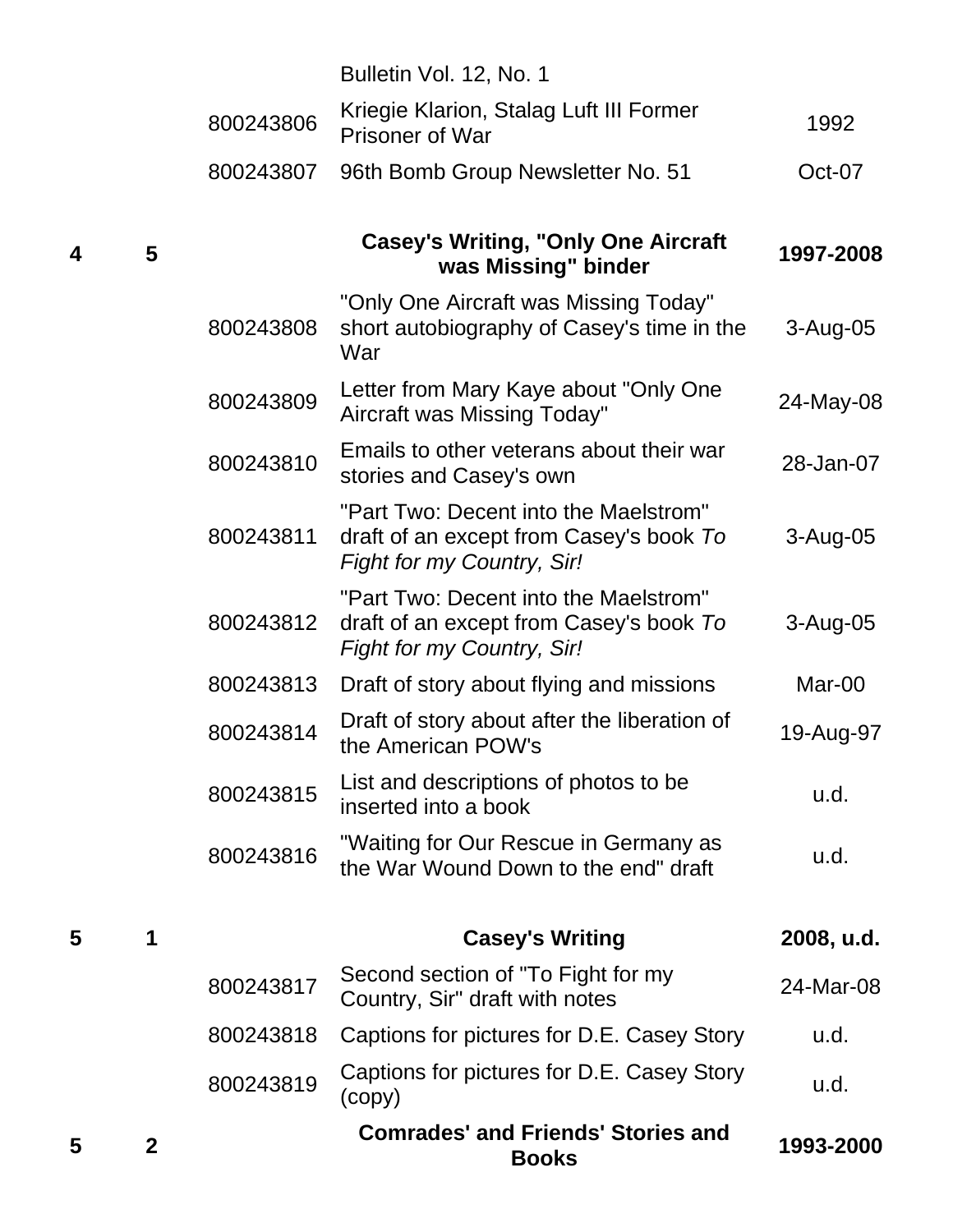| Box | Folder | ID | Description | Date |
|---|---|---|---|---|
| | | | Bulletin Vol. 12, No. 1 | |
| | | 800243806 | Kriegie Klarion, Stalag Luft III Former Prisoner of War | 1992 |
| | | 800243807 | 96th Bomb Group Newsletter No. 51 | Oct-07 |
| **4** | **5** | | **Casey's Writing, "Only One Aircraft was Missing" binder** | **1997-2008** |
| | | 800243808 | "Only One Aircraft was Missing Today" short autobiography of Casey's time in the War | 3-Aug-05 |
| | | 800243809 | Letter from Mary Kaye about "Only One Aircraft was Missing Today" | 24-May-08 |
| | | 800243810 | Emails to other veterans about their war stories and Casey's own | 28-Jan-07 |
| | | 800243811 | "Part Two: Decent into the Maelstrom" draft of an except from Casey's book *To Fight for my Country, Sir!* | 3-Aug-05 |
| | | 800243812 | "Part Two: Decent into the Maelstrom" draft of an except from Casey's book *To Fight for my Country, Sir!* | 3-Aug-05 |
| | | 800243813 | Draft of story about flying and missions | Mar-00 |
| | | 800243814 | Draft of story about after the liberation of the American POW's | 19-Aug-97 |
| | | 800243815 | List and descriptions of photos to be inserted into a book | u.d. |
| | | 800243816 | "Waiting for Our Rescue in Germany as the War Wound Down to the end" draft | u.d. |
| **5** | **1** | | **Casey's Writing** | **2008, u.d.** |
| | | 800243817 | Second section of "To Fight for my Country, Sir" draft with notes | 24-Mar-08 |
| | | 800243818 | Captions for pictures for D.E. Casey Story | u.d. |
| | | 800243819 | Captions for pictures for D.E. Casey Story (copy) | u.d. |
| **5** | **2** | | **Comrades' and Friends' Stories and Books** | **1993-2000** |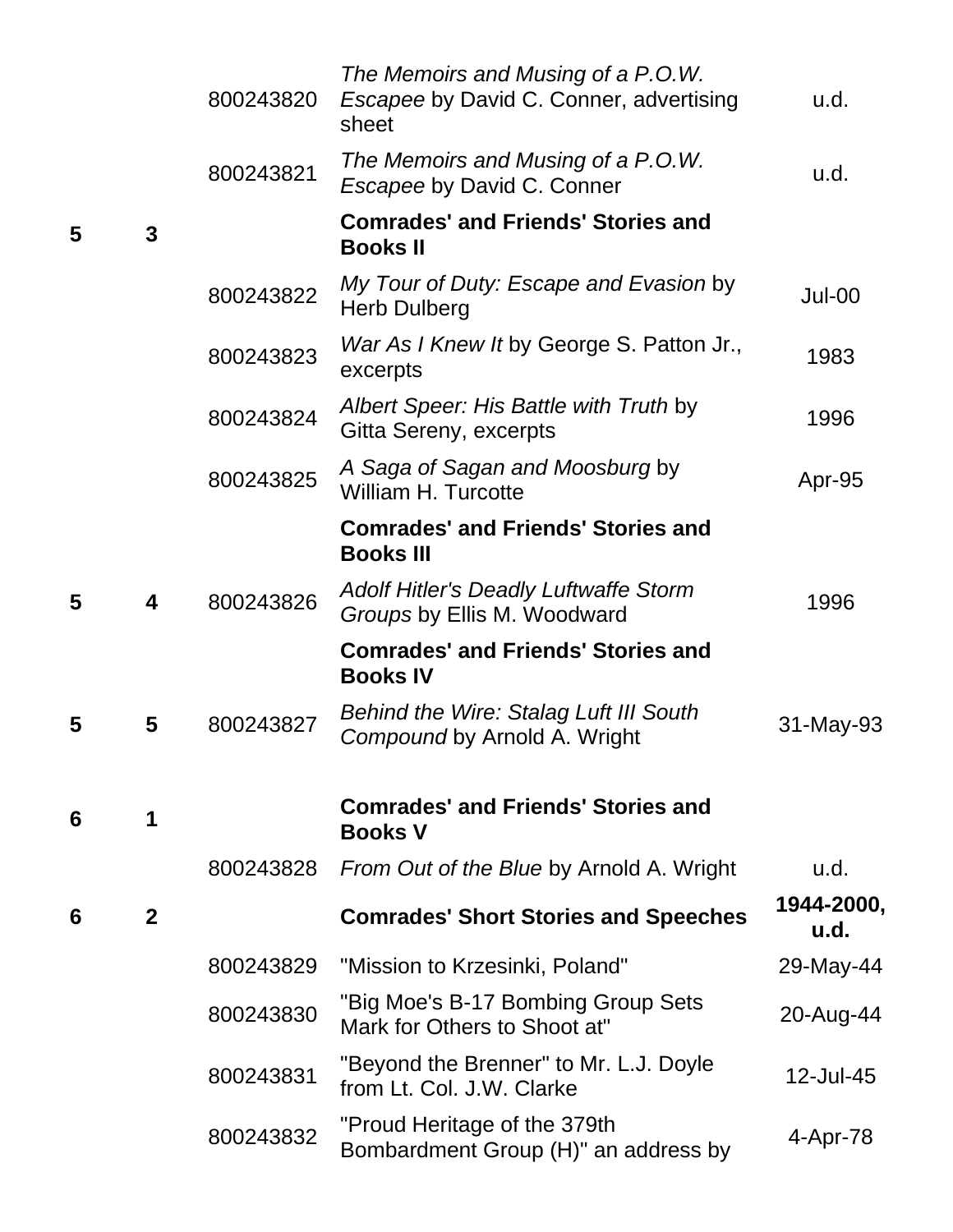| Box | Folder | Item ID | Description | Date |
|---|---|---|---|---|
| | | 800243820 | *The Memoirs and Musing of a P.O.W. Escapee* by David C. Conner, advertising sheet | u.d. |
| | | 800243821 | *The Memoirs and Musing of a P.O.W. Escapee* by David C. Conner | u.d. |
| **5** | **3** | | **Comrades' and Friends' Stories and Books II** | |
| | | 800243822 | *My Tour of Duty: Escape and Evasion* by Herb Dulberg | Jul-00 |
| | | 800243823 | *War As I Knew It* by George S. Patton Jr., excerpts | 1983 |
| | | 800243824 | *Albert Speer: His Battle with Truth* by Gitta Sereny, excerpts | 1996 |
| | | 800243825 | *A Saga of Sagan and Moosburg* by William H. Turcotte | Apr-95 |
| | | | **Comrades' and Friends' Stories and Books III** | |
| **5** | **4** | 800243826 | *Adolf Hitler's Deadly Luftwaffe Storm Groups* by Ellis M. Woodward | 1996 |
| | | | **Comrades' and Friends' Stories and Books IV** | |
| **5** | **5** | 800243827 | *Behind the Wire: Stalag Luft III South Compound* by Arnold A. Wright | 31-May-93 |
| **6** | **1** | | **Comrades' and Friends' Stories and Books V** | |
| | | 800243828 | *From Out of the Blue* by Arnold A. Wright | u.d. |
| **6** | **2** | | **Comrades' Short Stories and Speeches** | **1944-2000, u.d.** |
| | | 800243829 | "Mission to Krzesinki, Poland" | 29-May-44 |
| | | 800243830 | "Big Moe's B-17 Bombing Group Sets Mark for Others to Shoot at" | 20-Aug-44 |
| | | 800243831 | "Beyond the Brenner" to Mr. L.J. Doyle from Lt. Col. J.W. Clarke | 12-Jul-45 |
| | | 800243832 | "Proud Heritage of the 379th Bombardment Group (H)" an address by | 4-Apr-78 |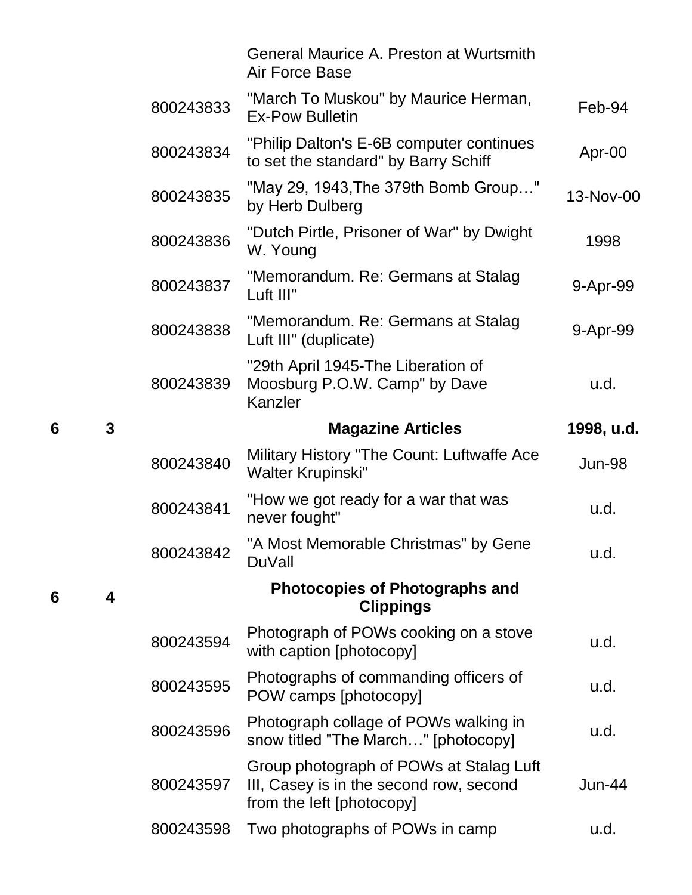| Box | Folder | Item ID | Title | Date |
|---|---|---|---|---|
| | | | General Maurice A. Preston at Wurtsmith Air Force Base | |
| | | 800243833 | "March To Muskou" by Maurice Herman, Ex-Pow Bulletin | Feb-94 |
| | | 800243834 | "Philip Dalton's E-6B computer continues to set the standard" by Barry Schiff | Apr-00 |
| | | 800243835 | "May 29, 1943,The 379th Bomb Group…" by Herb Dulberg | 13-Nov-00 |
| | | 800243836 | "Dutch Pirtle, Prisoner of War" by Dwight W. Young | 1998 |
| | | 800243837 | "Memorandum. Re: Germans at Stalag Luft III" | 9-Apr-99 |
| | | 800243838 | "Memorandum. Re: Germans at Stalag Luft III" (duplicate) | 9-Apr-99 |
| | | 800243839 | "29th April 1945-The Liberation of Moosburg P.O.W. Camp" by Dave Kanzler | u.d. |
| **6** | **3** | | **Magazine Articles** | **1998, u.d.** |
| | | 800243840 | Military History "The Count: Luftwaffe Ace Walter Krupinski" | Jun-98 |
| | | 800243841 | "How we got ready for a war that was never fought" | u.d. |
| | | 800243842 | "A Most Memorable Christmas" by Gene DuVall | u.d. |
| **6** | **4** | | **Photocopies of Photographs and Clippings** | |
| | | 800243594 | Photograph of POWs cooking on a stove with caption [photocopy] | u.d. |
| | | 800243595 | Photographs of commanding officers of POW camps [photocopy] | u.d. |
| | | 800243596 | Photograph collage of POWs walking in snow titled "The March…" [photocopy] | u.d. |
| | | 800243597 | Group photograph of POWs at Stalag Luft III, Casey is in the second row, second from the left [photocopy] | Jun-44 |
| | | 800243598 | Two photographs of POWs in camp | u.d. |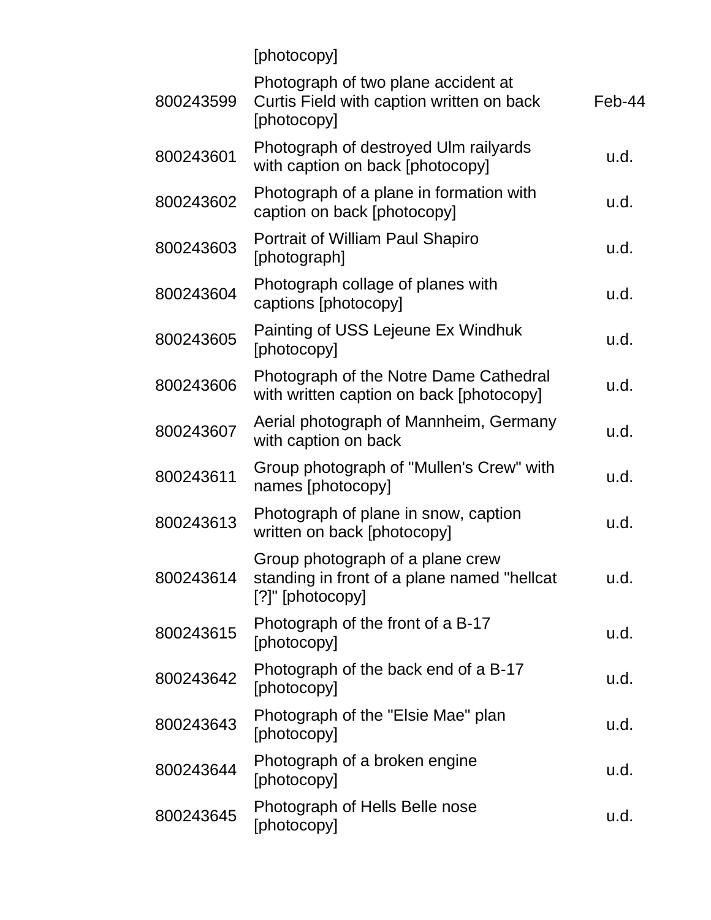|  | [photocopy] |  |
|---|---|---|
| 800243599 | Photograph of two plane accident at Curtis Field with caption written on back [photocopy] | Feb-44 |
| 800243601 | Photograph of destroyed Ulm railyards with caption on back [photocopy] | u.d. |
| 800243602 | Photograph of a plane in formation with caption on back [photocopy] | u.d. |
| 800243603 | Portrait of William Paul Shapiro [photograph] | u.d. |
| 800243604 | Photograph collage of planes with captions [photocopy] | u.d. |
| 800243605 | Painting of USS Lejeune Ex Windhuk [photocopy] | u.d. |
| 800243606 | Photograph of the Notre Dame Cathedral with written caption on back [photocopy] | u.d. |
| 800243607 | Aerial photograph of Mannheim, Germany with caption on back | u.d. |
| 800243611 | Group photograph of "Mullen's Crew" with names [photocopy] | u.d. |
| 800243613 | Photograph of plane in snow, caption written on back [photocopy] | u.d. |
| 800243614 | Group photograph of a plane crew standing in front of a plane named "hellcat [?]" [photocopy] | u.d. |
| 800243615 | Photograph of the front of a B-17 [photocopy] | u.d. |
| 800243642 | Photograph of the back end of a B-17 [photocopy] | u.d. |
| 800243643 | Photograph of the "Elsie Mae" plan [photocopy] | u.d. |
| 800243644 | Photograph of a broken engine [photocopy] | u.d. |
| 800243645 | Photograph of Hells Belle nose [photocopy] | u.d. |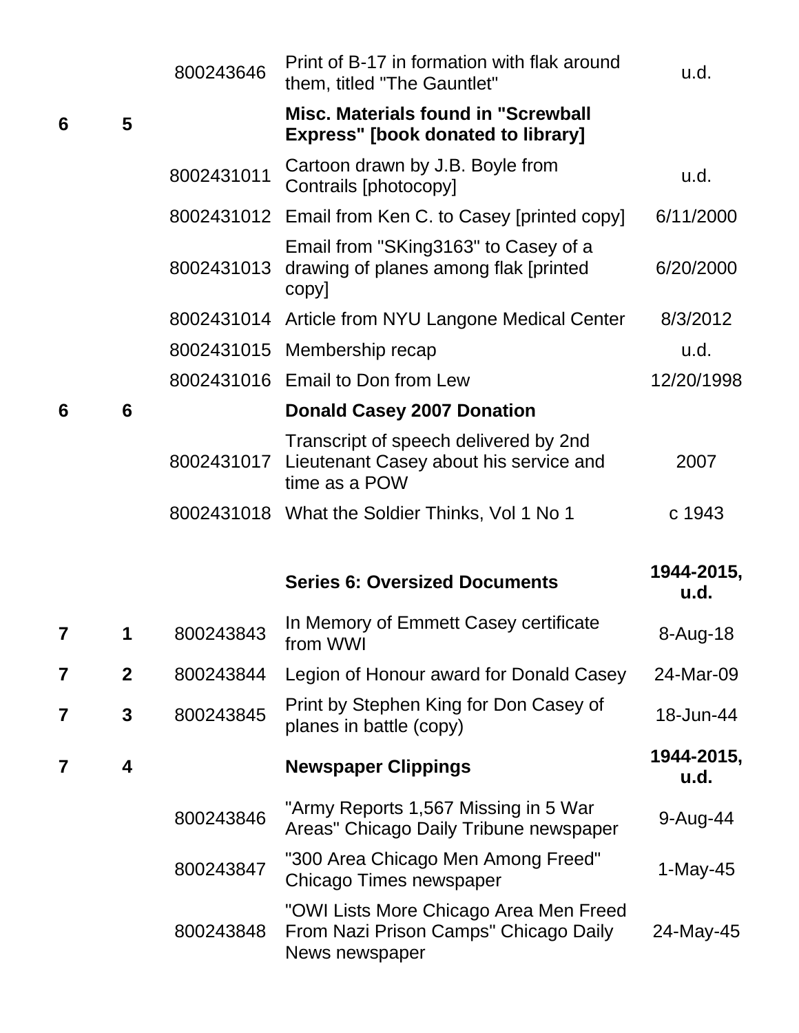| | | | | |
|---|---|---|---|---|
| | | 800243646 | Print of B-17 in formation with flak around them, titled "The Gauntlet" | u.d. |
| **6** | **5** | | **Misc. Materials found in "Screwball Express" [book donated to library]** | |
| | | 8002431011 | Cartoon drawn by J.B. Boyle from Contrails [photocopy] | u.d. |
| | | 8002431012 | Email from Ken C. to Casey [printed copy] | 6/11/2000 |
| | | 8002431013 | Email from "SKing3163" to Casey of a drawing of planes among flak [printed copy] | 6/20/2000 |
| | | 8002431014 | Article from NYU Langone Medical Center | 8/3/2012 |
| | | 8002431015 | Membership recap | u.d. |
| | | 8002431016 | Email to Don from Lew | 12/20/1998 |
| **6** | **6** | | **Donald Casey 2007 Donation** | |
| | | 8002431017 | Transcript of speech delivered by 2nd Lieutenant Casey about his service and time as a POW | 2007 |
| | | 8002431018 | What the Soldier Thinks, Vol 1 No 1 | c 1943 |
| | | | | |
| | | | **Series 6: Oversized Documents** | **1944-2015, u.d.** |
| **7** | **1** | 800243843 | In Memory of Emmett Casey certificate from WWI | 8-Aug-18 |
| **7** | **2** | 800243844 | Legion of Honour award for Donald Casey | 24-Mar-09 |
| **7** | **3** | 800243845 | Print by Stephen King for Don Casey of planes in battle (copy) | 18-Jun-44 |
| **7** | **4** | | **Newspaper Clippings** | **1944-2015, u.d.** |
| | | 800243846 | "Army Reports 1,567 Missing in 5 War Areas" Chicago Daily Tribune newspaper | 9-Aug-44 |
| | | 800243847 | "300 Area Chicago Men Among Freed" Chicago Times newspaper | 1-May-45 |
| | | 800243848 | "OWI Lists More Chicago Area Men Freed From Nazi Prison Camps" Chicago Daily News newspaper | 24-May-45 |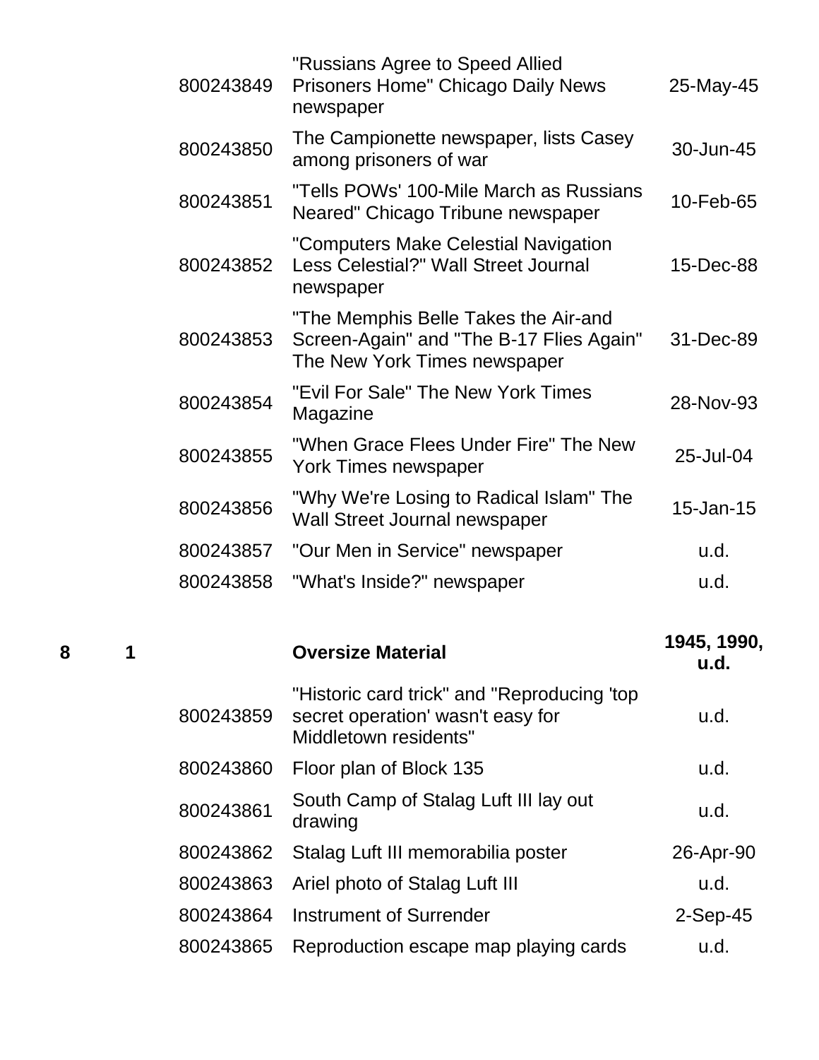| | | | | |
|---|---|---|---|---|
| | | 800243849 | "Russians Agree to Speed Allied Prisoners Home" Chicago Daily News newspaper | 25-May-45 |
| | | 800243850 | The Campionette newspaper, lists Casey among prisoners of war | 30-Jun-45 |
| | | 800243851 | "Tells POWs' 100-Mile March as Russians Neared" Chicago Tribune newspaper | 10-Feb-65 |
| | | 800243852 | "Computers Make Celestial Navigation Less Celestial?" Wall Street Journal newspaper | 15-Dec-88 |
| | | 800243853 | "The Memphis Belle Takes the Air-and Screen-Again" and "The B-17 Flies Again" The New York Times newspaper | 31-Dec-89 |
| | | 800243854 | "Evil For Sale" The New York Times Magazine | 28-Nov-93 |
| | | 800243855 | "When Grace Flees Under Fire" The New York Times newspaper | 25-Jul-04 |
| | | 800243856 | "Why We're Losing to Radical Islam" The Wall Street Journal newspaper | 15-Jan-15 |
| | | 800243857 | "Our Men in Service" newspaper | u.d. |
| | | 800243858 | "What's Inside?" newspaper | u.d. |
| **8** | **1** | | **Oversize Material** | **1945, 1990, u.d.** |
| | | 800243859 | "Historic card trick" and "Reproducing 'top secret operation' wasn't easy for Middletown residents" | u.d. |
| | | 800243860 | Floor plan of Block 135 | u.d. |
| | | 800243861 | South Camp of Stalag Luft III lay out drawing | u.d. |
| | | 800243862 | Stalag Luft III memorabilia poster | 26-Apr-90 |
| | | 800243863 | Ariel photo of Stalag Luft III | u.d. |
| | | 800243864 | Instrument of Surrender | 2-Sep-45 |
| | | 800243865 | Reproduction escape map playing cards | u.d. |